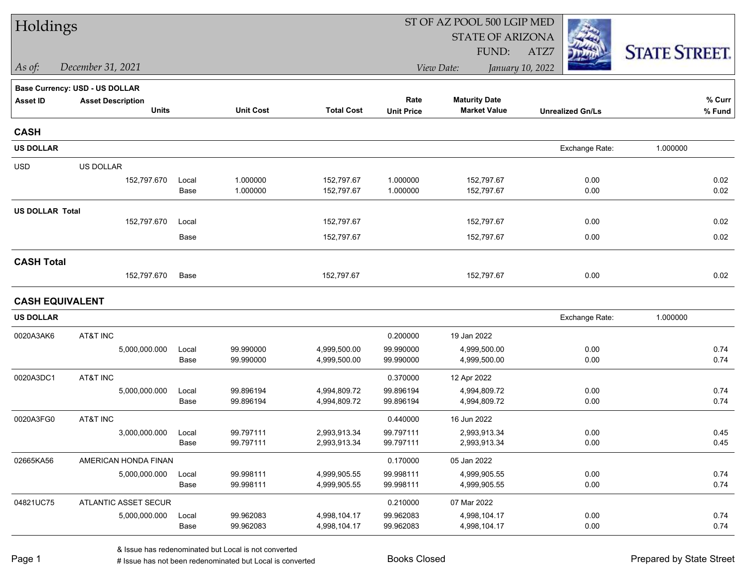# Holdings

ST OF AZ POOL 500 LGIP MED
STATE OF ARIZONA
FUND: ATZ7

*As of:* *December 31, 2021*

*View Date:* *January 10, 2022*

STATE STREET.

**Base Currency: USD - US DOLLAR**

| Asset ID | Asset Description / Units | | Unit Cost | Total Cost | Rate / Unit Price | Maturity Date / Market Value | Unrealized Gn/Ls | % Curr / % Fund |
|---|---|---|---|---|---|---|---|---|
| **CASH** | | | | | | | | |
| **US DOLLAR** | | | | | | | Exchange Rate: 1.000000 | |
| USD | US DOLLAR | | | | | | | |
| | 152,797.670 | Local | 1.000000 | 152,797.67 | 1.000000 | 152,797.67 | 0.00 | 0.02 |
| | | Base | 1.000000 | 152,797.67 | 1.000000 | 152,797.67 | 0.00 | 0.02 |
| **US DOLLAR Total** | | | | | | | | |
| | 152,797.670 | Local | | 152,797.67 | | 152,797.67 | 0.00 | 0.02 |
| | | Base | | 152,797.67 | | 152,797.67 | 0.00 | 0.02 |
| **CASH Total** | | | | | | | | |
| | 152,797.670 | Base | | 152,797.67 | | 152,797.67 | 0.00 | 0.02 |
| **CASH EQUIVALENT** | | | | | | | | |
| **US DOLLAR** | | | | | | | Exchange Rate: 1.000000 | |
| 0020A3AK6 | AT&T INC | | | | 0.200000 | 19 Jan 2022 | | |
| | 5,000,000.000 | Local | 99.990000 | 4,999,500.00 | 99.990000 | 4,999,500.00 | 0.00 | 0.74 |
| | | Base | 99.990000 | 4,999,500.00 | 99.990000 | 4,999,500.00 | 0.00 | 0.74 |
| 0020A3DC1 | AT&T INC | | | | 0.370000 | 12 Apr 2022 | | |
| | 5,000,000.000 | Local | 99.896194 | 4,994,809.72 | 99.896194 | 4,994,809.72 | 0.00 | 0.74 |
| | | Base | 99.896194 | 4,994,809.72 | 99.896194 | 4,994,809.72 | 0.00 | 0.74 |
| 0020A3FG0 | AT&T INC | | | | 0.440000 | 16 Jun 2022 | | |
| | 3,000,000.000 | Local | 99.797111 | 2,993,913.34 | 99.797111 | 2,993,913.34 | 0.00 | 0.45 |
| | | Base | 99.797111 | 2,993,913.34 | 99.797111 | 2,993,913.34 | 0.00 | 0.45 |
| 02665KA56 | AMERICAN HONDA FINAN | | | | 0.170000 | 05 Jan 2022 | | |
| | 5,000,000.000 | Local | 99.998111 | 4,999,905.55 | 99.998111 | 4,999,905.55 | 0.00 | 0.74 |
| | | Base | 99.998111 | 4,999,905.55 | 99.998111 | 4,999,905.55 | 0.00 | 0.74 |
| 04821UC75 | ATLANTIC ASSET SECUR | | | | 0.210000 | 07 Mar 2022 | | |
| | 5,000,000.000 | Local | 99.962083 | 4,998,104.17 | 99.962083 | 4,998,104.17 | 0.00 | 0.74 |
| | | Base | 99.962083 | 4,998,104.17 | 99.962083 | 4,998,104.17 | 0.00 | 0.74 |

& Issue has redenominated but Local is not converted
# Issue has not been redenominated but Local is converted

Books Closed

Prepared by State Street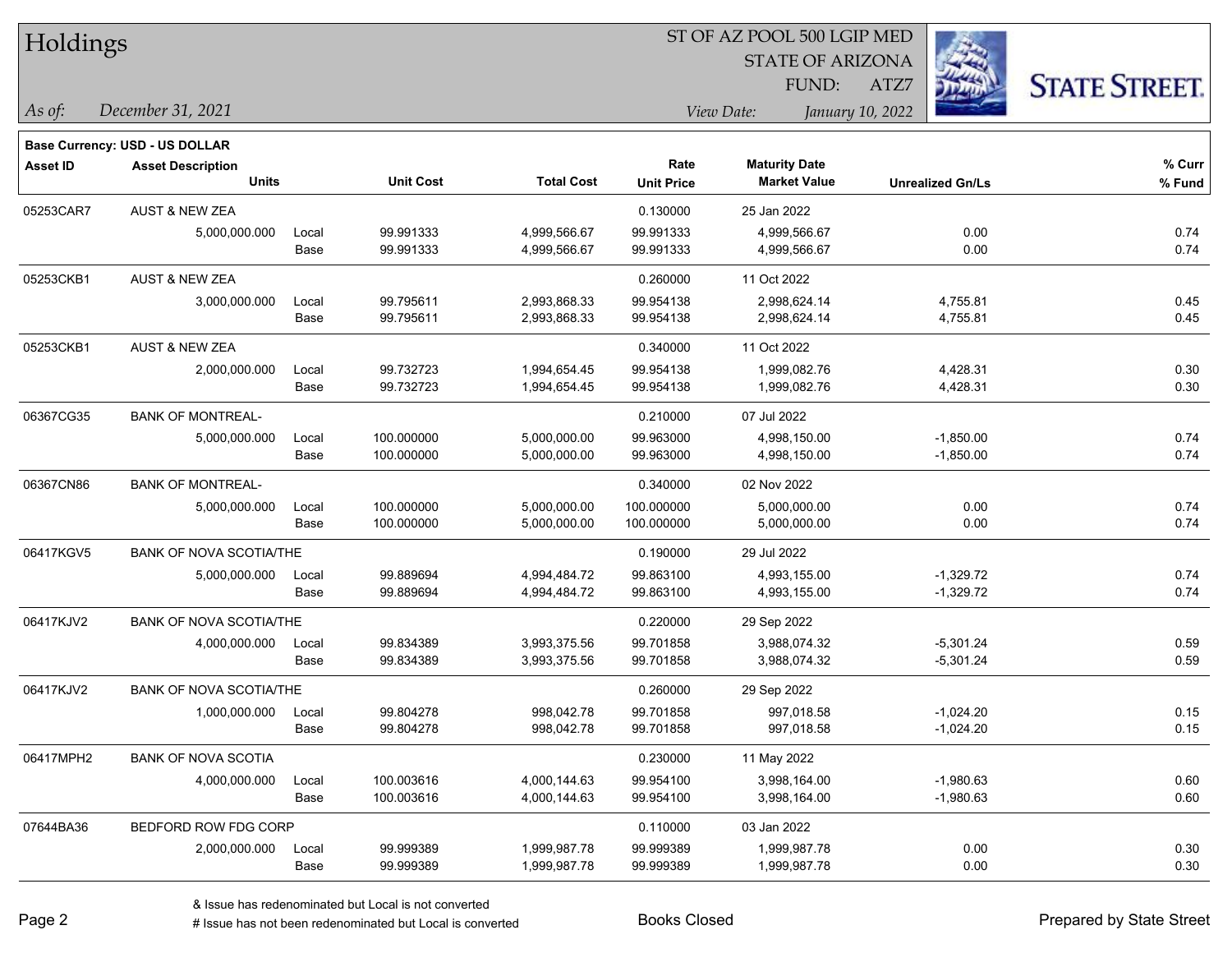# Holdings

ST OF AZ POOL 500 LGIP MED
STATE OF ARIZONA
FUND: ATZ7

*As of:* *December 31, 2021*

*View Date:* *January 10, 2022*

STATE STREET.

**Base Currency: USD - US DOLLAR**

| Asset ID | Asset Description / Units | | Unit Cost | Total Cost | Rate / Unit Price | Maturity Date / Market Value | Unrealized Gn/Ls | % Curr / % Fund |
|---|---|---|---|---|---|---|---|---|
| 05253CAR7 | AUST & NEW ZEA | | | | 0.130000 | 25 Jan 2022 | | |
| | 5,000,000.000 | Local | 99.991333 | 4,999,566.67 | 99.991333 | 4,999,566.67 | 0.00 | 0.74 |
| | | Base | 99.991333 | 4,999,566.67 | 99.991333 | 4,999,566.67 | 0.00 | 0.74 |
| 05253CKB1 | AUST & NEW ZEA | | | | 0.260000 | 11 Oct 2022 | | |
| | 3,000,000.000 | Local | 99.795611 | 2,993,868.33 | 99.954138 | 2,998,624.14 | 4,755.81 | 0.45 |
| | | Base | 99.795611 | 2,993,868.33 | 99.954138 | 2,998,624.14 | 4,755.81 | 0.45 |
| 05253CKB1 | AUST & NEW ZEA | | | | 0.340000 | 11 Oct 2022 | | |
| | 2,000,000.000 | Local | 99.732723 | 1,994,654.45 | 99.954138 | 1,999,082.76 | 4,428.31 | 0.30 |
| | | Base | 99.732723 | 1,994,654.45 | 99.954138 | 1,999,082.76 | 4,428.31 | 0.30 |
| 06367CG35 | BANK OF MONTREAL- | | | | 0.210000 | 07 Jul 2022 | | |
| | 5,000,000.000 | Local | 100.000000 | 5,000,000.00 | 99.963000 | 4,998,150.00 | -1,850.00 | 0.74 |
| | | Base | 100.000000 | 5,000,000.00 | 99.963000 | 4,998,150.00 | -1,850.00 | 0.74 |
| 06367CN86 | BANK OF MONTREAL- | | | | 0.340000 | 02 Nov 2022 | | |
| | 5,000,000.000 | Local | 100.000000 | 5,000,000.00 | 100.000000 | 5,000,000.00 | 0.00 | 0.74 |
| | | Base | 100.000000 | 5,000,000.00 | 100.000000 | 5,000,000.00 | 0.00 | 0.74 |
| 06417KGV5 | BANK OF NOVA SCOTIA/THE | | | | 0.190000 | 29 Jul 2022 | | |
| | 5,000,000.000 | Local | 99.889694 | 4,994,484.72 | 99.863100 | 4,993,155.00 | -1,329.72 | 0.74 |
| | | Base | 99.889694 | 4,994,484.72 | 99.863100 | 4,993,155.00 | -1,329.72 | 0.74 |
| 06417KJV2 | BANK OF NOVA SCOTIA/THE | | | | 0.220000 | 29 Sep 2022 | | |
| | 4,000,000.000 | Local | 99.834389 | 3,993,375.56 | 99.701858 | 3,988,074.32 | -5,301.24 | 0.59 |
| | | Base | 99.834389 | 3,993,375.56 | 99.701858 | 3,988,074.32 | -5,301.24 | 0.59 |
| 06417KJV2 | BANK OF NOVA SCOTIA/THE | | | | 0.260000 | 29 Sep 2022 | | |
| | 1,000,000.000 | Local | 99.804278 | 998,042.78 | 99.701858 | 997,018.58 | -1,024.20 | 0.15 |
| | | Base | 99.804278 | 998,042.78 | 99.701858 | 997,018.58 | -1,024.20 | 0.15 |
| 06417MPH2 | BANK OF NOVA SCOTIA | | | | 0.230000 | 11 May 2022 | | |
| | 4,000,000.000 | Local | 100.003616 | 4,000,144.63 | 99.954100 | 3,998,164.00 | -1,980.63 | 0.60 |
| | | Base | 100.003616 | 4,000,144.63 | 99.954100 | 3,998,164.00 | -1,980.63 | 0.60 |
| 07644BA36 | BEDFORD ROW FDG CORP | | | | 0.110000 | 03 Jan 2022 | | |
| | 2,000,000.000 | Local | 99.999389 | 1,999,987.78 | 99.999389 | 1,999,987.78 | 0.00 | 0.30 |
| | | Base | 99.999389 | 1,999,987.78 | 99.999389 | 1,999,987.78 | 0.00 | 0.30 |

& Issue has redenominated but Local is not converted
# Issue has not been redenominated but Local is converted

Books Closed

Prepared by State Street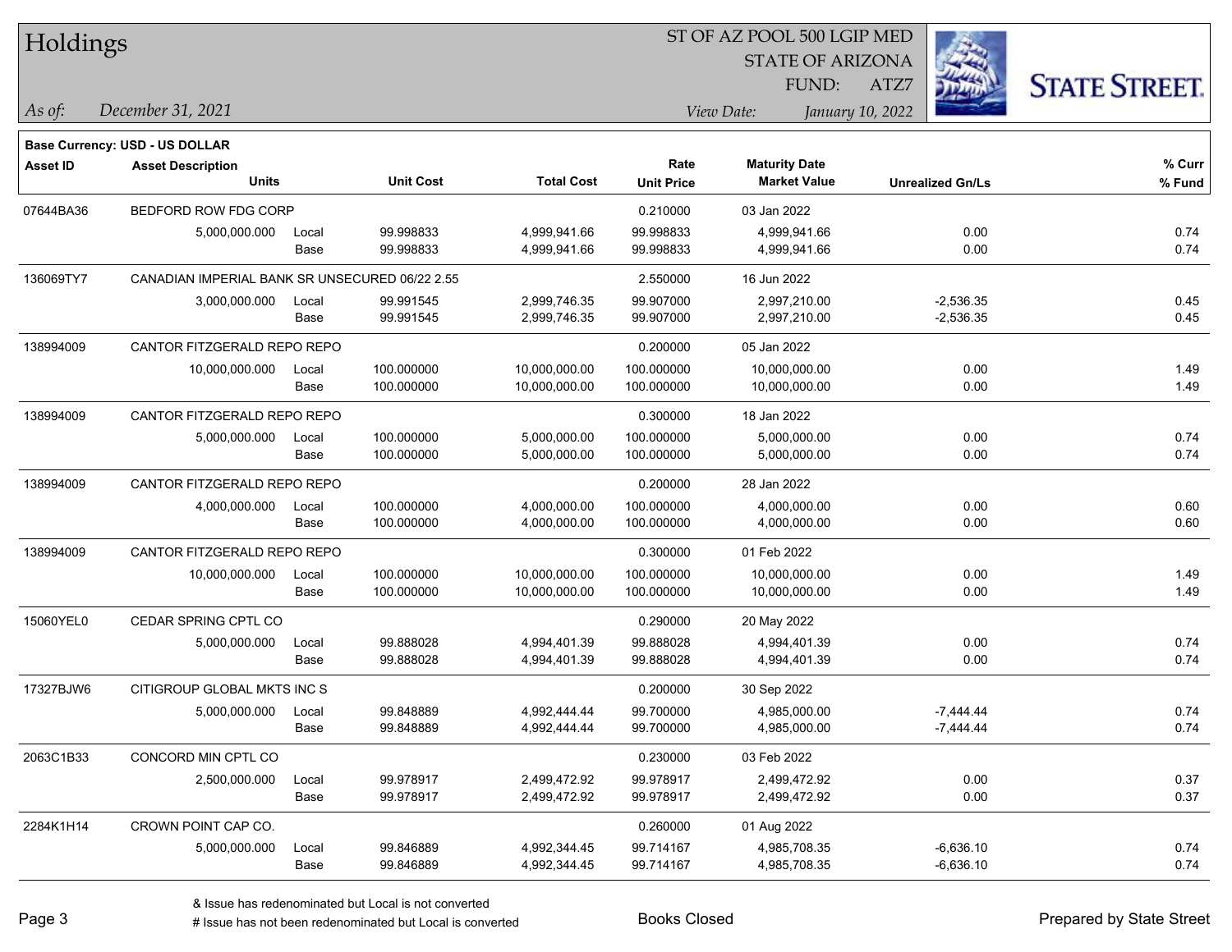# Holdings

ST OF AZ POOL 500 LGIP MED
STATE OF ARIZONA
FUND: ATZ7

*As of:* *December 31, 2021*

*View Date:* *January 10, 2022*

**Base Currency: USD - US DOLLAR**

| Asset ID | Asset Description / Units | | Unit Cost | Total Cost | Rate / Unit Price | Maturity Date / Market Value | Unrealized Gn/Ls | % Curr / % Fund |
|---|---|---|---|---|---|---|---|---|
| 07644BA36 | BEDFORD ROW FDG CORP | | | | 0.210000 | 03 Jan 2022 | | |
| | 5,000,000.000 | Local | 99.998833 | 4,999,941.66 | 99.998833 | 4,999,941.66 | 0.00 | 0.74 |
| | | Base | 99.998833 | 4,999,941.66 | 99.998833 | 4,999,941.66 | 0.00 | 0.74 |
| 136069TY7 | CANADIAN IMPERIAL BANK SR UNSECURED 06/22 2.55 | | | | 2.550000 | 16 Jun 2022 | | |
| | 3,000,000.000 | Local | 99.991545 | 2,999,746.35 | 99.907000 | 2,997,210.00 | -2,536.35 | 0.45 |
| | | Base | 99.991545 | 2,999,746.35 | 99.907000 | 2,997,210.00 | -2,536.35 | 0.45 |
| 138994009 | CANTOR FITZGERALD REPO REPO | | | | 0.200000 | 05 Jan 2022 | | |
| | 10,000,000.000 | Local | 100.000000 | 10,000,000.00 | 100.000000 | 10,000,000.00 | 0.00 | 1.49 |
| | | Base | 100.000000 | 10,000,000.00 | 100.000000 | 10,000,000.00 | 0.00 | 1.49 |
| 138994009 | CANTOR FITZGERALD REPO REPO | | | | 0.300000 | 18 Jan 2022 | | |
| | 5,000,000.000 | Local | 100.000000 | 5,000,000.00 | 100.000000 | 5,000,000.00 | 0.00 | 0.74 |
| | | Base | 100.000000 | 5,000,000.00 | 100.000000 | 5,000,000.00 | 0.00 | 0.74 |
| 138994009 | CANTOR FITZGERALD REPO REPO | | | | 0.200000 | 28 Jan 2022 | | |
| | 4,000,000.000 | Local | 100.000000 | 4,000,000.00 | 100.000000 | 4,000,000.00 | 0.00 | 0.60 |
| | | Base | 100.000000 | 4,000,000.00 | 100.000000 | 4,000,000.00 | 0.00 | 0.60 |
| 138994009 | CANTOR FITZGERALD REPO REPO | | | | 0.300000 | 01 Feb 2022 | | |
| | 10,000,000.000 | Local | 100.000000 | 10,000,000.00 | 100.000000 | 10,000,000.00 | 0.00 | 1.49 |
| | | Base | 100.000000 | 10,000,000.00 | 100.000000 | 10,000,000.00 | 0.00 | 1.49 |
| 15060YEL0 | CEDAR SPRING CPTL CO | | | | 0.290000 | 20 May 2022 | | |
| | 5,000,000.000 | Local | 99.888028 | 4,994,401.39 | 99.888028 | 4,994,401.39 | 0.00 | 0.74 |
| | | Base | 99.888028 | 4,994,401.39 | 99.888028 | 4,994,401.39 | 0.00 | 0.74 |
| 17327BJW6 | CITIGROUP GLOBAL MKTS INC S | | | | 0.200000 | 30 Sep 2022 | | |
| | 5,000,000.000 | Local | 99.848889 | 4,992,444.44 | 99.700000 | 4,985,000.00 | -7,444.44 | 0.74 |
| | | Base | 99.848889 | 4,992,444.44 | 99.700000 | 4,985,000.00 | -7,444.44 | 0.74 |
| 2063C1B33 | CONCORD MIN CPTL CO | | | | 0.230000 | 03 Feb 2022 | | |
| | 2,500,000.000 | Local | 99.978917 | 2,499,472.92 | 99.978917 | 2,499,472.92 | 0.00 | 0.37 |
| | | Base | 99.978917 | 2,499,472.92 | 99.978917 | 2,499,472.92 | 0.00 | 0.37 |
| 2284K1H14 | CROWN POINT CAP CO. | | | | 0.260000 | 01 Aug 2022 | | |
| | 5,000,000.000 | Local | 99.846889 | 4,992,344.45 | 99.714167 | 4,985,708.35 | -6,636.10 | 0.74 |
| | | Base | 99.846889 | 4,992,344.45 | 99.714167 | 4,985,708.35 | -6,636.10 | 0.74 |

& Issue has redenominated but Local is not converted
# Issue has not been redenominated but Local is converted

Books Closed

Prepared by State Street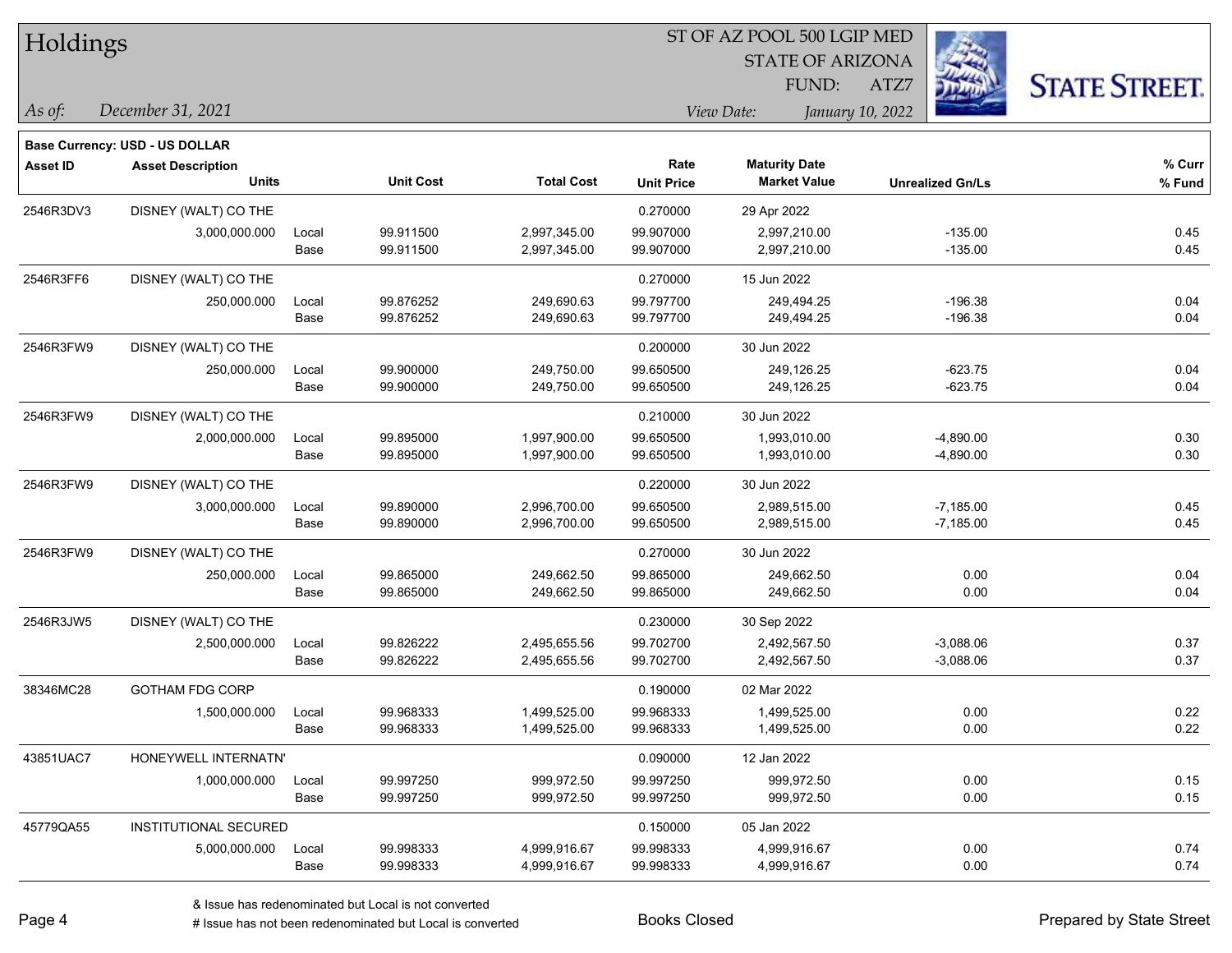# Holdings

ST OF AZ POOL 500 LGIP MED
STATE OF ARIZONA
FUND: ATZ7

*As of:* *December 31, 2021*

*View Date:* *January 10, 2022*

STATE STREET.

**Base Currency: USD - US DOLLAR**

| Asset ID | Asset Description / Units | | Unit Cost | Total Cost | Rate / Unit Price | Maturity Date / Market Value | Unrealized Gn/Ls | % Curr / % Fund |
|---|---|---|---|---|---|---|---|---|
| 2546R3DV3 | DISNEY (WALT) CO THE | | | | 0.270000 | 29 Apr 2022 | | |
| | 3,000,000.000 | Local | 99.911500 | 2,997,345.00 | 99.907000 | 2,997,210.00 | -135.00 | 0.45 |
| | | Base | 99.911500 | 2,997,345.00 | 99.907000 | 2,997,210.00 | -135.00 | 0.45 |
| 2546R3FF6 | DISNEY (WALT) CO THE | | | | 0.270000 | 15 Jun 2022 | | |
| | 250,000.000 | Local | 99.876252 | 249,690.63 | 99.797700 | 249,494.25 | -196.38 | 0.04 |
| | | Base | 99.876252 | 249,690.63 | 99.797700 | 249,494.25 | -196.38 | 0.04 |
| 2546R3FW9 | DISNEY (WALT) CO THE | | | | 0.200000 | 30 Jun 2022 | | |
| | 250,000.000 | Local | 99.900000 | 249,750.00 | 99.650500 | 249,126.25 | -623.75 | 0.04 |
| | | Base | 99.900000 | 249,750.00 | 99.650500 | 249,126.25 | -623.75 | 0.04 |
| 2546R3FW9 | DISNEY (WALT) CO THE | | | | 0.210000 | 30 Jun 2022 | | |
| | 2,000,000.000 | Local | 99.895000 | 1,997,900.00 | 99.650500 | 1,993,010.00 | -4,890.00 | 0.30 |
| | | Base | 99.895000 | 1,997,900.00 | 99.650500 | 1,993,010.00 | -4,890.00 | 0.30 |
| 2546R3FW9 | DISNEY (WALT) CO THE | | | | 0.220000 | 30 Jun 2022 | | |
| | 3,000,000.000 | Local | 99.890000 | 2,996,700.00 | 99.650500 | 2,989,515.00 | -7,185.00 | 0.45 |
| | | Base | 99.890000 | 2,996,700.00 | 99.650500 | 2,989,515.00 | -7,185.00 | 0.45 |
| 2546R3FW9 | DISNEY (WALT) CO THE | | | | 0.270000 | 30 Jun 2022 | | |
| | 250,000.000 | Local | 99.865000 | 249,662.50 | 99.865000 | 249,662.50 | 0.00 | 0.04 |
| | | Base | 99.865000 | 249,662.50 | 99.865000 | 249,662.50 | 0.00 | 0.04 |
| 2546R3JW5 | DISNEY (WALT) CO THE | | | | 0.230000 | 30 Sep 2022 | | |
| | 2,500,000.000 | Local | 99.826222 | 2,495,655.56 | 99.702700 | 2,492,567.50 | -3,088.06 | 0.37 |
| | | Base | 99.826222 | 2,495,655.56 | 99.702700 | 2,492,567.50 | -3,088.06 | 0.37 |
| 38346MC28 | GOTHAM FDG CORP | | | | 0.190000 | 02 Mar 2022 | | |
| | 1,500,000.000 | Local | 99.968333 | 1,499,525.00 | 99.968333 | 1,499,525.00 | 0.00 | 0.22 |
| | | Base | 99.968333 | 1,499,525.00 | 99.968333 | 1,499,525.00 | 0.00 | 0.22 |
| 43851UAC7 | HONEYWELL INTERNATN' | | | | 0.090000 | 12 Jan 2022 | | |
| | 1,000,000.000 | Local | 99.997250 | 999,972.50 | 99.997250 | 999,972.50 | 0.00 | 0.15 |
| | | Base | 99.997250 | 999,972.50 | 99.997250 | 999,972.50 | 0.00 | 0.15 |
| 45779QA55 | INSTITUTIONAL SECURED | | | | 0.150000 | 05 Jan 2022 | | |
| | 5,000,000.000 | Local | 99.998333 | 4,999,916.67 | 99.998333 | 4,999,916.67 | 0.00 | 0.74 |
| | | Base | 99.998333 | 4,999,916.67 | 99.998333 | 4,999,916.67 | 0.00 | 0.74 |

& Issue has redenominated but Local is not converted
# Issue has not been redenominated but Local is converted

Books Closed

Prepared by State Street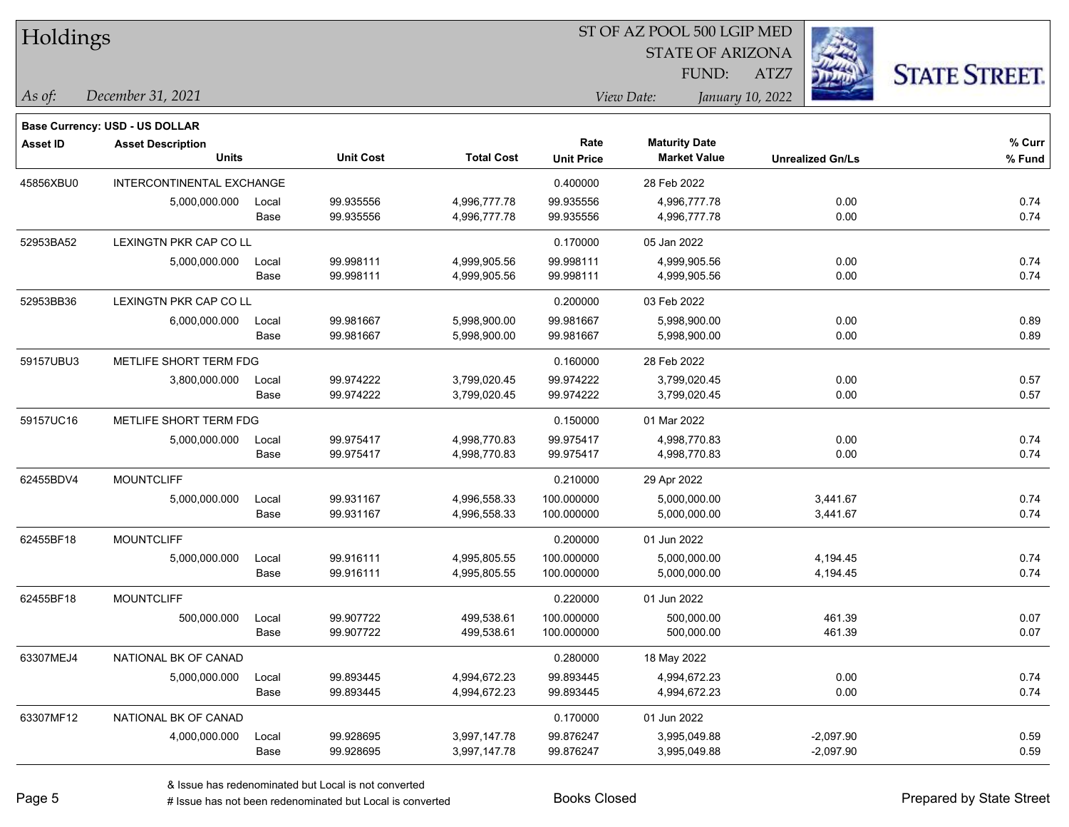# Holdings

ST OF AZ POOL 500 LGIP MED
STATE OF ARIZONA
FUND: ATZ7

*As of:* *December 31, 2021*

*View Date:* *January 10, 2022*

**Base Currency: USD - US DOLLAR**

| Asset ID | Asset Description / Units | | Unit Cost | Total Cost | Rate / Unit Price | Maturity Date / Market Value | Unrealized Gn/Ls | % Curr / % Fund |
|---|---|---|---|---|---|---|---|---|
| 45856XBU0 | INTERCONTINENTAL EXCHANGE | | | | 0.400000 | 28 Feb 2022 | | |
| | 5,000,000.000 | Local | 99.935556 | 4,996,777.78 | 99.935556 | 4,996,777.78 | 0.00 | 0.74 |
| | | Base | 99.935556 | 4,996,777.78 | 99.935556 | 4,996,777.78 | 0.00 | 0.74 |
| 52953BA52 | LEXINGTN PKR CAP CO LL | | | | 0.170000 | 05 Jan 2022 | | |
| | 5,000,000.000 | Local | 99.998111 | 4,999,905.56 | 99.998111 | 4,999,905.56 | 0.00 | 0.74 |
| | | Base | 99.998111 | 4,999,905.56 | 99.998111 | 4,999,905.56 | 0.00 | 0.74 |
| 52953BB36 | LEXINGTN PKR CAP CO LL | | | | 0.200000 | 03 Feb 2022 | | |
| | 6,000,000.000 | Local | 99.981667 | 5,998,900.00 | 99.981667 | 5,998,900.00 | 0.00 | 0.89 |
| | | Base | 99.981667 | 5,998,900.00 | 99.981667 | 5,998,900.00 | 0.00 | 0.89 |
| 59157UBU3 | METLIFE SHORT TERM FDG | | | | 0.160000 | 28 Feb 2022 | | |
| | 3,800,000.000 | Local | 99.974222 | 3,799,020.45 | 99.974222 | 3,799,020.45 | 0.00 | 0.57 |
| | | Base | 99.974222 | 3,799,020.45 | 99.974222 | 3,799,020.45 | 0.00 | 0.57 |
| 59157UC16 | METLIFE SHORT TERM FDG | | | | 0.150000 | 01 Mar 2022 | | |
| | 5,000,000.000 | Local | 99.975417 | 4,998,770.83 | 99.975417 | 4,998,770.83 | 0.00 | 0.74 |
| | | Base | 99.975417 | 4,998,770.83 | 99.975417 | 4,998,770.83 | 0.00 | 0.74 |
| 62455BDV4 | MOUNTCLIFF | | | | 0.210000 | 29 Apr 2022 | | |
| | 5,000,000.000 | Local | 99.931167 | 4,996,558.33 | 100.000000 | 5,000,000.00 | 3,441.67 | 0.74 |
| | | Base | 99.931167 | 4,996,558.33 | 100.000000 | 5,000,000.00 | 3,441.67 | 0.74 |
| 62455BF18 | MOUNTCLIFF | | | | 0.200000 | 01 Jun 2022 | | |
| | 5,000,000.000 | Local | 99.916111 | 4,995,805.55 | 100.000000 | 5,000,000.00 | 4,194.45 | 0.74 |
| | | Base | 99.916111 | 4,995,805.55 | 100.000000 | 5,000,000.00 | 4,194.45 | 0.74 |
| 62455BF18 | MOUNTCLIFF | | | | 0.220000 | 01 Jun 2022 | | |
| | 500,000.000 | Local | 99.907722 | 499,538.61 | 100.000000 | 500,000.00 | 461.39 | 0.07 |
| | | Base | 99.907722 | 499,538.61 | 100.000000 | 500,000.00 | 461.39 | 0.07 |
| 63307MEJ4 | NATIONAL BK OF CANAD | | | | 0.280000 | 18 May 2022 | | |
| | 5,000,000.000 | Local | 99.893445 | 4,994,672.23 | 99.893445 | 4,994,672.23 | 0.00 | 0.74 |
| | | Base | 99.893445 | 4,994,672.23 | 99.893445 | 4,994,672.23 | 0.00 | 0.74 |
| 63307MF12 | NATIONAL BK OF CANAD | | | | 0.170000 | 01 Jun 2022 | | |
| | 4,000,000.000 | Local | 99.928695 | 3,997,147.78 | 99.876247 | 3,995,049.88 | -2,097.90 | 0.59 |
| | | Base | 99.928695 | 3,997,147.78 | 99.876247 | 3,995,049.88 | -2,097.90 | 0.59 |

& Issue has redenominated but Local is not converted
# Issue has not been redenominated but Local is converted

Books Closed

Prepared by State Street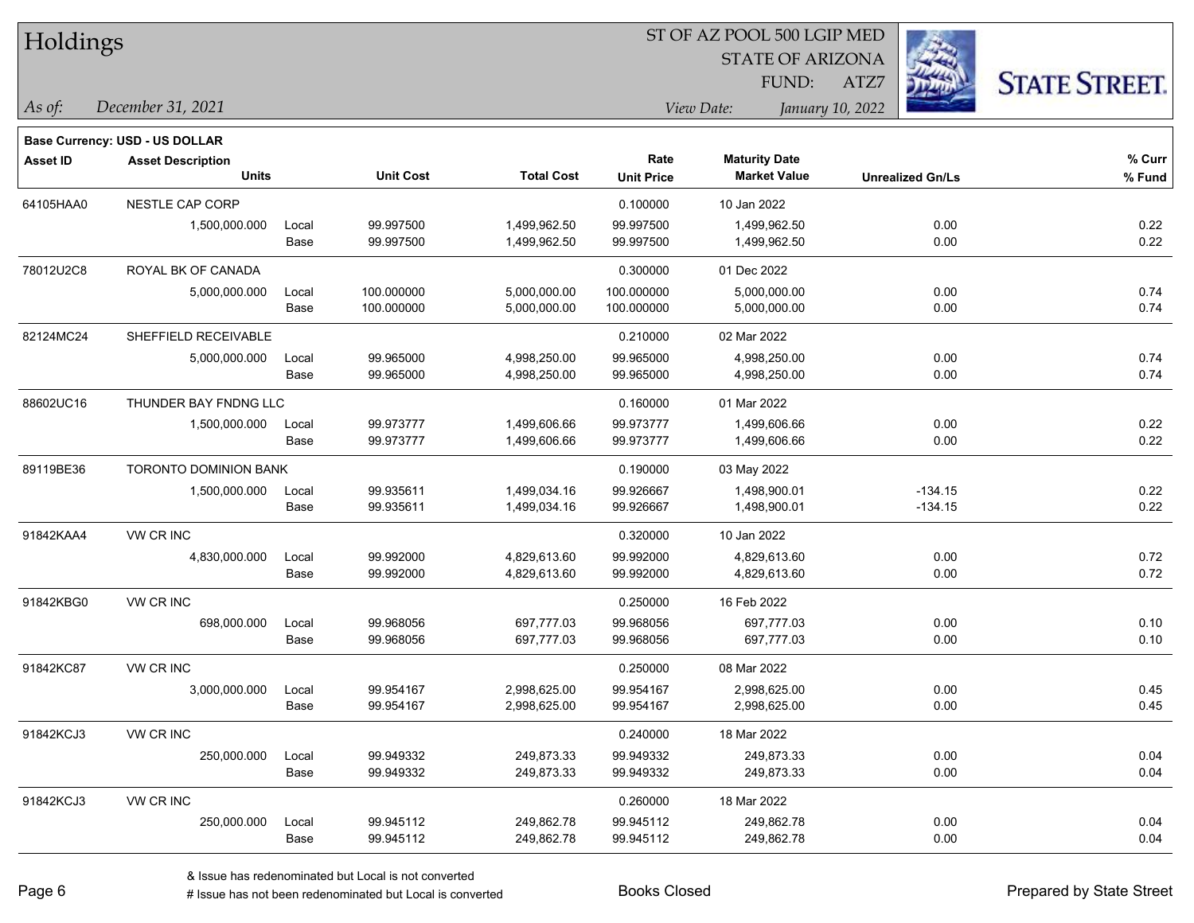# Holdings

ST OF AZ POOL 500 LGIP MED
STATE OF ARIZONA
FUND: ATZ7

*As of:* *December 31, 2021*

*View Date:* *January 10, 2022*

STATE STREET.

**Base Currency: USD - US DOLLAR**

| Asset ID | Asset Description / Units | | Unit Cost | Total Cost | Rate / Unit Price | Maturity Date / Market Value | Unrealized Gn/Ls | % Curr / % Fund |
|---|---|---|---|---|---|---|---|---|
| 64105HAA0 | NESTLE CAP CORP | | | | 0.100000 | 10 Jan 2022 | | |
| | 1,500,000.000 | Local | 99.997500 | 1,499,962.50 | 99.997500 | 1,499,962.50 | 0.00 | 0.22 |
| | | Base | 99.997500 | 1,499,962.50 | 99.997500 | 1,499,962.50 | 0.00 | 0.22 |
| 78012U2C8 | ROYAL BK OF CANADA | | | | 0.300000 | 01 Dec 2022 | | |
| | 5,000,000.000 | Local | 100.000000 | 5,000,000.00 | 100.000000 | 5,000,000.00 | 0.00 | 0.74 |
| | | Base | 100.000000 | 5,000,000.00 | 100.000000 | 5,000,000.00 | 0.00 | 0.74 |
| 82124MC24 | SHEFFIELD RECEIVABLE | | | | 0.210000 | 02 Mar 2022 | | |
| | 5,000,000.000 | Local | 99.965000 | 4,998,250.00 | 99.965000 | 4,998,250.00 | 0.00 | 0.74 |
| | | Base | 99.965000 | 4,998,250.00 | 99.965000 | 4,998,250.00 | 0.00 | 0.74 |
| 88602UC16 | THUNDER BAY FNDNG LLC | | | | 0.160000 | 01 Mar 2022 | | |
| | 1,500,000.000 | Local | 99.973777 | 1,499,606.66 | 99.973777 | 1,499,606.66 | 0.00 | 0.22 |
| | | Base | 99.973777 | 1,499,606.66 | 99.973777 | 1,499,606.66 | 0.00 | 0.22 |
| 89119BE36 | TORONTO DOMINION BANK | | | | 0.190000 | 03 May 2022 | | |
| | 1,500,000.000 | Local | 99.935611 | 1,499,034.16 | 99.926667 | 1,498,900.01 | -134.15 | 0.22 |
| | | Base | 99.935611 | 1,499,034.16 | 99.926667 | 1,498,900.01 | -134.15 | 0.22 |
| 91842KAA4 | VW CR INC | | | | 0.320000 | 10 Jan 2022 | | |
| | 4,830,000.000 | Local | 99.992000 | 4,829,613.60 | 99.992000 | 4,829,613.60 | 0.00 | 0.72 |
| | | Base | 99.992000 | 4,829,613.60 | 99.992000 | 4,829,613.60 | 0.00 | 0.72 |
| 91842KBG0 | VW CR INC | | | | 0.250000 | 16 Feb 2022 | | |
| | 698,000.000 | Local | 99.968056 | 697,777.03 | 99.968056 | 697,777.03 | 0.00 | 0.10 |
| | | Base | 99.968056 | 697,777.03 | 99.968056 | 697,777.03 | 0.00 | 0.10 |
| 91842KC87 | VW CR INC | | | | 0.250000 | 08 Mar 2022 | | |
| | 3,000,000.000 | Local | 99.954167 | 2,998,625.00 | 99.954167 | 2,998,625.00 | 0.00 | 0.45 |
| | | Base | 99.954167 | 2,998,625.00 | 99.954167 | 2,998,625.00 | 0.00 | 0.45 |
| 91842KCJ3 | VW CR INC | | | | 0.240000 | 18 Mar 2022 | | |
| | 250,000.000 | Local | 99.949332 | 249,873.33 | 99.949332 | 249,873.33 | 0.00 | 0.04 |
| | | Base | 99.949332 | 249,873.33 | 99.949332 | 249,873.33 | 0.00 | 0.04 |
| 91842KCJ3 | VW CR INC | | | | 0.260000 | 18 Mar 2022 | | |
| | 250,000.000 | Local | 99.945112 | 249,862.78 | 99.945112 | 249,862.78 | 0.00 | 0.04 |
| | | Base | 99.945112 | 249,862.78 | 99.945112 | 249,862.78 | 0.00 | 0.04 |

& Issue has redenominated but Local is not converted
# Issue has not been redenominated but Local is converted

Books Closed

Prepared by State Street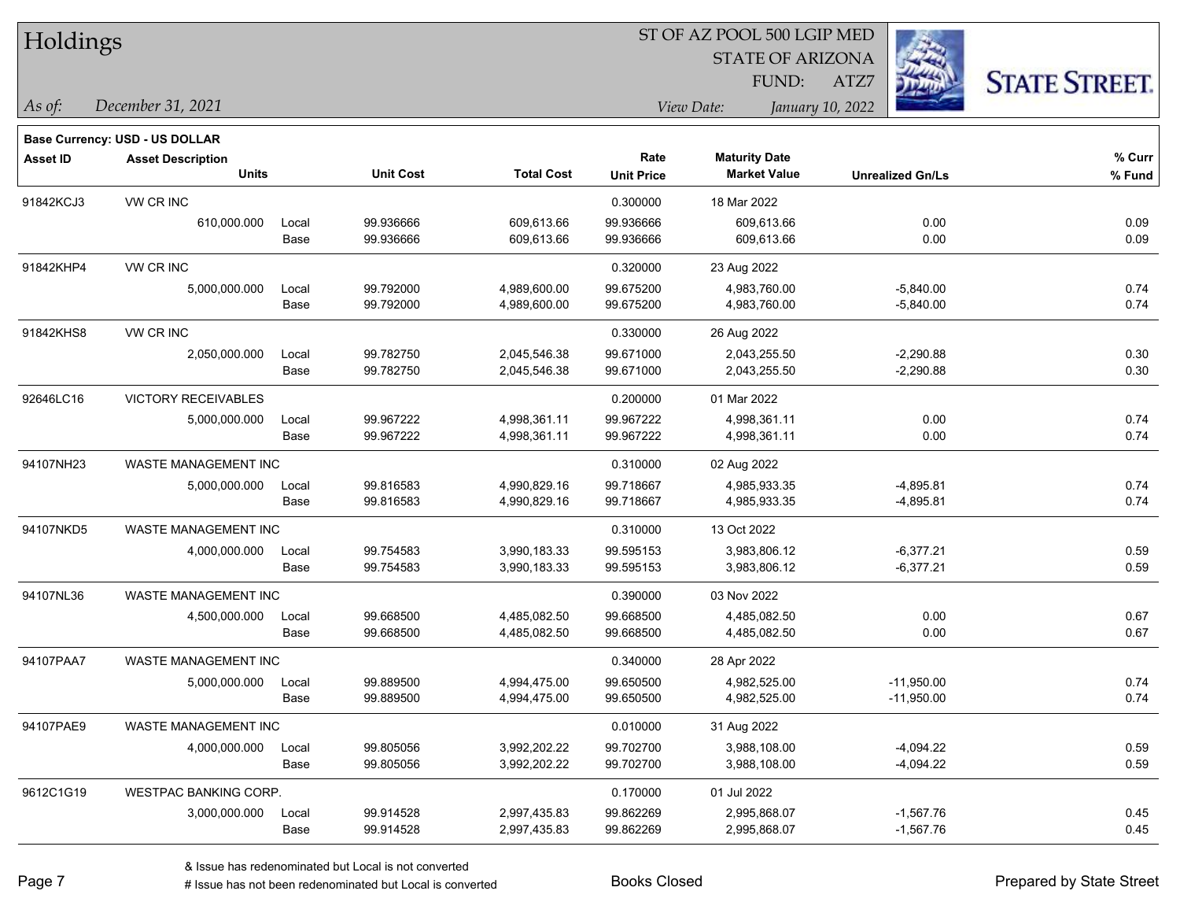# Holdings

ST OF AZ POOL 500 LGIP MED
STATE OF ARIZONA
FUND: ATZ7

*As of:* *December 31, 2021*

*View Date:* *January 10, 2022*

STATE STREET.

**Base Currency: USD - US DOLLAR**

| Asset ID | Asset Description / Units | | Unit Cost | Total Cost | Rate / Unit Price | Maturity Date / Market Value | Unrealized Gn/Ls | % Curr / % Fund |
|---|---|---|---|---|---|---|---|---|
| 91842KCJ3 | VW CR INC | | | | 0.300000 | 18 Mar 2022 | | |
| | 610,000.000 | Local | 99.936666 | 609,613.66 | 99.936666 | 609,613.66 | 0.00 | 0.09 |
| | | Base | 99.936666 | 609,613.66 | 99.936666 | 609,613.66 | 0.00 | 0.09 |
| 91842KHP4 | VW CR INC | | | | 0.320000 | 23 Aug 2022 | | |
| | 5,000,000.000 | Local | 99.792000 | 4,989,600.00 | 99.675200 | 4,983,760.00 | -5,840.00 | 0.74 |
| | | Base | 99.792000 | 4,989,600.00 | 99.675200 | 4,983,760.00 | -5,840.00 | 0.74 |
| 91842KHS8 | VW CR INC | | | | 0.330000 | 26 Aug 2022 | | |
| | 2,050,000.000 | Local | 99.782750 | 2,045,546.38 | 99.671000 | 2,043,255.50 | -2,290.88 | 0.30 |
| | | Base | 99.782750 | 2,045,546.38 | 99.671000 | 2,043,255.50 | -2,290.88 | 0.30 |
| 92646LC16 | VICTORY RECEIVABLES | | | | 0.200000 | 01 Mar 2022 | | |
| | 5,000,000.000 | Local | 99.967222 | 4,998,361.11 | 99.967222 | 4,998,361.11 | 0.00 | 0.74 |
| | | Base | 99.967222 | 4,998,361.11 | 99.967222 | 4,998,361.11 | 0.00 | 0.74 |
| 94107NH23 | WASTE MANAGEMENT INC | | | | 0.310000 | 02 Aug 2022 | | |
| | 5,000,000.000 | Local | 99.816583 | 4,990,829.16 | 99.718667 | 4,985,933.35 | -4,895.81 | 0.74 |
| | | Base | 99.816583 | 4,990,829.16 | 99.718667 | 4,985,933.35 | -4,895.81 | 0.74 |
| 94107NKD5 | WASTE MANAGEMENT INC | | | | 0.310000 | 13 Oct 2022 | | |
| | 4,000,000.000 | Local | 99.754583 | 3,990,183.33 | 99.595153 | 3,983,806.12 | -6,377.21 | 0.59 |
| | | Base | 99.754583 | 3,990,183.33 | 99.595153 | 3,983,806.12 | -6,377.21 | 0.59 |
| 94107NL36 | WASTE MANAGEMENT INC | | | | 0.390000 | 03 Nov 2022 | | |
| | 4,500,000.000 | Local | 99.668500 | 4,485,082.50 | 99.668500 | 4,485,082.50 | 0.00 | 0.67 |
| | | Base | 99.668500 | 4,485,082.50 | 99.668500 | 4,485,082.50 | 0.00 | 0.67 |
| 94107PAA7 | WASTE MANAGEMENT INC | | | | 0.340000 | 28 Apr 2022 | | |
| | 5,000,000.000 | Local | 99.889500 | 4,994,475.00 | 99.650500 | 4,982,525.00 | -11,950.00 | 0.74 |
| | | Base | 99.889500 | 4,994,475.00 | 99.650500 | 4,982,525.00 | -11,950.00 | 0.74 |
| 94107PAE9 | WASTE MANAGEMENT INC | | | | 0.010000 | 31 Aug 2022 | | |
| | 4,000,000.000 | Local | 99.805056 | 3,992,202.22 | 99.702700 | 3,988,108.00 | -4,094.22 | 0.59 |
| | | Base | 99.805056 | 3,992,202.22 | 99.702700 | 3,988,108.00 | -4,094.22 | 0.59 |
| 9612C1G19 | WESTPAC BANKING CORP. | | | | 0.170000 | 01 Jul 2022 | | |
| | 3,000,000.000 | Local | 99.914528 | 2,997,435.83 | 99.862269 | 2,995,868.07 | -1,567.76 | 0.45 |
| | | Base | 99.914528 | 2,997,435.83 | 99.862269 | 2,995,868.07 | -1,567.76 | 0.45 |

& Issue has redenominated but Local is not converted
# Issue has not been redenominated but Local is converted

Books Closed

Prepared by State Street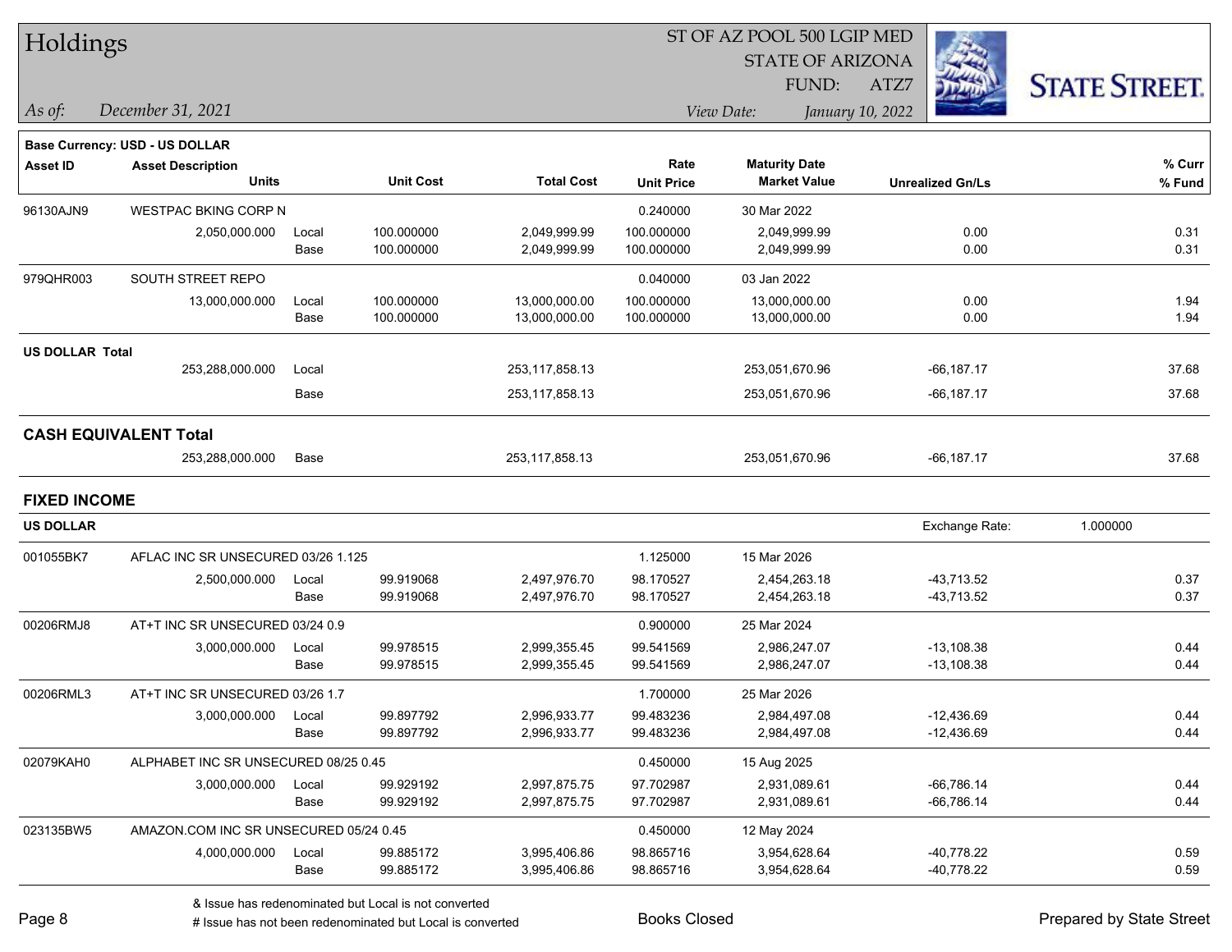# Holdings

ST OF AZ POOL 500 LGIP MED
STATE OF ARIZONA
FUND: ATZ7

*As of:* *December 31, 2021*

*View Date:* *January 10, 2022*

**Base Currency: USD - US DOLLAR**

| Asset ID | Asset Description / Units | | Unit Cost | Total Cost | Rate / Unit Price | Maturity Date / Market Value | Unrealized Gn/Ls | % Curr / % Fund |
|---|---|---|---|---|---|---|---|---|
| 96130AJN9 | WESTPAC BKING CORP N | | | | 0.240000 | 30 Mar 2022 | | |
| | 2,050,000.000 | Local | 100.000000 | 2,049,999.99 | 100.000000 | 2,049,999.99 | 0.00 | 0.31 |
| | | Base | 100.000000 | 2,049,999.99 | 100.000000 | 2,049,999.99 | 0.00 | 0.31 |
| 979QHR003 | SOUTH STREET REPO | | | | 0.040000 | 03 Jan 2022 | | |
| | 13,000,000.000 | Local | 100.000000 | 13,000,000.00 | 100.000000 | 13,000,000.00 | 0.00 | 1.94 |
| | | Base | 100.000000 | 13,000,000.00 | 100.000000 | 13,000,000.00 | 0.00 | 1.94 |
| **US DOLLAR Total** | | | | | | | | |
| | 253,288,000.000 | Local | | 253,117,858.13 | | 253,051,670.96 | -66,187.17 | 37.68 |
| | | Base | | 253,117,858.13 | | 253,051,670.96 | -66,187.17 | 37.68 |
| **CASH EQUIVALENT Total** | | | | | | | | |
| | 253,288,000.000 | Base | | 253,117,858.13 | | 253,051,670.96 | -66,187.17 | 37.68 |

## FIXED INCOME

**US DOLLAR** — Exchange Rate: 1.000000

| Asset ID | Asset Description / Units | | Unit Cost | Total Cost | Rate / Unit Price | Maturity Date / Market Value | Unrealized Gn/Ls | % Curr / % Fund |
|---|---|---|---|---|---|---|---|---|
| 001055BK7 | AFLAC INC SR UNSECURED 03/26 1.125 | | | | 1.125000 | 15 Mar 2026 | | |
| | 2,500,000.000 | Local | 99.919068 | 2,497,976.70 | 98.170527 | 2,454,263.18 | -43,713.52 | 0.37 |
| | | Base | 99.919068 | 2,497,976.70 | 98.170527 | 2,454,263.18 | -43,713.52 | 0.37 |
| 00206RMJ8 | AT+T INC SR UNSECURED 03/24 0.9 | | | | 0.900000 | 25 Mar 2024 | | |
| | 3,000,000.000 | Local | 99.978515 | 2,999,355.45 | 99.541569 | 2,986,247.07 | -13,108.38 | 0.44 |
| | | Base | 99.978515 | 2,999,355.45 | 99.541569 | 2,986,247.07 | -13,108.38 | 0.44 |
| 00206RML3 | AT+T INC SR UNSECURED 03/26 1.7 | | | | 1.700000 | 25 Mar 2026 | | |
| | 3,000,000.000 | Local | 99.897792 | 2,996,933.77 | 99.483236 | 2,984,497.08 | -12,436.69 | 0.44 |
| | | Base | 99.897792 | 2,996,933.77 | 99.483236 | 2,984,497.08 | -12,436.69 | 0.44 |
| 02079KAH0 | ALPHABET INC SR UNSECURED 08/25 0.45 | | | | 0.450000 | 15 Aug 2025 | | |
| | 3,000,000.000 | Local | 99.929192 | 2,997,875.75 | 97.702987 | 2,931,089.61 | -66,786.14 | 0.44 |
| | | Base | 99.929192 | 2,997,875.75 | 97.702987 | 2,931,089.61 | -66,786.14 | 0.44 |
| 023135BW5 | AMAZON.COM INC SR UNSECURED 05/24 0.45 | | | | 0.450000 | 12 May 2024 | | |
| | 4,000,000.000 | Local | 99.885172 | 3,995,406.86 | 98.865716 | 3,954,628.64 | -40,778.22 | 0.59 |
| | | Base | 99.885172 | 3,995,406.86 | 98.865716 | 3,954,628.64 | -40,778.22 | 0.59 |

& Issue has redenominated but Local is not converted
# Issue has not been redenominated but Local is converted

Books Closed

Prepared by State Street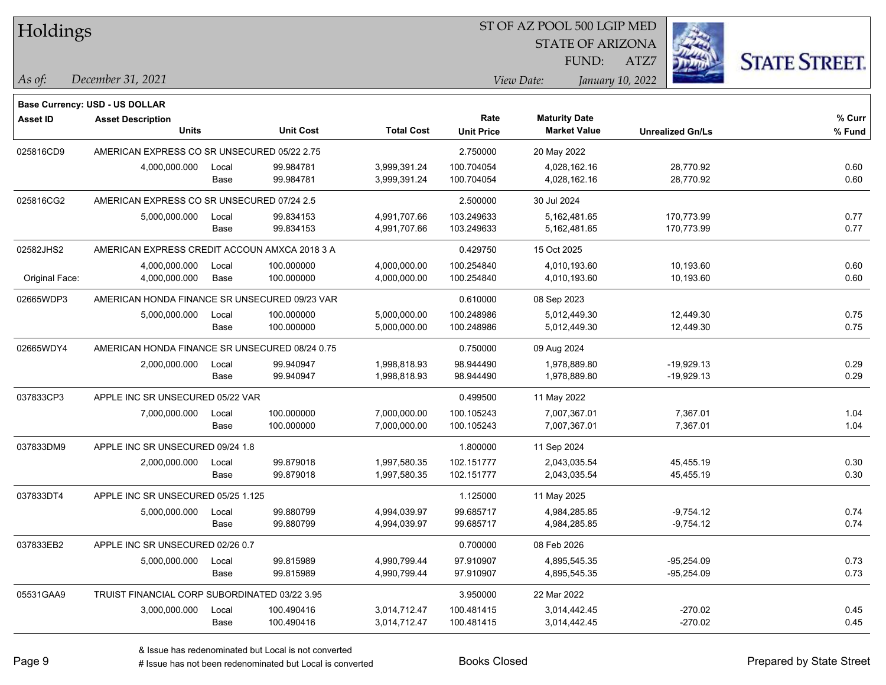# Holdings

ST OF AZ POOL 500 LGIP MED
STATE OF ARIZONA
FUND: ATZ7

*As of:* *December 31, 2021*

*View Date:* *January 10, 2022*

**Base Currency: USD - US DOLLAR**

| Asset ID | Asset Description / Units | | Unit Cost | Total Cost | Rate / Unit Price | Maturity Date / Market Value | Unrealized Gn/Ls | % Curr / % Fund |
|---|---|---|---|---|---|---|---|---|
| 025816CD9 | AMERICAN EXPRESS CO SR UNSECURED 05/22 2.75 | | | | 2.750000 | 20 May 2022 | | |
| | 4,000,000.000 | Local | 99.984781 | 3,999,391.24 | 100.704054 | 4,028,162.16 | 28,770.92 | 0.60 |
| | | Base | 99.984781 | 3,999,391.24 | 100.704054 | 4,028,162.16 | 28,770.92 | 0.60 |
| 025816CG2 | AMERICAN EXPRESS CO SR UNSECURED 07/24 2.5 | | | | 2.500000 | 30 Jul 2024 | | |
| | 5,000,000.000 | Local | 99.834153 | 4,991,707.66 | 103.249633 | 5,162,481.65 | 170,773.99 | 0.77 |
| | | Base | 99.834153 | 4,991,707.66 | 103.249633 | 5,162,481.65 | 170,773.99 | 0.77 |
| 02582JHS2 | AMERICAN EXPRESS CREDIT ACCOUN AMXCA 2018 3 A | | | | 0.429750 | 15 Oct 2025 | | |
| | 4,000,000.000 | Local | 100.000000 | 4,000,000.00 | 100.254840 | 4,010,193.60 | 10,193.60 | 0.60 |
| Original Face: | 4,000,000.000 | Base | 100.000000 | 4,000,000.00 | 100.254840 | 4,010,193.60 | 10,193.60 | 0.60 |
| 02665WDP3 | AMERICAN HONDA FINANCE SR UNSECURED 09/23 VAR | | | | 0.610000 | 08 Sep 2023 | | |
| | 5,000,000.000 | Local | 100.000000 | 5,000,000.00 | 100.248986 | 5,012,449.30 | 12,449.30 | 0.75 |
| | | Base | 100.000000 | 5,000,000.00 | 100.248986 | 5,012,449.30 | 12,449.30 | 0.75 |
| 02665WDY4 | AMERICAN HONDA FINANCE SR UNSECURED 08/24 0.75 | | | | 0.750000 | 09 Aug 2024 | | |
| | 2,000,000.000 | Local | 99.940947 | 1,998,818.93 | 98.944490 | 1,978,889.80 | -19,929.13 | 0.29 |
| | | Base | 99.940947 | 1,998,818.93 | 98.944490 | 1,978,889.80 | -19,929.13 | 0.29 |
| 037833CP3 | APPLE INC SR UNSECURED 05/22 VAR | | | | 0.499500 | 11 May 2022 | | |
| | 7,000,000.000 | Local | 100.000000 | 7,000,000.00 | 100.105243 | 7,007,367.01 | 7,367.01 | 1.04 |
| | | Base | 100.000000 | 7,000,000.00 | 100.105243 | 7,007,367.01 | 7,367.01 | 1.04 |
| 037833DM9 | APPLE INC SR UNSECURED 09/24 1.8 | | | | 1.800000 | 11 Sep 2024 | | |
| | 2,000,000.000 | Local | 99.879018 | 1,997,580.35 | 102.151777 | 2,043,035.54 | 45,455.19 | 0.30 |
| | | Base | 99.879018 | 1,997,580.35 | 102.151777 | 2,043,035.54 | 45,455.19 | 0.30 |
| 037833DT4 | APPLE INC SR UNSECURED 05/25 1.125 | | | | 1.125000 | 11 May 2025 | | |
| | 5,000,000.000 | Local | 99.880799 | 4,994,039.97 | 99.685717 | 4,984,285.85 | -9,754.12 | 0.74 |
| | | Base | 99.880799 | 4,994,039.97 | 99.685717 | 4,984,285.85 | -9,754.12 | 0.74 |
| 037833EB2 | APPLE INC SR UNSECURED 02/26 0.7 | | | | 0.700000 | 08 Feb 2026 | | |
| | 5,000,000.000 | Local | 99.815989 | 4,990,799.44 | 97.910907 | 4,895,545.35 | -95,254.09 | 0.73 |
| | | Base | 99.815989 | 4,990,799.44 | 97.910907 | 4,895,545.35 | -95,254.09 | 0.73 |
| 05531GAA9 | TRUIST FINANCIAL CORP SUBORDINATED 03/22 3.95 | | | | 3.950000 | 22 Mar 2022 | | |
| | 3,000,000.000 | Local | 100.490416 | 3,014,712.47 | 100.481415 | 3,014,442.45 | -270.02 | 0.45 |
| | | Base | 100.490416 | 3,014,712.47 | 100.481415 | 3,014,442.45 | -270.02 | 0.45 |

& Issue has redenominated but Local is not converted
# Issue has not been redenominated but Local is converted

Books Closed

Prepared by State Street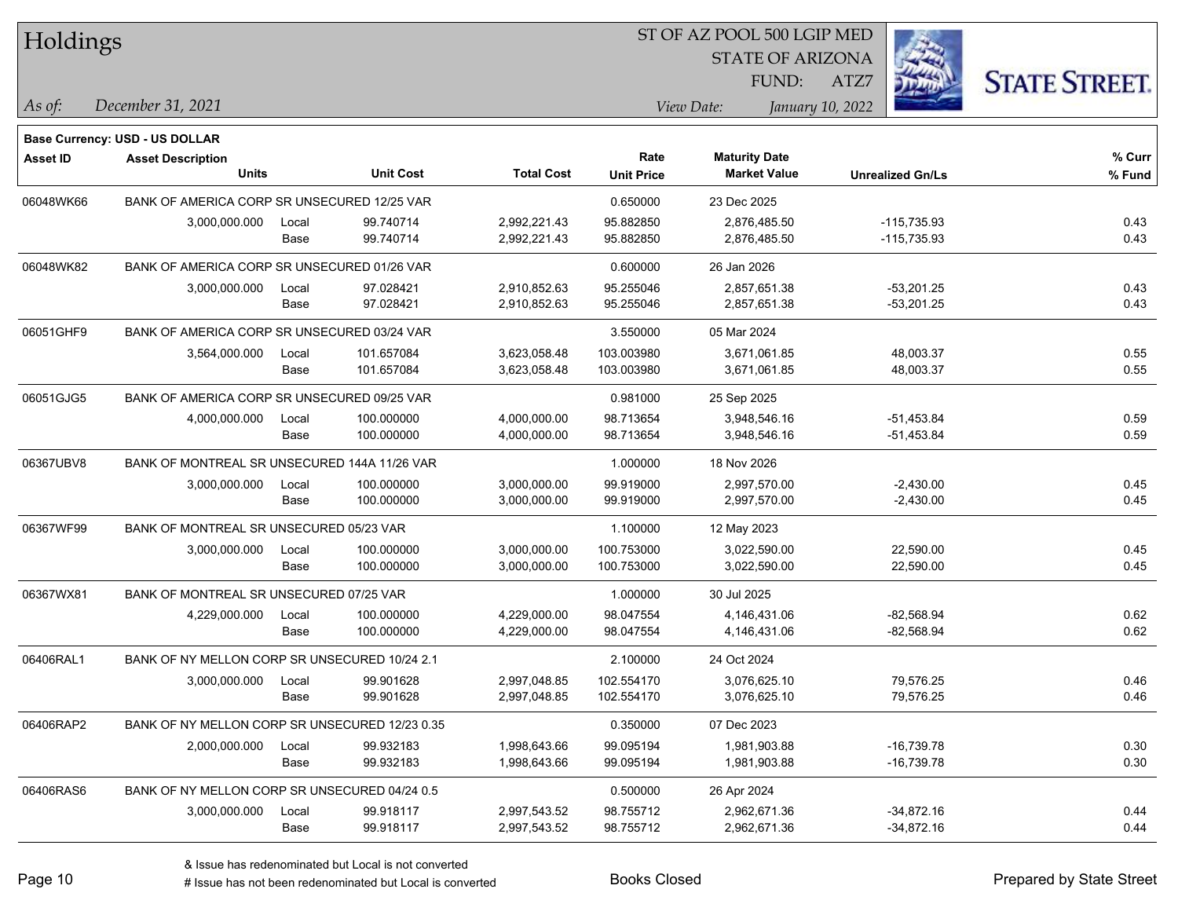# Holdings

ST OF AZ POOL 500 LGIP MED
STATE OF ARIZONA
FUND: ATZ7

*As of:* *December 31, 2021*

*View Date:* *January 10, 2022*

**Base Currency: USD - US DOLLAR**

| Asset ID | Asset Description / Units | | Unit Cost | Total Cost | Rate / Unit Price | Maturity Date / Market Value | Unrealized Gn/Ls | % Curr / % Fund |
|---|---|---|---|---|---|---|---|---|
| 06048WK66 | BANK OF AMERICA CORP SR UNSECURED 12/25 VAR | | | | 0.650000 | 23 Dec 2025 | | |
| | 3,000,000.000 | Local | 99.740714 | 2,992,221.43 | 95.882850 | 2,876,485.50 | -115,735.93 | 0.43 |
| | | Base | 99.740714 | 2,992,221.43 | 95.882850 | 2,876,485.50 | -115,735.93 | 0.43 |
| 06048WK82 | BANK OF AMERICA CORP SR UNSECURED 01/26 VAR | | | | 0.600000 | 26 Jan 2026 | | |
| | 3,000,000.000 | Local | 97.028421 | 2,910,852.63 | 95.255046 | 2,857,651.38 | -53,201.25 | 0.43 |
| | | Base | 97.028421 | 2,910,852.63 | 95.255046 | 2,857,651.38 | -53,201.25 | 0.43 |
| 06051GHF9 | BANK OF AMERICA CORP SR UNSECURED 03/24 VAR | | | | 3.550000 | 05 Mar 2024 | | |
| | 3,564,000.000 | Local | 101.657084 | 3,623,058.48 | 103.003980 | 3,671,061.85 | 48,003.37 | 0.55 |
| | | Base | 101.657084 | 3,623,058.48 | 103.003980 | 3,671,061.85 | 48,003.37 | 0.55 |
| 06051GJG5 | BANK OF AMERICA CORP SR UNSECURED 09/25 VAR | | | | 0.981000 | 25 Sep 2025 | | |
| | 4,000,000.000 | Local | 100.000000 | 4,000,000.00 | 98.713654 | 3,948,546.16 | -51,453.84 | 0.59 |
| | | Base | 100.000000 | 4,000,000.00 | 98.713654 | 3,948,546.16 | -51,453.84 | 0.59 |
| 06367UBV8 | BANK OF MONTREAL SR UNSECURED 144A 11/26 VAR | | | | 1.000000 | 18 Nov 2026 | | |
| | 3,000,000.000 | Local | 100.000000 | 3,000,000.00 | 99.919000 | 2,997,570.00 | -2,430.00 | 0.45 |
| | | Base | 100.000000 | 3,000,000.00 | 99.919000 | 2,997,570.00 | -2,430.00 | 0.45 |
| 06367WF99 | BANK OF MONTREAL SR UNSECURED 05/23 VAR | | | | 1.100000 | 12 May 2023 | | |
| | 3,000,000.000 | Local | 100.000000 | 3,000,000.00 | 100.753000 | 3,022,590.00 | 22,590.00 | 0.45 |
| | | Base | 100.000000 | 3,000,000.00 | 100.753000 | 3,022,590.00 | 22,590.00 | 0.45 |
| 06367WX81 | BANK OF MONTREAL SR UNSECURED 07/25 VAR | | | | 1.000000 | 30 Jul 2025 | | |
| | 4,229,000.000 | Local | 100.000000 | 4,229,000.00 | 98.047554 | 4,146,431.06 | -82,568.94 | 0.62 |
| | | Base | 100.000000 | 4,229,000.00 | 98.047554 | 4,146,431.06 | -82,568.94 | 0.62 |
| 06406RAL1 | BANK OF NY MELLON CORP SR UNSECURED 10/24 2.1 | | | | 2.100000 | 24 Oct 2024 | | |
| | 3,000,000.000 | Local | 99.901628 | 2,997,048.85 | 102.554170 | 3,076,625.10 | 79,576.25 | 0.46 |
| | | Base | 99.901628 | 2,997,048.85 | 102.554170 | 3,076,625.10 | 79,576.25 | 0.46 |
| 06406RAP2 | BANK OF NY MELLON CORP SR UNSECURED 12/23 0.35 | | | | 0.350000 | 07 Dec 2023 | | |
| | 2,000,000.000 | Local | 99.932183 | 1,998,643.66 | 99.095194 | 1,981,903.88 | -16,739.78 | 0.30 |
| | | Base | 99.932183 | 1,998,643.66 | 99.095194 | 1,981,903.88 | -16,739.78 | 0.30 |
| 06406RAS6 | BANK OF NY MELLON CORP SR UNSECURED 04/24 0.5 | | | | 0.500000 | 26 Apr 2024 | | |
| | 3,000,000.000 | Local | 99.918117 | 2,997,543.52 | 98.755712 | 2,962,671.36 | -34,872.16 | 0.44 |
| | | Base | 99.918117 | 2,997,543.52 | 98.755712 | 2,962,671.36 | -34,872.16 | 0.44 |

& Issue has redenominated but Local is not converted
# Issue has not been redenominated but Local is converted

Books Closed

Prepared by State Street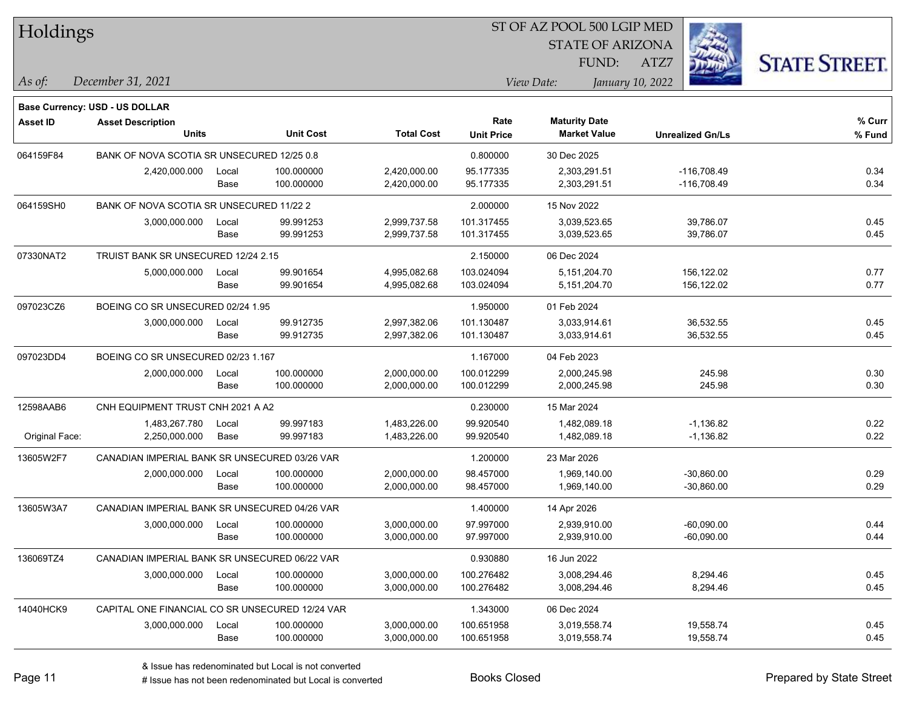# Holdings

ST OF AZ POOL 500 LGIP MED
STATE OF ARIZONA
FUND: ATZ7

*As of:* *December 31, 2021*

*View Date:* *January 10, 2022*

**Base Currency: USD - US DOLLAR**

| Asset ID | Asset Description / Units | | Unit Cost | Total Cost | Rate / Unit Price | Maturity Date / Market Value | Unrealized Gn/Ls | % Curr / % Fund |
|---|---|---|---|---|---|---|---|---|
| 064159F84 | BANK OF NOVA SCOTIA SR UNSECURED 12/25 0.8 | | | | 0.800000 | 30 Dec 2025 | | |
| | 2,420,000.000 | Local | 100.000000 | 2,420,000.00 | 95.177335 | 2,303,291.51 | -116,708.49 | 0.34 |
| | | Base | 100.000000 | 2,420,000.00 | 95.177335 | 2,303,291.51 | -116,708.49 | 0.34 |
| 064159SH0 | BANK OF NOVA SCOTIA SR UNSECURED 11/22 2 | | | | 2.000000 | 15 Nov 2022 | | |
| | 3,000,000.000 | Local | 99.991253 | 2,999,737.58 | 101.317455 | 3,039,523.65 | 39,786.07 | 0.45 |
| | | Base | 99.991253 | 2,999,737.58 | 101.317455 | 3,039,523.65 | 39,786.07 | 0.45 |
| 07330NAT2 | TRUIST BANK SR UNSECURED 12/24 2.15 | | | | 2.150000 | 06 Dec 2024 | | |
| | 5,000,000.000 | Local | 99.901654 | 4,995,082.68 | 103.024094 | 5,151,204.70 | 156,122.02 | 0.77 |
| | | Base | 99.901654 | 4,995,082.68 | 103.024094 | 5,151,204.70 | 156,122.02 | 0.77 |
| 097023CZ6 | BOEING CO SR UNSECURED 02/24 1.95 | | | | 1.950000 | 01 Feb 2024 | | |
| | 3,000,000.000 | Local | 99.912735 | 2,997,382.06 | 101.130487 | 3,033,914.61 | 36,532.55 | 0.45 |
| | | Base | 99.912735 | 2,997,382.06 | 101.130487 | 3,033,914.61 | 36,532.55 | 0.45 |
| 097023DD4 | BOEING CO SR UNSECURED 02/23 1.167 | | | | 1.167000 | 04 Feb 2023 | | |
| | 2,000,000.000 | Local | 100.000000 | 2,000,000.00 | 100.012299 | 2,000,245.98 | 245.98 | 0.30 |
| | | Base | 100.000000 | 2,000,000.00 | 100.012299 | 2,000,245.98 | 245.98 | 0.30 |
| 12598AAB6 | CNH EQUIPMENT TRUST CNH 2021 A A2 | | | | 0.230000 | 15 Mar 2024 | | |
| | 1,483,267.780 | Local | 99.997183 | 1,483,226.00 | 99.920540 | 1,482,089.18 | -1,136.82 | 0.22 |
| Original Face: | 2,250,000.000 | Base | 99.997183 | 1,483,226.00 | 99.920540 | 1,482,089.18 | -1,136.82 | 0.22 |
| 13605W2F7 | CANADIAN IMPERIAL BANK SR UNSECURED 03/26 VAR | | | | 1.200000 | 23 Mar 2026 | | |
| | 2,000,000.000 | Local | 100.000000 | 2,000,000.00 | 98.457000 | 1,969,140.00 | -30,860.00 | 0.29 |
| | | Base | 100.000000 | 2,000,000.00 | 98.457000 | 1,969,140.00 | -30,860.00 | 0.29 |
| 13605W3A7 | CANADIAN IMPERIAL BANK SR UNSECURED 04/26 VAR | | | | 1.400000 | 14 Apr 2026 | | |
| | 3,000,000.000 | Local | 100.000000 | 3,000,000.00 | 97.997000 | 2,939,910.00 | -60,090.00 | 0.44 |
| | | Base | 100.000000 | 3,000,000.00 | 97.997000 | 2,939,910.00 | -60,090.00 | 0.44 |
| 136069TZ4 | CANADIAN IMPERIAL BANK SR UNSECURED 06/22 VAR | | | | 0.930880 | 16 Jun 2022 | | |
| | 3,000,000.000 | Local | 100.000000 | 3,000,000.00 | 100.276482 | 3,008,294.46 | 8,294.46 | 0.45 |
| | | Base | 100.000000 | 3,000,000.00 | 100.276482 | 3,008,294.46 | 8,294.46 | 0.45 |
| 14040HCK9 | CAPITAL ONE FINANCIAL CO SR UNSECURED 12/24 VAR | | | | 1.343000 | 06 Dec 2024 | | |
| | 3,000,000.000 | Local | 100.000000 | 3,000,000.00 | 100.651958 | 3,019,558.74 | 19,558.74 | 0.45 |
| | | Base | 100.000000 | 3,000,000.00 | 100.651958 | 3,019,558.74 | 19,558.74 | 0.45 |

& Issue has redenominated but Local is not converted
# Issue has not been redenominated but Local is converted

Books Closed

Prepared by State Street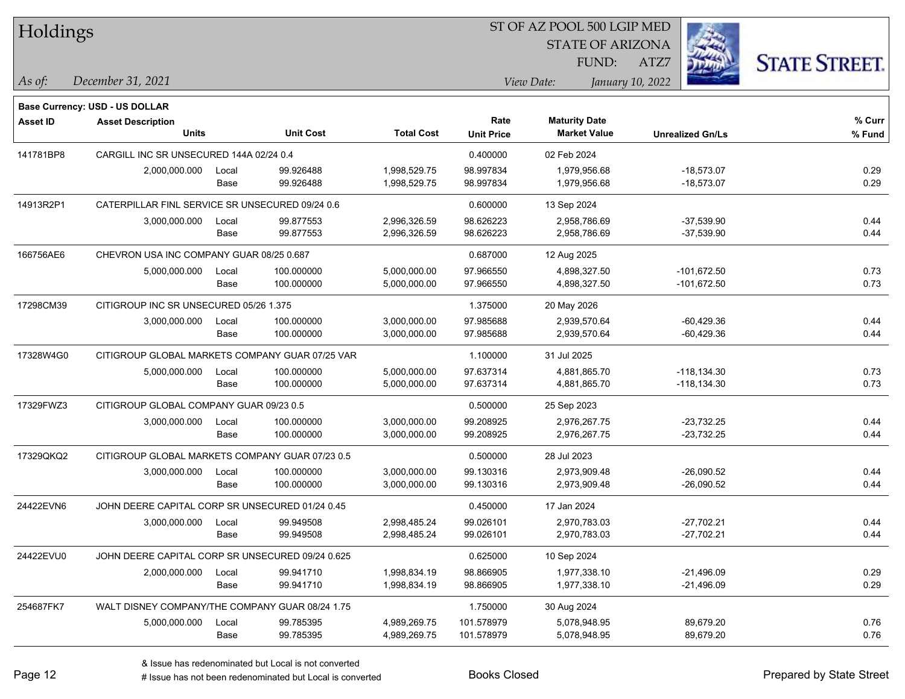# Holdings

ST OF AZ POOL 500 LGIP MED
STATE OF ARIZONA
FUND: ATZ7

*As of:* *December 31, 2021*

*View Date:* *January 10, 2022*

**Base Currency: USD - US DOLLAR**

| Asset ID | Asset Description / Units | | Unit Cost | Total Cost | Rate / Unit Price | Maturity Date / Market Value | Unrealized Gn/Ls | % Curr / % Fund |
|---|---|---|---|---|---|---|---|---|
| 141781BP8 | CARGILL INC SR UNSECURED 144A 02/24 0.4 | | | | 0.400000 | 02 Feb 2024 | | |
| | 2,000,000.000 | Local | 99.926488 | 1,998,529.75 | 98.997834 | 1,979,956.68 | -18,573.07 | 0.29 |
| | | Base | 99.926488 | 1,998,529.75 | 98.997834 | 1,979,956.68 | -18,573.07 | 0.29 |
| 14913R2P1 | CATERPILLAR FINL SERVICE SR UNSECURED 09/24 0.6 | | | | 0.600000 | 13 Sep 2024 | | |
| | 3,000,000.000 | Local | 99.877553 | 2,996,326.59 | 98.626223 | 2,958,786.69 | -37,539.90 | 0.44 |
| | | Base | 99.877553 | 2,996,326.59 | 98.626223 | 2,958,786.69 | -37,539.90 | 0.44 |
| 166756AE6 | CHEVRON USA INC COMPANY GUAR 08/25 0.687 | | | | 0.687000 | 12 Aug 2025 | | |
| | 5,000,000.000 | Local | 100.000000 | 5,000,000.00 | 97.966550 | 4,898,327.50 | -101,672.50 | 0.73 |
| | | Base | 100.000000 | 5,000,000.00 | 97.966550 | 4,898,327.50 | -101,672.50 | 0.73 |
| 17298CM39 | CITIGROUP INC SR UNSECURED 05/26 1.375 | | | | 1.375000 | 20 May 2026 | | |
| | 3,000,000.000 | Local | 100.000000 | 3,000,000.00 | 97.985688 | 2,939,570.64 | -60,429.36 | 0.44 |
| | | Base | 100.000000 | 3,000,000.00 | 97.985688 | 2,939,570.64 | -60,429.36 | 0.44 |
| 17328W4G0 | CITIGROUP GLOBAL MARKETS COMPANY GUAR 07/25 VAR | | | | 1.100000 | 31 Jul 2025 | | |
| | 5,000,000.000 | Local | 100.000000 | 5,000,000.00 | 97.637314 | 4,881,865.70 | -118,134.30 | 0.73 |
| | | Base | 100.000000 | 5,000,000.00 | 97.637314 | 4,881,865.70 | -118,134.30 | 0.73 |
| 17329FWZ3 | CITIGROUP GLOBAL COMPANY GUAR 09/23 0.5 | | | | 0.500000 | 25 Sep 2023 | | |
| | 3,000,000.000 | Local | 100.000000 | 3,000,000.00 | 99.208925 | 2,976,267.75 | -23,732.25 | 0.44 |
| | | Base | 100.000000 | 3,000,000.00 | 99.208925 | 2,976,267.75 | -23,732.25 | 0.44 |
| 17329QKQ2 | CITIGROUP GLOBAL MARKETS COMPANY GUAR 07/23 0.5 | | | | 0.500000 | 28 Jul 2023 | | |
| | 3,000,000.000 | Local | 100.000000 | 3,000,000.00 | 99.130316 | 2,973,909.48 | -26,090.52 | 0.44 |
| | | Base | 100.000000 | 3,000,000.00 | 99.130316 | 2,973,909.48 | -26,090.52 | 0.44 |
| 24422EVN6 | JOHN DEERE CAPITAL CORP SR UNSECURED 01/24 0.45 | | | | 0.450000 | 17 Jan 2024 | | |
| | 3,000,000.000 | Local | 99.949508 | 2,998,485.24 | 99.026101 | 2,970,783.03 | -27,702.21 | 0.44 |
| | | Base | 99.949508 | 2,998,485.24 | 99.026101 | 2,970,783.03 | -27,702.21 | 0.44 |
| 24422EVU0 | JOHN DEERE CAPITAL CORP SR UNSECURED 09/24 0.625 | | | | 0.625000 | 10 Sep 2024 | | |
| | 2,000,000.000 | Local | 99.941710 | 1,998,834.19 | 98.866905 | 1,977,338.10 | -21,496.09 | 0.29 |
| | | Base | 99.941710 | 1,998,834.19 | 98.866905 | 1,977,338.10 | -21,496.09 | 0.29 |
| 254687FK7 | WALT DISNEY COMPANY/THE COMPANY GUAR 08/24 1.75 | | | | 1.750000 | 30 Aug 2024 | | |
| | 5,000,000.000 | Local | 99.785395 | 4,989,269.75 | 101.578979 | 5,078,948.95 | 89,679.20 | 0.76 |
| | | Base | 99.785395 | 4,989,269.75 | 101.578979 | 5,078,948.95 | 89,679.20 | 0.76 |

& Issue has redenominated but Local is not converted
# Issue has not been redenominated but Local is converted

Books Closed

Prepared by State Street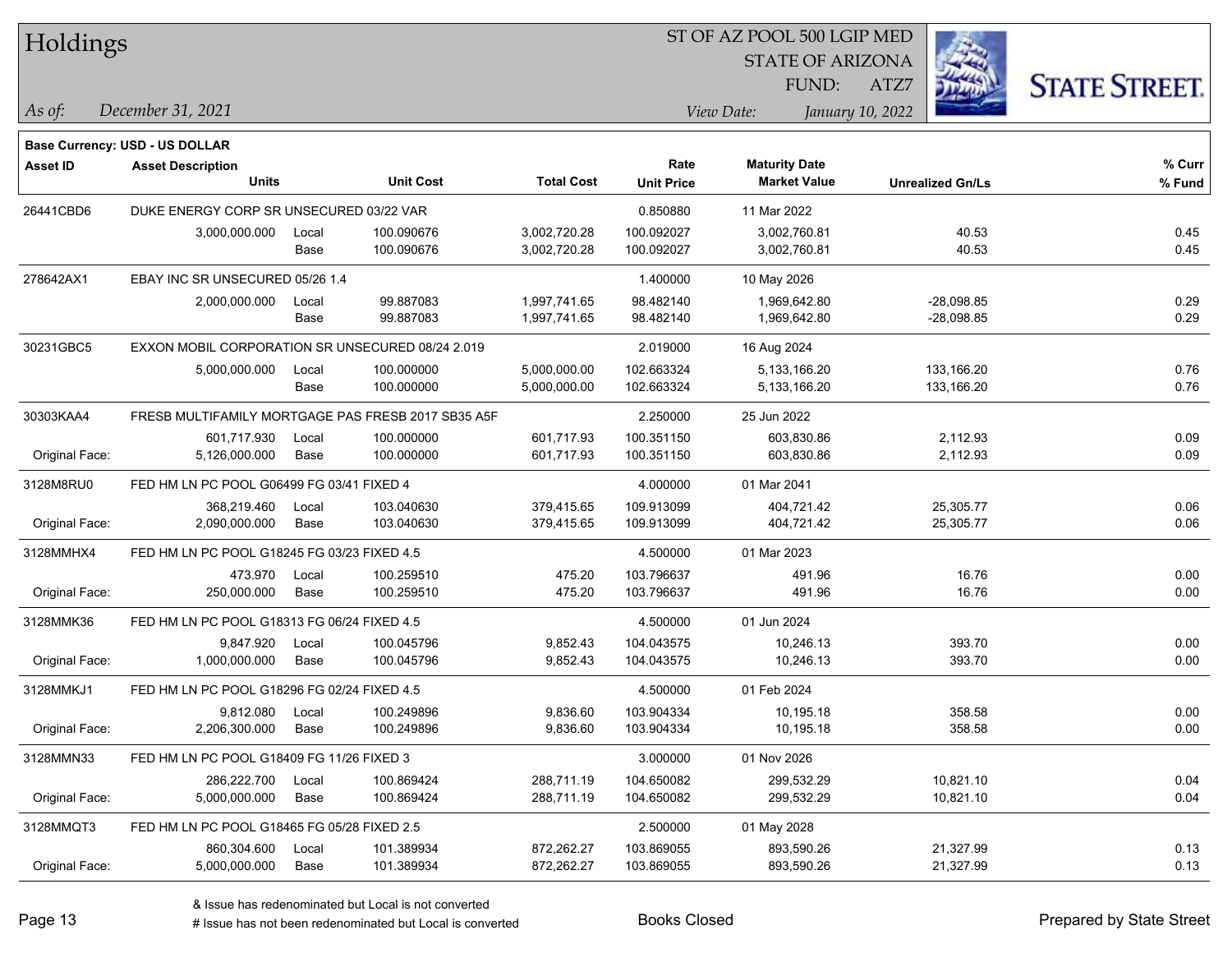# Holdings

ST OF AZ POOL 500 LGIP MED
STATE OF ARIZONA
FUND: ATZ7

*As of:* *December 31, 2021*

*View Date:* *January 10, 2022*

**Base Currency: USD - US DOLLAR**

| Asset ID | Asset Description / Units | | Unit Cost | Total Cost | Rate / Unit Price | Maturity Date / Market Value | Unrealized Gn/Ls | % Curr / % Fund |
|---|---|---|---|---|---|---|---|---|
| 26441CBD6 | DUKE ENERGY CORP SR UNSECURED 03/22 VAR | | | | 0.850880 | 11 Mar 2022 | | |
| | 3,000,000.000 | Local | 100.090676 | 3,002,720.28 | 100.092027 | 3,002,760.81 | 40.53 | 0.45 |
| | | Base | 100.090676 | 3,002,720.28 | 100.092027 | 3,002,760.81 | 40.53 | 0.45 |
| 278642AX1 | EBAY INC SR UNSECURED 05/26 1.4 | | | | 1.400000 | 10 May 2026 | | |
| | 2,000,000.000 | Local | 99.887083 | 1,997,741.65 | 98.482140 | 1,969,642.80 | -28,098.85 | 0.29 |
| | | Base | 99.887083 | 1,997,741.65 | 98.482140 | 1,969,642.80 | -28,098.85 | 0.29 |
| 30231GBC5 | EXXON MOBIL CORPORATION SR UNSECURED 08/24 2.019 | | | | 2.019000 | 16 Aug 2024 | | |
| | 5,000,000.000 | Local | 100.000000 | 5,000,000.00 | 102.663324 | 5,133,166.20 | 133,166.20 | 0.76 |
| | | Base | 100.000000 | 5,000,000.00 | 102.663324 | 5,133,166.20 | 133,166.20 | 0.76 |
| 30303KAA4 | FRESB MULTIFAMILY MORTGAGE PAS FRESB 2017 SB35 A5F | | | | 2.250000 | 25 Jun 2022 | | |
| | 601,717.930 | Local | 100.000000 | 601,717.93 | 100.351150 | 603,830.86 | 2,112.93 | 0.09 |
| Original Face: | 5,126,000.000 | Base | 100.000000 | 601,717.93 | 100.351150 | 603,830.86 | 2,112.93 | 0.09 |
| 3128M8RU0 | FED HM LN PC POOL G06499 FG 03/41 FIXED 4 | | | | 4.000000 | 01 Mar 2041 | | |
| | 368,219.460 | Local | 103.040630 | 379,415.65 | 109.913099 | 404,721.42 | 25,305.77 | 0.06 |
| Original Face: | 2,090,000.000 | Base | 103.040630 | 379,415.65 | 109.913099 | 404,721.42 | 25,305.77 | 0.06 |
| 3128MMHX4 | FED HM LN PC POOL G18245 FG 03/23 FIXED 4.5 | | | | 4.500000 | 01 Mar 2023 | | |
| | 473.970 | Local | 100.259510 | 475.20 | 103.796637 | 491.96 | 16.76 | 0.00 |
| Original Face: | 250,000.000 | Base | 100.259510 | 475.20 | 103.796637 | 491.96 | 16.76 | 0.00 |
| 3128MMK36 | FED HM LN PC POOL G18313 FG 06/24 FIXED 4.5 | | | | 4.500000 | 01 Jun 2024 | | |
| | 9,847.920 | Local | 100.045796 | 9,852.43 | 104.043575 | 10,246.13 | 393.70 | 0.00 |
| Original Face: | 1,000,000.000 | Base | 100.045796 | 9,852.43 | 104.043575 | 10,246.13 | 393.70 | 0.00 |
| 3128MMKJ1 | FED HM LN PC POOL G18296 FG 02/24 FIXED 4.5 | | | | 4.500000 | 01 Feb 2024 | | |
| | 9,812.080 | Local | 100.249896 | 9,836.60 | 103.904334 | 10,195.18 | 358.58 | 0.00 |
| Original Face: | 2,206,300.000 | Base | 100.249896 | 9,836.60 | 103.904334 | 10,195.18 | 358.58 | 0.00 |
| 3128MMN33 | FED HM LN PC POOL G18409 FG 11/26 FIXED 3 | | | | 3.000000 | 01 Nov 2026 | | |
| | 286,222.700 | Local | 100.869424 | 288,711.19 | 104.650082 | 299,532.29 | 10,821.10 | 0.04 |
| Original Face: | 5,000,000.000 | Base | 100.869424 | 288,711.19 | 104.650082 | 299,532.29 | 10,821.10 | 0.04 |
| 3128MMQT3 | FED HM LN PC POOL G18465 FG 05/28 FIXED 2.5 | | | | 2.500000 | 01 May 2028 | | |
| | 860,304.600 | Local | 101.389934 | 872,262.27 | 103.869055 | 893,590.26 | 21,327.99 | 0.13 |
| Original Face: | 5,000,000.000 | Base | 101.389934 | 872,262.27 | 103.869055 | 893,590.26 | 21,327.99 | 0.13 |

& Issue has redenominated but Local is not converted
# Issue has not been redenominated but Local is converted

Books Closed

Prepared by State Street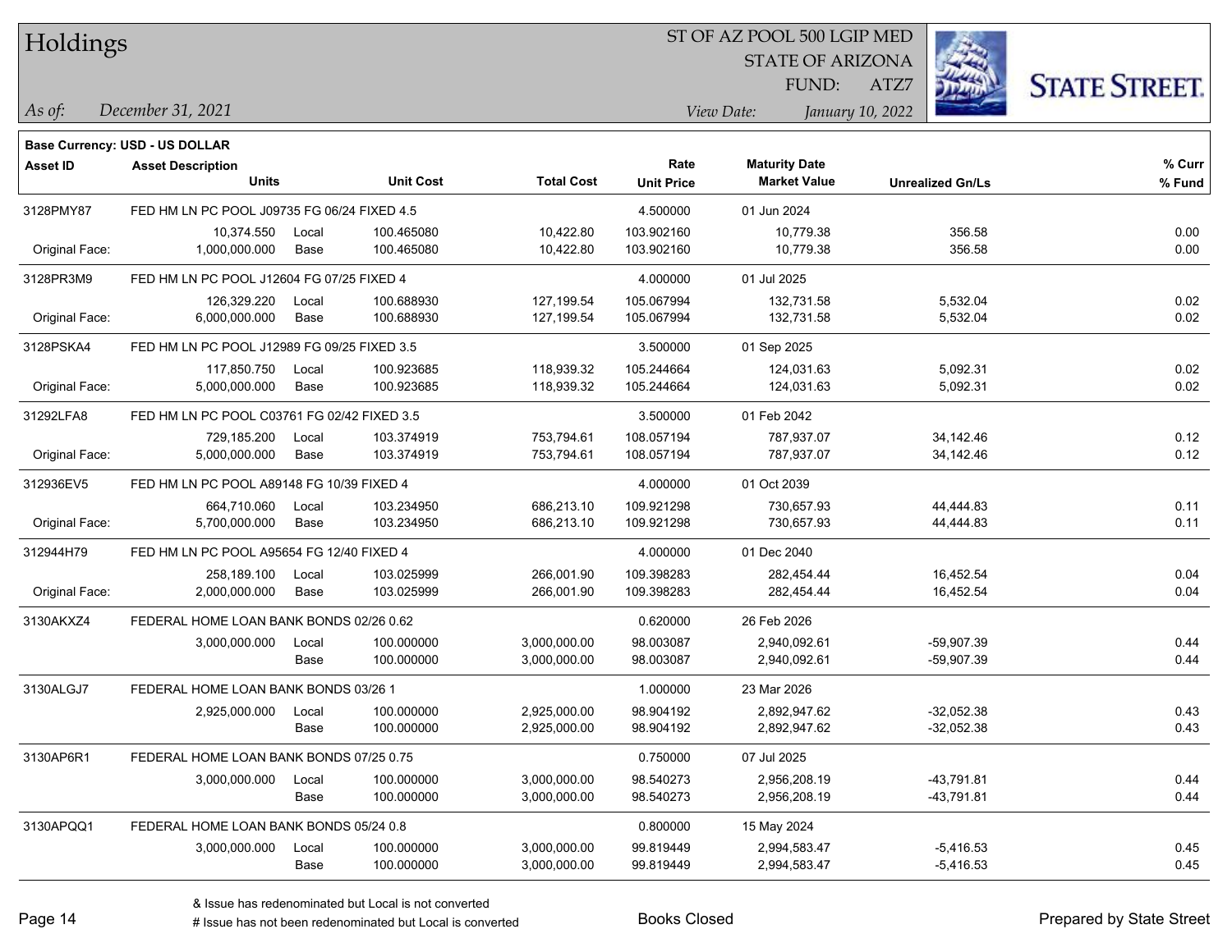# Holdings

ST OF AZ POOL 500 LGIP MED
STATE OF ARIZONA
FUND: ATZ7

*As of:* *December 31, 2021*

*View Date:* *January 10, 2022*

**Base Currency: USD - US DOLLAR**

| Asset ID | Asset Description / Units | | Unit Cost | Total Cost | Rate / Unit Price | Maturity Date / Market Value | Unrealized Gn/Ls | % Curr / % Fund |
|---|---|---|---|---|---|---|---|---|
| 3128PMY87 | FED HM LN PC POOL J09735 FG 06/24 FIXED 4.5 | | | | 4.500000 | 01 Jun 2024 | | |
| | 10,374.550 | Local | 100.465080 | 10,422.80 | 103.902160 | 10,779.38 | 356.58 | 0.00 |
| Original Face: | 1,000,000.000 | Base | 100.465080 | 10,422.80 | 103.902160 | 10,779.38 | 356.58 | 0.00 |
| 3128PR3M9 | FED HM LN PC POOL J12604 FG 07/25 FIXED 4 | | | | 4.000000 | 01 Jul 2025 | | |
| | 126,329.220 | Local | 100.688930 | 127,199.54 | 105.067994 | 132,731.58 | 5,532.04 | 0.02 |
| Original Face: | 6,000,000.000 | Base | 100.688930 | 127,199.54 | 105.067994 | 132,731.58 | 5,532.04 | 0.02 |
| 3128PSKA4 | FED HM LN PC POOL J12989 FG 09/25 FIXED 3.5 | | | | 3.500000 | 01 Sep 2025 | | |
| | 117,850.750 | Local | 100.923685 | 118,939.32 | 105.244664 | 124,031.63 | 5,092.31 | 0.02 |
| Original Face: | 5,000,000.000 | Base | 100.923685 | 118,939.32 | 105.244664 | 124,031.63 | 5,092.31 | 0.02 |
| 31292LFA8 | FED HM LN PC POOL C03761 FG 02/42 FIXED 3.5 | | | | 3.500000 | 01 Feb 2042 | | |
| | 729,185.200 | Local | 103.374919 | 753,794.61 | 108.057194 | 787,937.07 | 34,142.46 | 0.12 |
| Original Face: | 5,000,000.000 | Base | 103.374919 | 753,794.61 | 108.057194 | 787,937.07 | 34,142.46 | 0.12 |
| 312936EV5 | FED HM LN PC POOL A89148 FG 10/39 FIXED 4 | | | | 4.000000 | 01 Oct 2039 | | |
| | 664,710.060 | Local | 103.234950 | 686,213.10 | 109.921298 | 730,657.93 | 44,444.83 | 0.11 |
| Original Face: | 5,700,000.000 | Base | 103.234950 | 686,213.10 | 109.921298 | 730,657.93 | 44,444.83 | 0.11 |
| 312944H79 | FED HM LN PC POOL A95654 FG 12/40 FIXED 4 | | | | 4.000000 | 01 Dec 2040 | | |
| | 258,189.100 | Local | 103.025999 | 266,001.90 | 109.398283 | 282,454.44 | 16,452.54 | 0.04 |
| Original Face: | 2,000,000.000 | Base | 103.025999 | 266,001.90 | 109.398283 | 282,454.44 | 16,452.54 | 0.04 |
| 3130AKXZ4 | FEDERAL HOME LOAN BANK BONDS 02/26 0.62 | | | | 0.620000 | 26 Feb 2026 | | |
| | 3,000,000.000 | Local | 100.000000 | 3,000,000.00 | 98.003087 | 2,940,092.61 | -59,907.39 | 0.44 |
| | | Base | 100.000000 | 3,000,000.00 | 98.003087 | 2,940,092.61 | -59,907.39 | 0.44 |
| 3130ALGJ7 | FEDERAL HOME LOAN BANK BONDS 03/26 1 | | | | 1.000000 | 23 Mar 2026 | | |
| | 2,925,000.000 | Local | 100.000000 | 2,925,000.00 | 98.904192 | 2,892,947.62 | -32,052.38 | 0.43 |
| | | Base | 100.000000 | 2,925,000.00 | 98.904192 | 2,892,947.62 | -32,052.38 | 0.43 |
| 3130AP6R1 | FEDERAL HOME LOAN BANK BONDS 07/25 0.75 | | | | 0.750000 | 07 Jul 2025 | | |
| | 3,000,000.000 | Local | 100.000000 | 3,000,000.00 | 98.540273 | 2,956,208.19 | -43,791.81 | 0.44 |
| | | Base | 100.000000 | 3,000,000.00 | 98.540273 | 2,956,208.19 | -43,791.81 | 0.44 |
| 3130APQQ1 | FEDERAL HOME LOAN BANK BONDS 05/24 0.8 | | | | 0.800000 | 15 May 2024 | | |
| | 3,000,000.000 | Local | 100.000000 | 3,000,000.00 | 99.819449 | 2,994,583.47 | -5,416.53 | 0.45 |
| | | Base | 100.000000 | 3,000,000.00 | 99.819449 | 2,994,583.47 | -5,416.53 | 0.45 |

& Issue has redenominated but Local is not converted
# Issue has not been redenominated but Local is converted

Books Closed

Prepared by State Street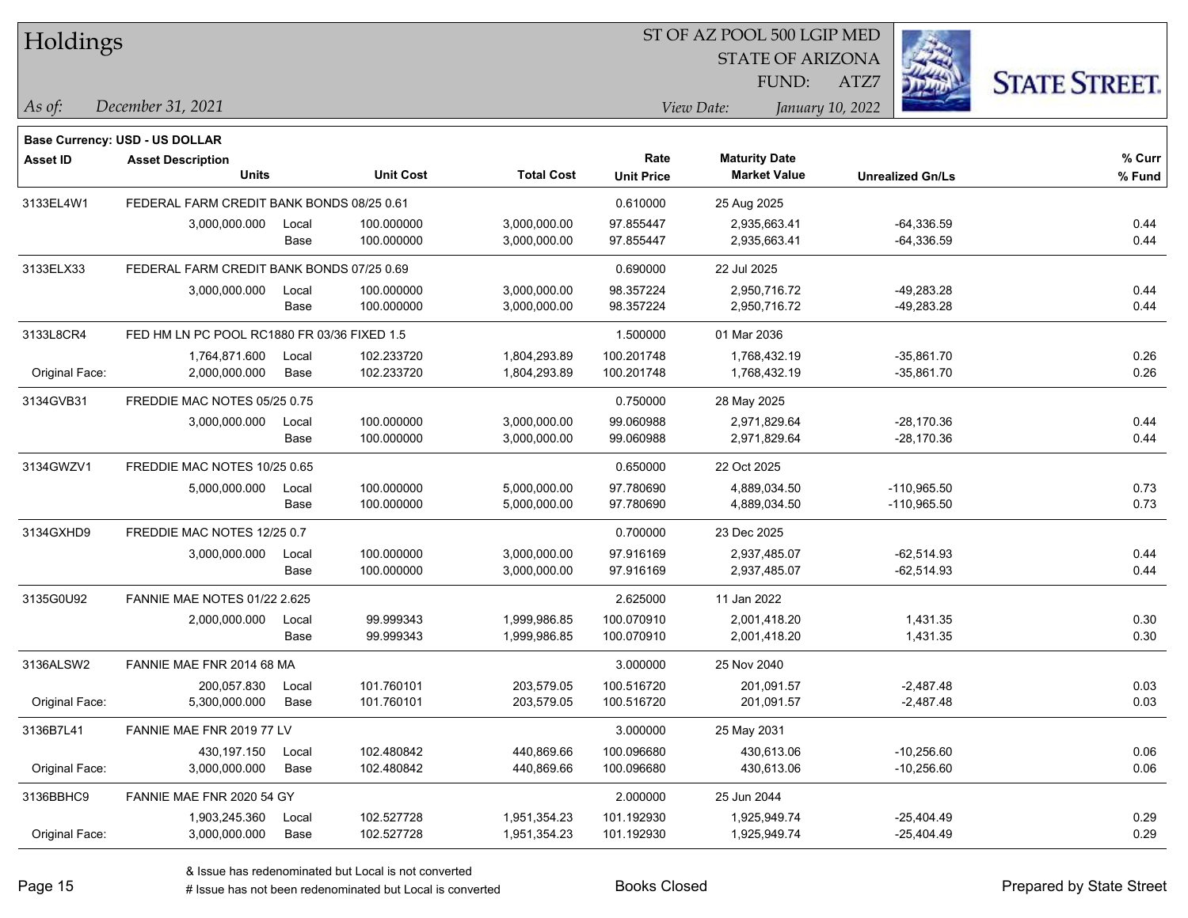# Holdings

ST OF AZ POOL 500 LGIP MED
STATE OF ARIZONA
FUND: ATZ7

*As of:* *December 31, 2021*
*View Date:* *January 10, 2022*

**Base Currency: USD - US DOLLAR**

| Asset ID | Asset Description / Units | | Unit Cost | Total Cost | Rate / Unit Price | Maturity Date / Market Value | Unrealized Gn/Ls | % Curr / % Fund |
|---|---|---|---|---|---|---|---|---|
| 3133EL4W1 | FEDERAL FARM CREDIT BANK BONDS 08/25 0.61 | | | | 0.610000 | 25 Aug 2025 | | |
| | 3,000,000.000 | Local | 100.000000 | 3,000,000.00 | 97.855447 | 2,935,663.41 | -64,336.59 | 0.44 |
| | | Base | 100.000000 | 3,000,000.00 | 97.855447 | 2,935,663.41 | -64,336.59 | 0.44 |
| 3133ELX33 | FEDERAL FARM CREDIT BANK BONDS 07/25 0.69 | | | | 0.690000 | 22 Jul 2025 | | |
| | 3,000,000.000 | Local | 100.000000 | 3,000,000.00 | 98.357224 | 2,950,716.72 | -49,283.28 | 0.44 |
| | | Base | 100.000000 | 3,000,000.00 | 98.357224 | 2,950,716.72 | -49,283.28 | 0.44 |
| 3133L8CR4 | FED HM LN PC POOL RC1880 FR 03/36 FIXED 1.5 | | | | 1.500000 | 01 Mar 2036 | | |
| | 1,764,871.600 | Local | 102.233720 | 1,804,293.89 | 100.201748 | 1,768,432.19 | -35,861.70 | 0.26 |
| Original Face: | 2,000,000.000 | Base | 102.233720 | 1,804,293.89 | 100.201748 | 1,768,432.19 | -35,861.70 | 0.26 |
| 3134GVB31 | FREDDIE MAC NOTES 05/25 0.75 | | | | 0.750000 | 28 May 2025 | | |
| | 3,000,000.000 | Local | 100.000000 | 3,000,000.00 | 99.060988 | 2,971,829.64 | -28,170.36 | 0.44 |
| | | Base | 100.000000 | 3,000,000.00 | 99.060988 | 2,971,829.64 | -28,170.36 | 0.44 |
| 3134GWZV1 | FREDDIE MAC NOTES 10/25 0.65 | | | | 0.650000 | 22 Oct 2025 | | |
| | 5,000,000.000 | Local | 100.000000 | 5,000,000.00 | 97.780690 | 4,889,034.50 | -110,965.50 | 0.73 |
| | | Base | 100.000000 | 5,000,000.00 | 97.780690 | 4,889,034.50 | -110,965.50 | 0.73 |
| 3134GXHD9 | FREDDIE MAC NOTES 12/25 0.7 | | | | 0.700000 | 23 Dec 2025 | | |
| | 3,000,000.000 | Local | 100.000000 | 3,000,000.00 | 97.916169 | 2,937,485.07 | -62,514.93 | 0.44 |
| | | Base | 100.000000 | 3,000,000.00 | 97.916169 | 2,937,485.07 | -62,514.93 | 0.44 |
| 3135G0U92 | FANNIE MAE NOTES 01/22 2.625 | | | | 2.625000 | 11 Jan 2022 | | |
| | 2,000,000.000 | Local | 99.999343 | 1,999,986.85 | 100.070910 | 2,001,418.20 | 1,431.35 | 0.30 |
| | | Base | 99.999343 | 1,999,986.85 | 100.070910 | 2,001,418.20 | 1,431.35 | 0.30 |
| 3136ALSW2 | FANNIE MAE FNR 2014 68 MA | | | | 3.000000 | 25 Nov 2040 | | |
| | 200,057.830 | Local | 101.760101 | 203,579.05 | 100.516720 | 201,091.57 | -2,487.48 | 0.03 |
| Original Face: | 5,300,000.000 | Base | 101.760101 | 203,579.05 | 100.516720 | 201,091.57 | -2,487.48 | 0.03 |
| 3136B7L41 | FANNIE MAE FNR 2019 77 LV | | | | 3.000000 | 25 May 2031 | | |
| | 430,197.150 | Local | 102.480842 | 440,869.66 | 100.096680 | 430,613.06 | -10,256.60 | 0.06 |
| Original Face: | 3,000,000.000 | Base | 102.480842 | 440,869.66 | 100.096680 | 430,613.06 | -10,256.60 | 0.06 |
| 3136BBHC9 | FANNIE MAE FNR 2020 54 GY | | | | 2.000000 | 25 Jun 2044 | | |
| | 1,903,245.360 | Local | 102.527728 | 1,951,354.23 | 101.192930 | 1,925,949.74 | -25,404.49 | 0.29 |
| Original Face: | 3,000,000.000 | Base | 102.527728 | 1,951,354.23 | 101.192930 | 1,925,949.74 | -25,404.49 | 0.29 |

& Issue has redenominated but Local is not converted
# Issue has not been redenominated but Local is converted

Books Closed

Prepared by State Street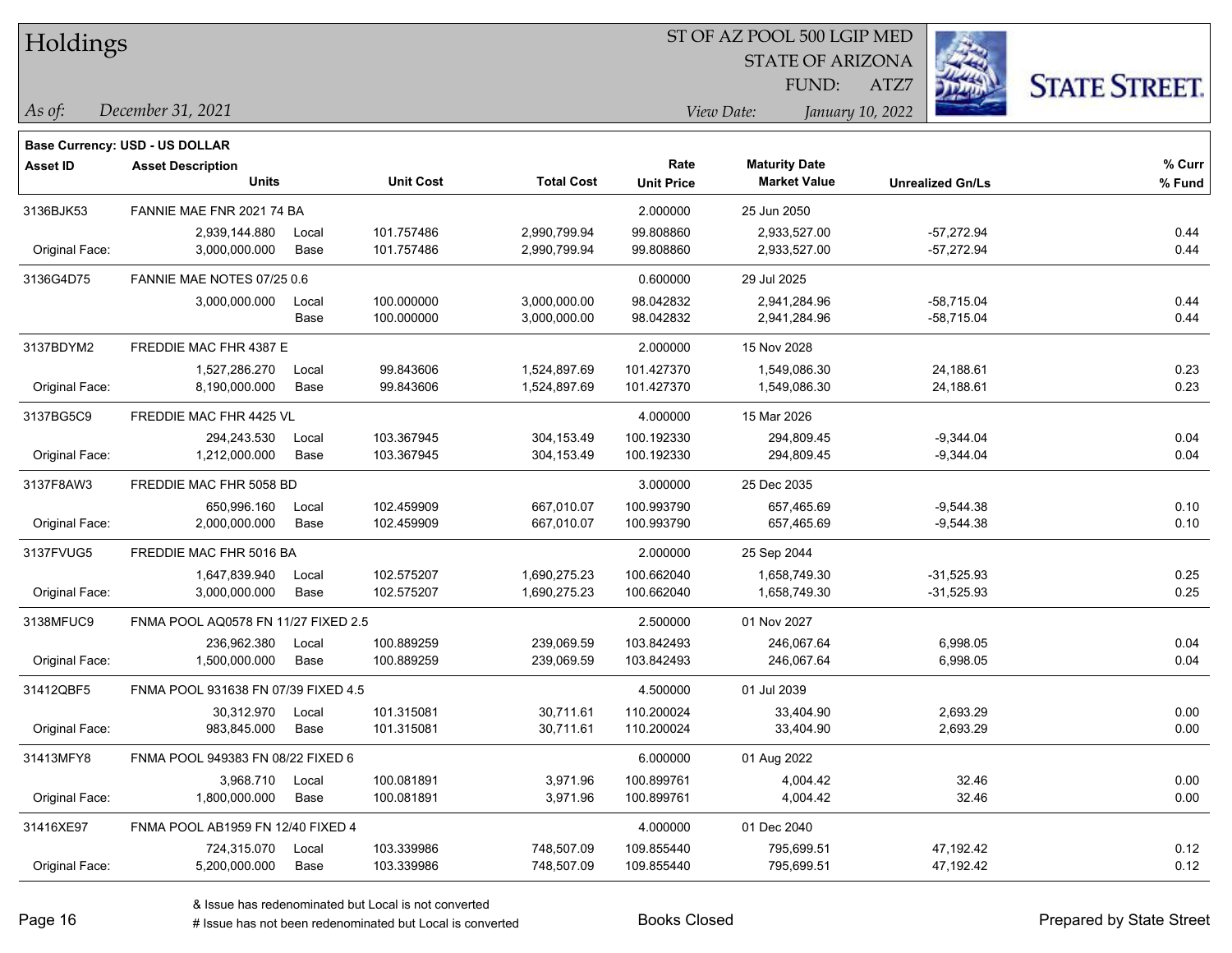# Holdings

ST OF AZ POOL 500 LGIP MED
STATE OF ARIZONA
FUND: ATZ7

*As of:* *December 31, 2021*

*View Date:* *January 10, 2022*

**Base Currency: USD - US DOLLAR**

| Asset ID | Asset Description / Units | | Unit Cost | Total Cost | Rate / Unit Price | Maturity Date / Market Value | Unrealized Gn/Ls | % Curr / % Fund |
|---|---|---|---|---|---|---|---|---|
| 3136BJK53 | FANNIE MAE FNR 2021 74 BA | | | | 2.000000 | 25 Jun 2050 | | |
| | 2,939,144.880 | Local | 101.757486 | 2,990,799.94 | 99.808860 | 2,933,527.00 | -57,272.94 | 0.44 |
| Original Face: | 3,000,000.000 | Base | 101.757486 | 2,990,799.94 | 99.808860 | 2,933,527.00 | -57,272.94 | 0.44 |
| 3136G4D75 | FANNIE MAE NOTES 07/25 0.6 | | | | 0.600000 | 29 Jul 2025 | | |
| | 3,000,000.000 | Local | 100.000000 | 3,000,000.00 | 98.042832 | 2,941,284.96 | -58,715.04 | 0.44 |
| | | Base | 100.000000 | 3,000,000.00 | 98.042832 | 2,941,284.96 | -58,715.04 | 0.44 |
| 3137BDYM2 | FREDDIE MAC FHR 4387 E | | | | 2.000000 | 15 Nov 2028 | | |
| | 1,527,286.270 | Local | 99.843606 | 1,524,897.69 | 101.427370 | 1,549,086.30 | 24,188.61 | 0.23 |
| Original Face: | 8,190,000.000 | Base | 99.843606 | 1,524,897.69 | 101.427370 | 1,549,086.30 | 24,188.61 | 0.23 |
| 3137BG5C9 | FREDDIE MAC FHR 4425 VL | | | | 4.000000 | 15 Mar 2026 | | |
| | 294,243.530 | Local | 103.367945 | 304,153.49 | 100.192330 | 294,809.45 | -9,344.04 | 0.04 |
| Original Face: | 1,212,000.000 | Base | 103.367945 | 304,153.49 | 100.192330 | 294,809.45 | -9,344.04 | 0.04 |
| 3137F8AW3 | FREDDIE MAC FHR 5058 BD | | | | 3.000000 | 25 Dec 2035 | | |
| | 650,996.160 | Local | 102.459909 | 667,010.07 | 100.993790 | 657,465.69 | -9,544.38 | 0.10 |
| Original Face: | 2,000,000.000 | Base | 102.459909 | 667,010.07 | 100.993790 | 657,465.69 | -9,544.38 | 0.10 |
| 3137FVUG5 | FREDDIE MAC FHR 5016 BA | | | | 2.000000 | 25 Sep 2044 | | |
| | 1,647,839.940 | Local | 102.575207 | 1,690,275.23 | 100.662040 | 1,658,749.30 | -31,525.93 | 0.25 |
| Original Face: | 3,000,000.000 | Base | 102.575207 | 1,690,275.23 | 100.662040 | 1,658,749.30 | -31,525.93 | 0.25 |
| 3138MFUC9 | FNMA POOL AQ0578 FN 11/27 FIXED 2.5 | | | | 2.500000 | 01 Nov 2027 | | |
| | 236,962.380 | Local | 100.889259 | 239,069.59 | 103.842493 | 246,067.64 | 6,998.05 | 0.04 |
| Original Face: | 1,500,000.000 | Base | 100.889259 | 239,069.59 | 103.842493 | 246,067.64 | 6,998.05 | 0.04 |
| 31412QBF5 | FNMA POOL 931638 FN 07/39 FIXED 4.5 | | | | 4.500000 | 01 Jul 2039 | | |
| | 30,312.970 | Local | 101.315081 | 30,711.61 | 110.200024 | 33,404.90 | 2,693.29 | 0.00 |
| Original Face: | 983,845.000 | Base | 101.315081 | 30,711.61 | 110.200024 | 33,404.90 | 2,693.29 | 0.00 |
| 31413MFY8 | FNMA POOL 949383 FN 08/22 FIXED 6 | | | | 6.000000 | 01 Aug 2022 | | |
| | 3,968.710 | Local | 100.081891 | 3,971.96 | 100.899761 | 4,004.42 | 32.46 | 0.00 |
| Original Face: | 1,800,000.000 | Base | 100.081891 | 3,971.96 | 100.899761 | 4,004.42 | 32.46 | 0.00 |
| 31416XE97 | FNMA POOL AB1959 FN 12/40 FIXED 4 | | | | 4.000000 | 01 Dec 2040 | | |
| | 724,315.070 | Local | 103.339986 | 748,507.09 | 109.855440 | 795,699.51 | 47,192.42 | 0.12 |
| Original Face: | 5,200,000.000 | Base | 103.339986 | 748,507.09 | 109.855440 | 795,699.51 | 47,192.42 | 0.12 |

& Issue has redenominated but Local is not converted
# Issue has not been redenominated but Local is converted

Books Closed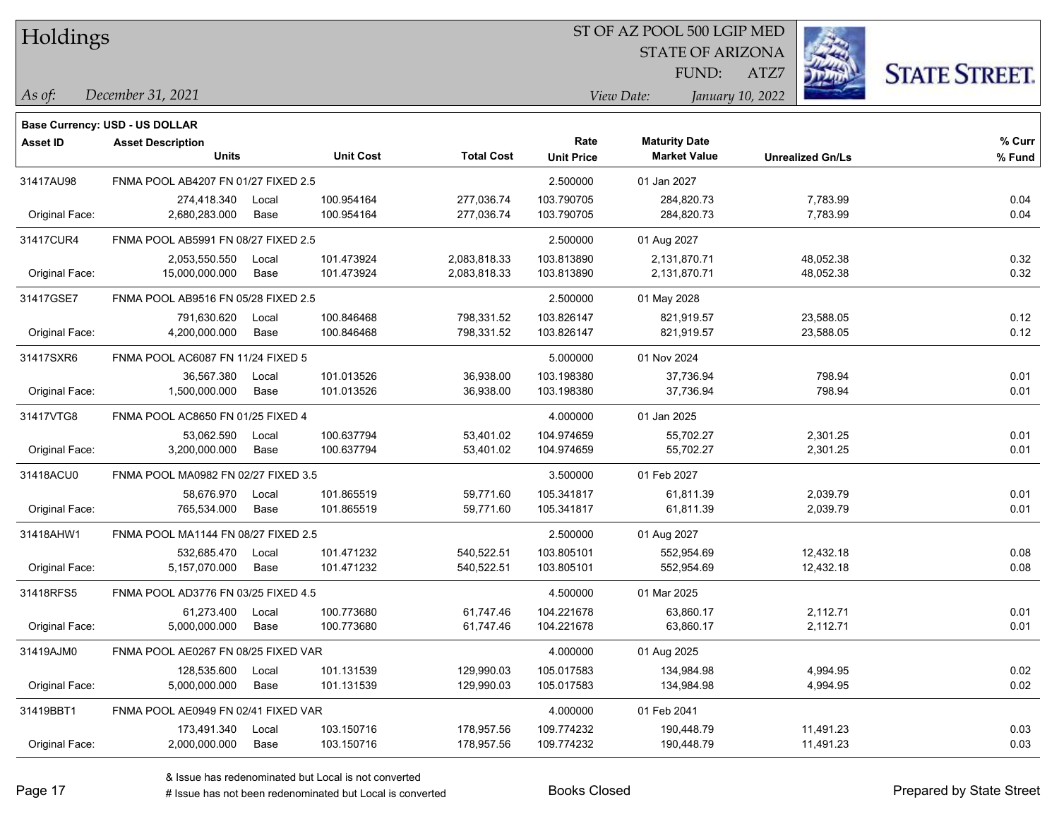# Holdings

ST OF AZ POOL 500 LGIP MED
STATE OF ARIZONA
FUND: ATZ7

*As of:* *December 31, 2021*

*View Date:* *January 10, 2022*

**Base Currency: USD - US DOLLAR**

| Asset ID | Asset Description / Units | | Unit Cost | Total Cost | Rate / Unit Price | Maturity Date / Market Value | Unrealized Gn/Ls | % Curr / % Fund |
|---|---|---|---|---|---|---|---|---|
| 31417AU98 | FNMA POOL AB4207 FN 01/27 FIXED 2.5 | | | | 2.500000 | 01 Jan 2027 | | |
| | 274,418.340 | Local | 100.954164 | 277,036.74 | 103.790705 | 284,820.73 | 7,783.99 | 0.04 |
| Original Face: | 2,680,283.000 | Base | 100.954164 | 277,036.74 | 103.790705 | 284,820.73 | 7,783.99 | 0.04 |
| 31417CUR4 | FNMA POOL AB5991 FN 08/27 FIXED 2.5 | | | | 2.500000 | 01 Aug 2027 | | |
| | 2,053,550.550 | Local | 101.473924 | 2,083,818.33 | 103.813890 | 2,131,870.71 | 48,052.38 | 0.32 |
| Original Face: | 15,000,000.000 | Base | 101.473924 | 2,083,818.33 | 103.813890 | 2,131,870.71 | 48,052.38 | 0.32 |
| 31417GSE7 | FNMA POOL AB9516 FN 05/28 FIXED 2.5 | | | | 2.500000 | 01 May 2028 | | |
| | 791,630.620 | Local | 100.846468 | 798,331.52 | 103.826147 | 821,919.57 | 23,588.05 | 0.12 |
| Original Face: | 4,200,000.000 | Base | 100.846468 | 798,331.52 | 103.826147 | 821,919.57 | 23,588.05 | 0.12 |
| 31417SXR6 | FNMA POOL AC6087 FN 11/24 FIXED 5 | | | | 5.000000 | 01 Nov 2024 | | |
| | 36,567.380 | Local | 101.013526 | 36,938.00 | 103.198380 | 37,736.94 | 798.94 | 0.01 |
| Original Face: | 1,500,000.000 | Base | 101.013526 | 36,938.00 | 103.198380 | 37,736.94 | 798.94 | 0.01 |
| 31417VTG8 | FNMA POOL AC8650 FN 01/25 FIXED 4 | | | | 4.000000 | 01 Jan 2025 | | |
| | 53,062.590 | Local | 100.637794 | 53,401.02 | 104.974659 | 55,702.27 | 2,301.25 | 0.01 |
| Original Face: | 3,200,000.000 | Base | 100.637794 | 53,401.02 | 104.974659 | 55,702.27 | 2,301.25 | 0.01 |
| 31418ACU0 | FNMA POOL MA0982 FN 02/27 FIXED 3.5 | | | | 3.500000 | 01 Feb 2027 | | |
| | 58,676.970 | Local | 101.865519 | 59,771.60 | 105.341817 | 61,811.39 | 2,039.79 | 0.01 |
| Original Face: | 765,534.000 | Base | 101.865519 | 59,771.60 | 105.341817 | 61,811.39 | 2,039.79 | 0.01 |
| 31418AHW1 | FNMA POOL MA1144 FN 08/27 FIXED 2.5 | | | | 2.500000 | 01 Aug 2027 | | |
| | 532,685.470 | Local | 101.471232 | 540,522.51 | 103.805101 | 552,954.69 | 12,432.18 | 0.08 |
| Original Face: | 5,157,070.000 | Base | 101.471232 | 540,522.51 | 103.805101 | 552,954.69 | 12,432.18 | 0.08 |
| 31418RFS5 | FNMA POOL AD3776 FN 03/25 FIXED 4.5 | | | | 4.500000 | 01 Mar 2025 | | |
| | 61,273.400 | Local | 100.773680 | 61,747.46 | 104.221678 | 63,860.17 | 2,112.71 | 0.01 |
| Original Face: | 5,000,000.000 | Base | 100.773680 | 61,747.46 | 104.221678 | 63,860.17 | 2,112.71 | 0.01 |
| 31419AJM0 | FNMA POOL AE0267 FN 08/25 FIXED VAR | | | | 4.000000 | 01 Aug 2025 | | |
| | 128,535.600 | Local | 101.131539 | 129,990.03 | 105.017583 | 134,984.98 | 4,994.95 | 0.02 |
| Original Face: | 5,000,000.000 | Base | 101.131539 | 129,990.03 | 105.017583 | 134,984.98 | 4,994.95 | 0.02 |
| 31419BBT1 | FNMA POOL AE0949 FN 02/41 FIXED VAR | | | | 4.000000 | 01 Feb 2041 | | |
| | 173,491.340 | Local | 103.150716 | 178,957.56 | 109.774232 | 190,448.79 | 11,491.23 | 0.03 |
| Original Face: | 2,000,000.000 | Base | 103.150716 | 178,957.56 | 109.774232 | 190,448.79 | 11,491.23 | 0.03 |

& Issue has redenominated but Local is not converted
# Issue has not been redenominated but Local is converted

Books Closed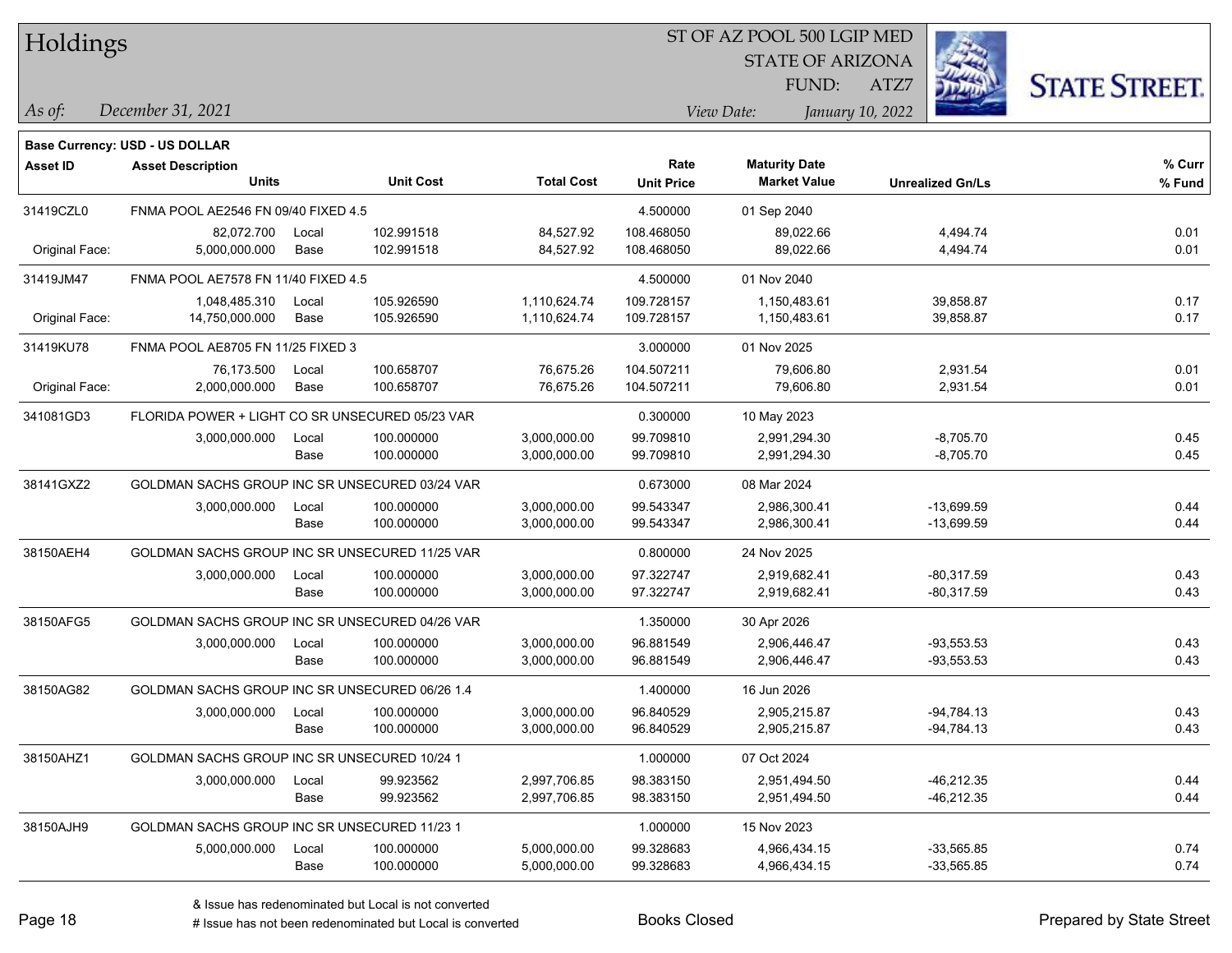# Holdings

ST OF AZ POOL 500 LGIP MED
STATE OF ARIZONA
FUND: ATZ7

*As of:* *December 31, 2021*

*View Date:* *January 10, 2022*

**Base Currency: USD - US DOLLAR**

| Asset ID | Asset Description / Units | | Unit Cost | Total Cost | Rate / Unit Price | Maturity Date / Market Value | Unrealized Gn/Ls | % Curr / % Fund |
|---|---|---|---|---|---|---|---|---|
| 31419CZL0 | FNMA POOL AE2546 FN 09/40 FIXED 4.5 | | | | 4.500000 | 01 Sep 2040 | | |
| | 82,072.700 | Local | 102.991518 | 84,527.92 | 108.468050 | 89,022.66 | 4,494.74 | 0.01 |
| Original Face: | 5,000,000.000 | Base | 102.991518 | 84,527.92 | 108.468050 | 89,022.66 | 4,494.74 | 0.01 |
| 31419JM47 | FNMA POOL AE7578 FN 11/40 FIXED 4.5 | | | | 4.500000 | 01 Nov 2040 | | |
| | 1,048,485.310 | Local | 105.926590 | 1,110,624.74 | 109.728157 | 1,150,483.61 | 39,858.87 | 0.17 |
| Original Face: | 14,750,000.000 | Base | 105.926590 | 1,110,624.74 | 109.728157 | 1,150,483.61 | 39,858.87 | 0.17 |
| 31419KU78 | FNMA POOL AE8705 FN 11/25 FIXED 3 | | | | 3.000000 | 01 Nov 2025 | | |
| | 76,173.500 | Local | 100.658707 | 76,675.26 | 104.507211 | 79,606.80 | 2,931.54 | 0.01 |
| Original Face: | 2,000,000.000 | Base | 100.658707 | 76,675.26 | 104.507211 | 79,606.80 | 2,931.54 | 0.01 |
| 341081GD3 | FLORIDA POWER + LIGHT CO SR UNSECURED 05/23 VAR | | | | 0.300000 | 10 May 2023 | | |
| | 3,000,000.000 | Local | 100.000000 | 3,000,000.00 | 99.709810 | 2,991,294.30 | -8,705.70 | 0.45 |
| | | Base | 100.000000 | 3,000,000.00 | 99.709810 | 2,991,294.30 | -8,705.70 | 0.45 |
| 38141GXZ2 | GOLDMAN SACHS GROUP INC SR UNSECURED 03/24 VAR | | | | 0.673000 | 08 Mar 2024 | | |
| | 3,000,000.000 | Local | 100.000000 | 3,000,000.00 | 99.543347 | 2,986,300.41 | -13,699.59 | 0.44 |
| | | Base | 100.000000 | 3,000,000.00 | 99.543347 | 2,986,300.41 | -13,699.59 | 0.44 |
| 38150AEH4 | GOLDMAN SACHS GROUP INC SR UNSECURED 11/25 VAR | | | | 0.800000 | 24 Nov 2025 | | |
| | 3,000,000.000 | Local | 100.000000 | 3,000,000.00 | 97.322747 | 2,919,682.41 | -80,317.59 | 0.43 |
| | | Base | 100.000000 | 3,000,000.00 | 97.322747 | 2,919,682.41 | -80,317.59 | 0.43 |
| 38150AFG5 | GOLDMAN SACHS GROUP INC SR UNSECURED 04/26 VAR | | | | 1.350000 | 30 Apr 2026 | | |
| | 3,000,000.000 | Local | 100.000000 | 3,000,000.00 | 96.881549 | 2,906,446.47 | -93,553.53 | 0.43 |
| | | Base | 100.000000 | 3,000,000.00 | 96.881549 | 2,906,446.47 | -93,553.53 | 0.43 |
| 38150AG82 | GOLDMAN SACHS GROUP INC SR UNSECURED 06/26 1.4 | | | | 1.400000 | 16 Jun 2026 | | |
| | 3,000,000.000 | Local | 100.000000 | 3,000,000.00 | 96.840529 | 2,905,215.87 | -94,784.13 | 0.43 |
| | | Base | 100.000000 | 3,000,000.00 | 96.840529 | 2,905,215.87 | -94,784.13 | 0.43 |
| 38150AHZ1 | GOLDMAN SACHS GROUP INC SR UNSECURED 10/24 1 | | | | 1.000000 | 07 Oct 2024 | | |
| | 3,000,000.000 | Local | 99.923562 | 2,997,706.85 | 98.383150 | 2,951,494.50 | -46,212.35 | 0.44 |
| | | Base | 99.923562 | 2,997,706.85 | 98.383150 | 2,951,494.50 | -46,212.35 | 0.44 |
| 38150AJH9 | GOLDMAN SACHS GROUP INC SR UNSECURED 11/23 1 | | | | 1.000000 | 15 Nov 2023 | | |
| | 5,000,000.000 | Local | 100.000000 | 5,000,000.00 | 99.328683 | 4,966,434.15 | -33,565.85 | 0.74 |
| | | Base | 100.000000 | 5,000,000.00 | 99.328683 | 4,966,434.15 | -33,565.85 | 0.74 |

& Issue has redenominated but Local is not converted
# Issue has not been redenominated but Local is converted

Books Closed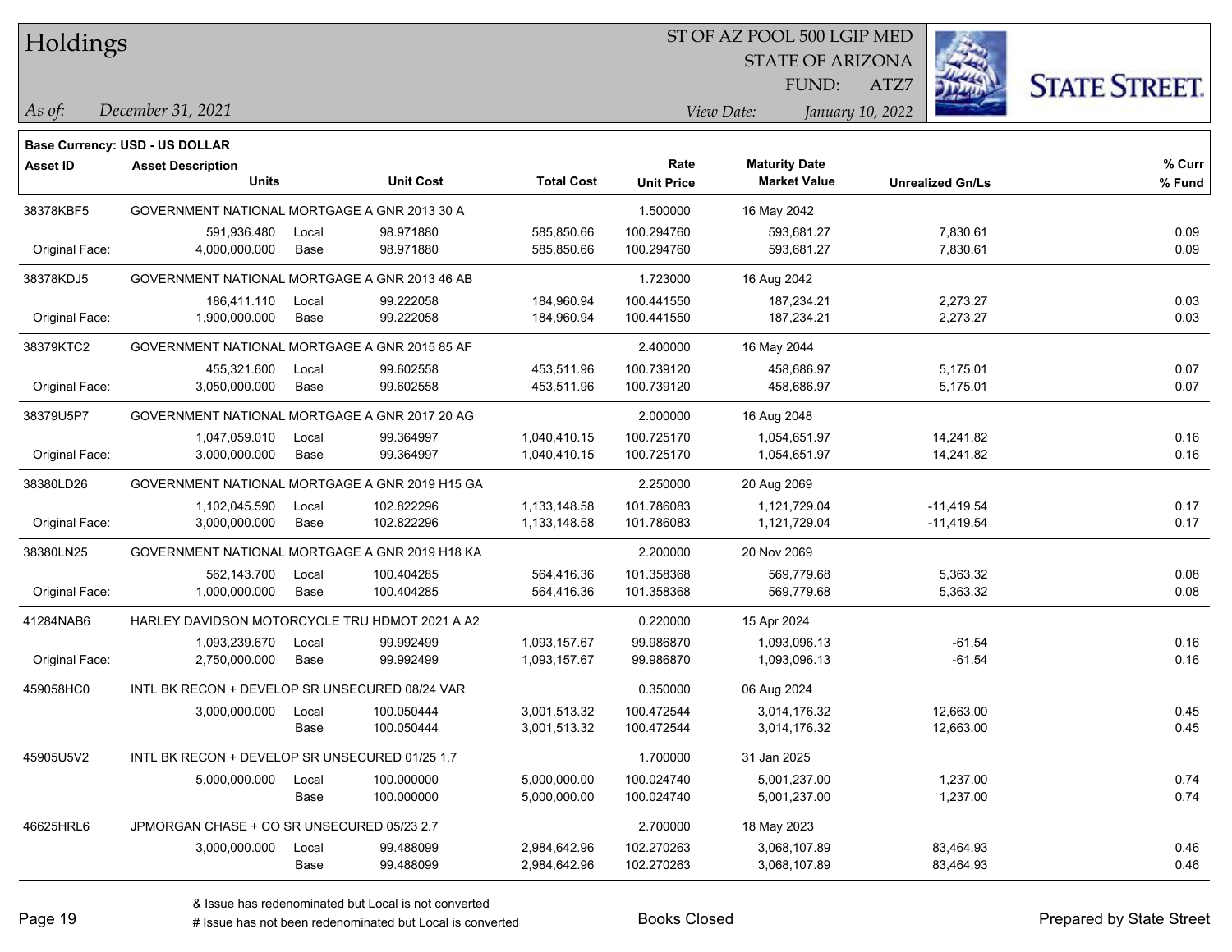# Holdings

ST OF AZ POOL 500 LGIP MED
STATE OF ARIZONA
FUND: ATZ7

*As of:* *December 31, 2021*

*View Date:* *January 10, 2022*

**Base Currency: USD - US DOLLAR**

| Asset ID | Asset Description / Units | | Unit Cost | Total Cost | Rate / Unit Price | Maturity Date / Market Value | Unrealized Gn/Ls | % Curr / % Fund |
|---|---|---|---|---|---|---|---|---|
| 38378KBF5 | GOVERNMENT NATIONAL MORTGAGE A GNR 2013 30 A | | | | 1.500000 | 16 May 2042 | | |
| | 591,936.480 | Local | 98.971880 | 585,850.66 | 100.294760 | 593,681.27 | 7,830.61 | 0.09 |
| Original Face: | 4,000,000.000 | Base | 98.971880 | 585,850.66 | 100.294760 | 593,681.27 | 7,830.61 | 0.09 |
| 38378KDJ5 | GOVERNMENT NATIONAL MORTGAGE A GNR 2013 46 AB | | | | 1.723000 | 16 Aug 2042 | | |
| | 186,411.110 | Local | 99.222058 | 184,960.94 | 100.441550 | 187,234.21 | 2,273.27 | 0.03 |
| Original Face: | 1,900,000.000 | Base | 99.222058 | 184,960.94 | 100.441550 | 187,234.21 | 2,273.27 | 0.03 |
| 38379KTC2 | GOVERNMENT NATIONAL MORTGAGE A GNR 2015 85 AF | | | | 2.400000 | 16 May 2044 | | |
| | 455,321.600 | Local | 99.602558 | 453,511.96 | 100.739120 | 458,686.97 | 5,175.01 | 0.07 |
| Original Face: | 3,050,000.000 | Base | 99.602558 | 453,511.96 | 100.739120 | 458,686.97 | 5,175.01 | 0.07 |
| 38379U5P7 | GOVERNMENT NATIONAL MORTGAGE A GNR 2017 20 AG | | | | 2.000000 | 16 Aug 2048 | | |
| | 1,047,059.010 | Local | 99.364997 | 1,040,410.15 | 100.725170 | 1,054,651.97 | 14,241.82 | 0.16 |
| Original Face: | 3,000,000.000 | Base | 99.364997 | 1,040,410.15 | 100.725170 | 1,054,651.97 | 14,241.82 | 0.16 |
| 38380LD26 | GOVERNMENT NATIONAL MORTGAGE A GNR 2019 H15 GA | | | | 2.250000 | 20 Aug 2069 | | |
| | 1,102,045.590 | Local | 102.822296 | 1,133,148.58 | 101.786083 | 1,121,729.04 | -11,419.54 | 0.17 |
| Original Face: | 3,000,000.000 | Base | 102.822296 | 1,133,148.58 | 101.786083 | 1,121,729.04 | -11,419.54 | 0.17 |
| 38380LN25 | GOVERNMENT NATIONAL MORTGAGE A GNR 2019 H18 KA | | | | 2.200000 | 20 Nov 2069 | | |
| | 562,143.700 | Local | 100.404285 | 564,416.36 | 101.358368 | 569,779.68 | 5,363.32 | 0.08 |
| Original Face: | 1,000,000.000 | Base | 100.404285 | 564,416.36 | 101.358368 | 569,779.68 | 5,363.32 | 0.08 |
| 41284NAB6 | HARLEY DAVIDSON MOTORCYCLE TRU HDMOT 2021 A A2 | | | | 0.220000 | 15 Apr 2024 | | |
| | 1,093,239.670 | Local | 99.992499 | 1,093,157.67 | 99.986870 | 1,093,096.13 | -61.54 | 0.16 |
| Original Face: | 2,750,000.000 | Base | 99.992499 | 1,093,157.67 | 99.986870 | 1,093,096.13 | -61.54 | 0.16 |
| 459058HC0 | INTL BK RECON + DEVELOP SR UNSECURED 08/24 VAR | | | | 0.350000 | 06 Aug 2024 | | |
| | 3,000,000.000 | Local | 100.050444 | 3,001,513.32 | 100.472544 | 3,014,176.32 | 12,663.00 | 0.45 |
| | | Base | 100.050444 | 3,001,513.32 | 100.472544 | 3,014,176.32 | 12,663.00 | 0.45 |
| 45905U5V2 | INTL BK RECON + DEVELOP SR UNSECURED 01/25 1.7 | | | | 1.700000 | 31 Jan 2025 | | |
| | 5,000,000.000 | Local | 100.000000 | 5,000,000.00 | 100.024740 | 5,001,237.00 | 1,237.00 | 0.74 |
| | | Base | 100.000000 | 5,000,000.00 | 100.024740 | 5,001,237.00 | 1,237.00 | 0.74 |
| 46625HRL6 | JPMORGAN CHASE + CO SR UNSECURED 05/23 2.7 | | | | 2.700000 | 18 May 2023 | | |
| | 3,000,000.000 | Local | 99.488099 | 2,984,642.96 | 102.270263 | 3,068,107.89 | 83,464.93 | 0.46 |
| | | Base | 99.488099 | 2,984,642.96 | 102.270263 | 3,068,107.89 | 83,464.93 | 0.46 |

& Issue has redenominated but Local is not converted
# Issue has not been redenominated but Local is converted

Books Closed

Prepared by State Street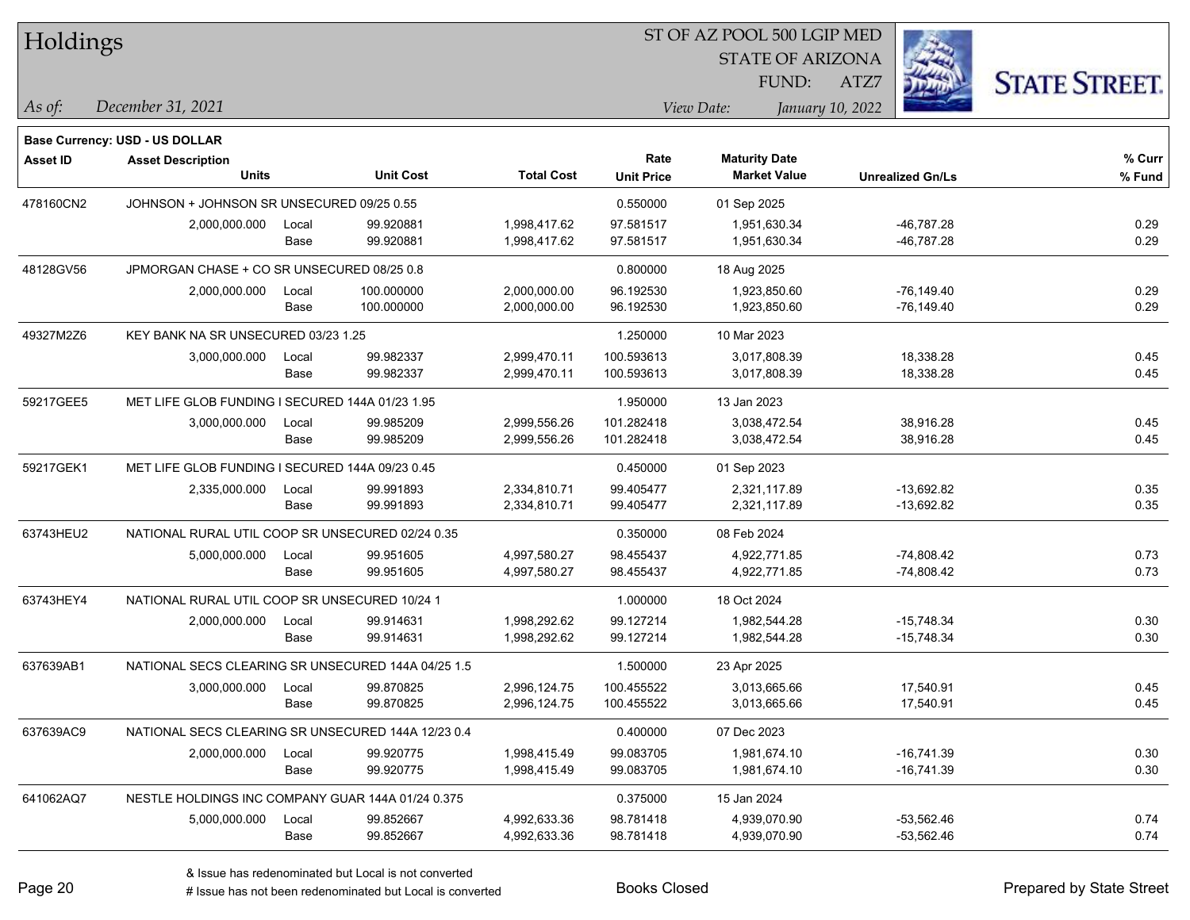# Holdings

ST OF AZ POOL 500 LGIP MED
STATE OF ARIZONA
FUND: ATZ7

*As of:* *December 31, 2021*

*View Date:* *January 10, 2022*

STATE STREET.

**Base Currency: USD - US DOLLAR**

| Asset ID | Asset Description / Units | | Unit Cost | Total Cost | Rate / Unit Price | Maturity Date / Market Value | Unrealized Gn/Ls | % Curr / % Fund |
|---|---|---|---|---|---|---|---|---|
| 478160CN2 | JOHNSON + JOHNSON SR UNSECURED 09/25 0.55 | | | | 0.550000 | 01 Sep 2025 | | |
| | 2,000,000.000 | Local | 99.920881 | 1,998,417.62 | 97.581517 | 1,951,630.34 | -46,787.28 | 0.29 |
| | | Base | 99.920881 | 1,998,417.62 | 97.581517 | 1,951,630.34 | -46,787.28 | 0.29 |
| 48128GV56 | JPMORGAN CHASE + CO SR UNSECURED 08/25 0.8 | | | | 0.800000 | 18 Aug 2025 | | |
| | 2,000,000.000 | Local | 100.000000 | 2,000,000.00 | 96.192530 | 1,923,850.60 | -76,149.40 | 0.29 |
| | | Base | 100.000000 | 2,000,000.00 | 96.192530 | 1,923,850.60 | -76,149.40 | 0.29 |
| 49327M2Z6 | KEY BANK NA SR UNSECURED 03/23 1.25 | | | | 1.250000 | 10 Mar 2023 | | |
| | 3,000,000.000 | Local | 99.982337 | 2,999,470.11 | 100.593613 | 3,017,808.39 | 18,338.28 | 0.45 |
| | | Base | 99.982337 | 2,999,470.11 | 100.593613 | 3,017,808.39 | 18,338.28 | 0.45 |
| 59217GEE5 | MET LIFE GLOB FUNDING I SECURED 144A 01/23 1.95 | | | | 1.950000 | 13 Jan 2023 | | |
| | 3,000,000.000 | Local | 99.985209 | 2,999,556.26 | 101.282418 | 3,038,472.54 | 38,916.28 | 0.45 |
| | | Base | 99.985209 | 2,999,556.26 | 101.282418 | 3,038,472.54 | 38,916.28 | 0.45 |
| 59217GEK1 | MET LIFE GLOB FUNDING I SECURED 144A 09/23 0.45 | | | | 0.450000 | 01 Sep 2023 | | |
| | 2,335,000.000 | Local | 99.991893 | 2,334,810.71 | 99.405477 | 2,321,117.89 | -13,692.82 | 0.35 |
| | | Base | 99.991893 | 2,334,810.71 | 99.405477 | 2,321,117.89 | -13,692.82 | 0.35 |
| 63743HEU2 | NATIONAL RURAL UTIL COOP SR UNSECURED 02/24 0.35 | | | | 0.350000 | 08 Feb 2024 | | |
| | 5,000,000.000 | Local | 99.951605 | 4,997,580.27 | 98.455437 | 4,922,771.85 | -74,808.42 | 0.73 |
| | | Base | 99.951605 | 4,997,580.27 | 98.455437 | 4,922,771.85 | -74,808.42 | 0.73 |
| 63743HEY4 | NATIONAL RURAL UTIL COOP SR UNSECURED 10/24 1 | | | | 1.000000 | 18 Oct 2024 | | |
| | 2,000,000.000 | Local | 99.914631 | 1,998,292.62 | 99.127214 | 1,982,544.28 | -15,748.34 | 0.30 |
| | | Base | 99.914631 | 1,998,292.62 | 99.127214 | 1,982,544.28 | -15,748.34 | 0.30 |
| 637639AB1 | NATIONAL SECS CLEARING SR UNSECURED 144A 04/25 1.5 | | | | 1.500000 | 23 Apr 2025 | | |
| | 3,000,000.000 | Local | 99.870825 | 2,996,124.75 | 100.455522 | 3,013,665.66 | 17,540.91 | 0.45 |
| | | Base | 99.870825 | 2,996,124.75 | 100.455522 | 3,013,665.66 | 17,540.91 | 0.45 |
| 637639AC9 | NATIONAL SECS CLEARING SR UNSECURED 144A 12/23 0.4 | | | | 0.400000 | 07 Dec 2023 | | |
| | 2,000,000.000 | Local | 99.920775 | 1,998,415.49 | 99.083705 | 1,981,674.10 | -16,741.39 | 0.30 |
| | | Base | 99.920775 | 1,998,415.49 | 99.083705 | 1,981,674.10 | -16,741.39 | 0.30 |
| 641062AQ7 | NESTLE HOLDINGS INC COMPANY GUAR 144A 01/24 0.375 | | | | 0.375000 | 15 Jan 2024 | | |
| | 5,000,000.000 | Local | 99.852667 | 4,992,633.36 | 98.781418 | 4,939,070.90 | -53,562.46 | 0.74 |
| | | Base | 99.852667 | 4,992,633.36 | 98.781418 | 4,939,070.90 | -53,562.46 | 0.74 |

& Issue has redenominated but Local is not converted
# Issue has not been redenominated but Local is converted

Books Closed

Prepared by State Street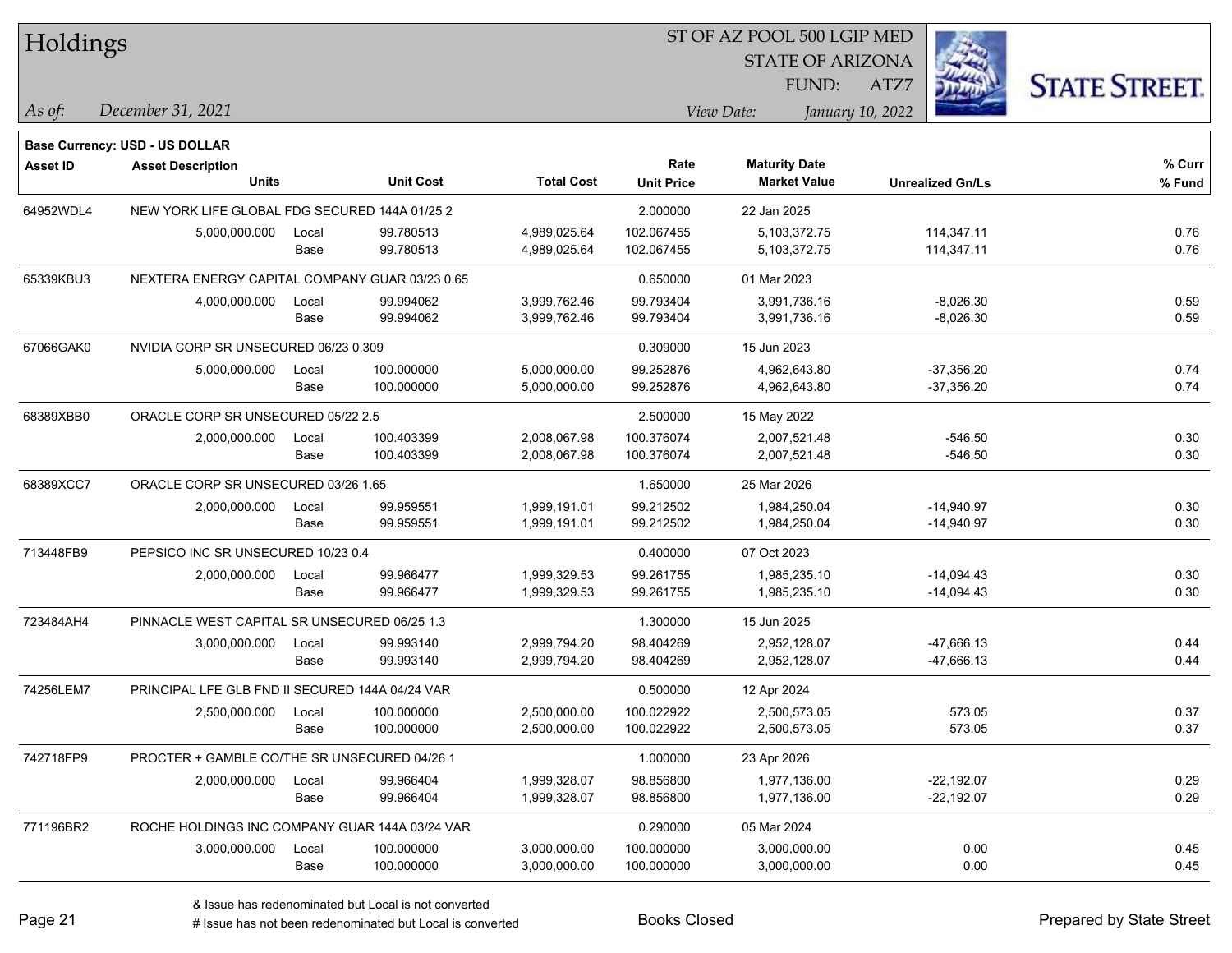# Holdings

ST OF AZ POOL 500 LGIP MED
STATE OF ARIZONA
FUND: ATZ7

*As of:* *December 31, 2021*

*View Date:* *January 10, 2022*

**Base Currency: USD - US DOLLAR**

| Asset ID | Asset Description / Units | | Unit Cost | Total Cost | Rate / Unit Price | Maturity Date / Market Value | Unrealized Gn/Ls | % Curr / % Fund |
|---|---|---|---|---|---|---|---|---|
| 64952WDL4 | NEW YORK LIFE GLOBAL FDG SECURED 144A 01/25 2 | | | | 2.000000 | 22 Jan 2025 | | |
| | 5,000,000.000 | Local | 99.780513 | 4,989,025.64 | 102.067455 | 5,103,372.75 | 114,347.11 | 0.76 |
| | | Base | 99.780513 | 4,989,025.64 | 102.067455 | 5,103,372.75 | 114,347.11 | 0.76 |
| 65339KBU3 | NEXTERA ENERGY CAPITAL COMPANY GUAR 03/23 0.65 | | | | 0.650000 | 01 Mar 2023 | | |
| | 4,000,000.000 | Local | 99.994062 | 3,999,762.46 | 99.793404 | 3,991,736.16 | -8,026.30 | 0.59 |
| | | Base | 99.994062 | 3,999,762.46 | 99.793404 | 3,991,736.16 | -8,026.30 | 0.59 |
| 67066GAK0 | NVIDIA CORP SR UNSECURED 06/23 0.309 | | | | 0.309000 | 15 Jun 2023 | | |
| | 5,000,000.000 | Local | 100.000000 | 5,000,000.00 | 99.252876 | 4,962,643.80 | -37,356.20 | 0.74 |
| | | Base | 100.000000 | 5,000,000.00 | 99.252876 | 4,962,643.80 | -37,356.20 | 0.74 |
| 68389XBB0 | ORACLE CORP SR UNSECURED 05/22 2.5 | | | | 2.500000 | 15 May 2022 | | |
| | 2,000,000.000 | Local | 100.403399 | 2,008,067.98 | 100.376074 | 2,007,521.48 | -546.50 | 0.30 |
| | | Base | 100.403399 | 2,008,067.98 | 100.376074 | 2,007,521.48 | -546.50 | 0.30 |
| 68389XCC7 | ORACLE CORP SR UNSECURED 03/26 1.65 | | | | 1.650000 | 25 Mar 2026 | | |
| | 2,000,000.000 | Local | 99.959551 | 1,999,191.01 | 99.212502 | 1,984,250.04 | -14,940.97 | 0.30 |
| | | Base | 99.959551 | 1,999,191.01 | 99.212502 | 1,984,250.04 | -14,940.97 | 0.30 |
| 713448FB9 | PEPSICO INC SR UNSECURED 10/23 0.4 | | | | 0.400000 | 07 Oct 2023 | | |
| | 2,000,000.000 | Local | 99.966477 | 1,999,329.53 | 99.261755 | 1,985,235.10 | -14,094.43 | 0.30 |
| | | Base | 99.966477 | 1,999,329.53 | 99.261755 | 1,985,235.10 | -14,094.43 | 0.30 |
| 723484AH4 | PINNACLE WEST CAPITAL SR UNSECURED 06/25 1.3 | | | | 1.300000 | 15 Jun 2025 | | |
| | 3,000,000.000 | Local | 99.993140 | 2,999,794.20 | 98.404269 | 2,952,128.07 | -47,666.13 | 0.44 |
| | | Base | 99.993140 | 2,999,794.20 | 98.404269 | 2,952,128.07 | -47,666.13 | 0.44 |
| 74256LEM7 | PRINCIPAL LFE GLB FND II SECURED 144A 04/24 VAR | | | | 0.500000 | 12 Apr 2024 | | |
| | 2,500,000.000 | Local | 100.000000 | 2,500,000.00 | 100.022922 | 2,500,573.05 | 573.05 | 0.37 |
| | | Base | 100.000000 | 2,500,000.00 | 100.022922 | 2,500,573.05 | 573.05 | 0.37 |
| 742718FP9 | PROCTER + GAMBLE CO/THE SR UNSECURED 04/26 1 | | | | 1.000000 | 23 Apr 2026 | | |
| | 2,000,000.000 | Local | 99.966404 | 1,999,328.07 | 98.856800 | 1,977,136.00 | -22,192.07 | 0.29 |
| | | Base | 99.966404 | 1,999,328.07 | 98.856800 | 1,977,136.00 | -22,192.07 | 0.29 |
| 771196BR2 | ROCHE HOLDINGS INC COMPANY GUAR 144A 03/24 VAR | | | | 0.290000 | 05 Mar 2024 | | |
| | 3,000,000.000 | Local | 100.000000 | 3,000,000.00 | 100.000000 | 3,000,000.00 | 0.00 | 0.45 |
| | | Base | 100.000000 | 3,000,000.00 | 100.000000 | 3,000,000.00 | 0.00 | 0.45 |

& Issue has redenominated but Local is not converted
# Issue has not been redenominated but Local is converted

Books Closed

Prepared by State Street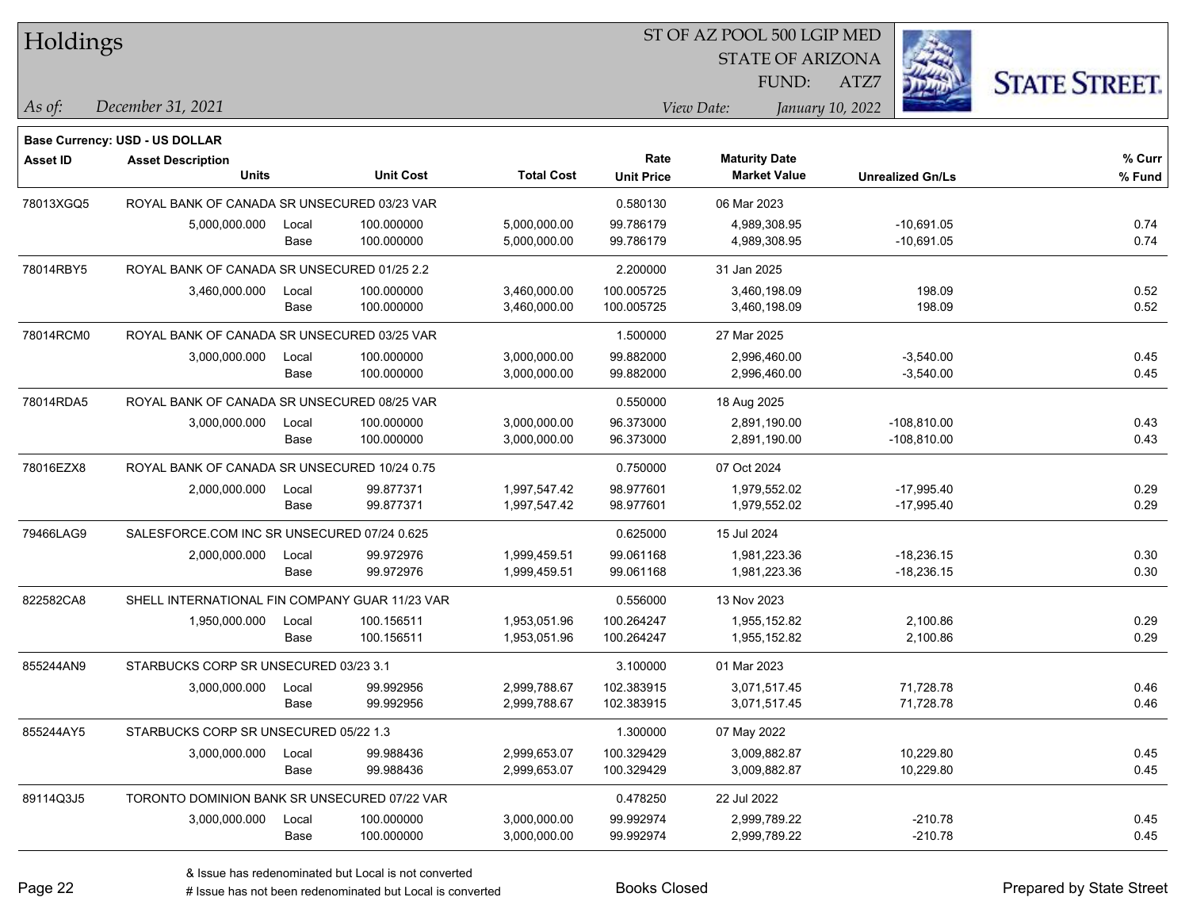# Holdings

ST OF AZ POOL 500 LGIP MED
STATE OF ARIZONA
FUND: ATZ7

*As of:* *December 31, 2021*

*View Date:* *January 10, 2022*

STATE STREET.

**Base Currency: USD - US DOLLAR**

| Asset ID | Asset Description / Units | | Unit Cost | Total Cost | Rate / Unit Price | Maturity Date / Market Value | Unrealized Gn/Ls | % Curr / % Fund |
|---|---|---|---|---|---|---|---|---|
| 78013XGQ5 | ROYAL BANK OF CANADA SR UNSECURED 03/23 VAR | | | | 0.580130 | 06 Mar 2023 | | |
| | 5,000,000.000 | Local | 100.000000 | 5,000,000.00 | 99.786179 | 4,989,308.95 | -10,691.05 | 0.74 |
| | | Base | 100.000000 | 5,000,000.00 | 99.786179 | 4,989,308.95 | -10,691.05 | 0.74 |
| 78014RBY5 | ROYAL BANK OF CANADA SR UNSECURED 01/25 2.2 | | | | 2.200000 | 31 Jan 2025 | | |
| | 3,460,000.000 | Local | 100.000000 | 3,460,000.00 | 100.005725 | 3,460,198.09 | 198.09 | 0.52 |
| | | Base | 100.000000 | 3,460,000.00 | 100.005725 | 3,460,198.09 | 198.09 | 0.52 |
| 78014RCM0 | ROYAL BANK OF CANADA SR UNSECURED 03/25 VAR | | | | 1.500000 | 27 Mar 2025 | | |
| | 3,000,000.000 | Local | 100.000000 | 3,000,000.00 | 99.882000 | 2,996,460.00 | -3,540.00 | 0.45 |
| | | Base | 100.000000 | 3,000,000.00 | 99.882000 | 2,996,460.00 | -3,540.00 | 0.45 |
| 78014RDA5 | ROYAL BANK OF CANADA SR UNSECURED 08/25 VAR | | | | 0.550000 | 18 Aug 2025 | | |
| | 3,000,000.000 | Local | 100.000000 | 3,000,000.00 | 96.373000 | 2,891,190.00 | -108,810.00 | 0.43 |
| | | Base | 100.000000 | 3,000,000.00 | 96.373000 | 2,891,190.00 | -108,810.00 | 0.43 |
| 78016EZX8 | ROYAL BANK OF CANADA SR UNSECURED 10/24 0.75 | | | | 0.750000 | 07 Oct 2024 | | |
| | 2,000,000.000 | Local | 99.877371 | 1,997,547.42 | 98.977601 | 1,979,552.02 | -17,995.40 | 0.29 |
| | | Base | 99.877371 | 1,997,547.42 | 98.977601 | 1,979,552.02 | -17,995.40 | 0.29 |
| 79466LAG9 | SALESFORCE.COM INC SR UNSECURED 07/24 0.625 | | | | 0.625000 | 15 Jul 2024 | | |
| | 2,000,000.000 | Local | 99.972976 | 1,999,459.51 | 99.061168 | 1,981,223.36 | -18,236.15 | 0.30 |
| | | Base | 99.972976 | 1,999,459.51 | 99.061168 | 1,981,223.36 | -18,236.15 | 0.30 |
| 822582CA8 | SHELL INTERNATIONAL FIN COMPANY GUAR 11/23 VAR | | | | 0.556000 | 13 Nov 2023 | | |
| | 1,950,000.000 | Local | 100.156511 | 1,953,051.96 | 100.264247 | 1,955,152.82 | 2,100.86 | 0.29 |
| | | Base | 100.156511 | 1,953,051.96 | 100.264247 | 1,955,152.82 | 2,100.86 | 0.29 |
| 855244AN9 | STARBUCKS CORP SR UNSECURED 03/23 3.1 | | | | 3.100000 | 01 Mar 2023 | | |
| | 3,000,000.000 | Local | 99.992956 | 2,999,788.67 | 102.383915 | 3,071,517.45 | 71,728.78 | 0.46 |
| | | Base | 99.992956 | 2,999,788.67 | 102.383915 | 3,071,517.45 | 71,728.78 | 0.46 |
| 855244AY5 | STARBUCKS CORP SR UNSECURED 05/22 1.3 | | | | 1.300000 | 07 May 2022 | | |
| | 3,000,000.000 | Local | 99.988436 | 2,999,653.07 | 100.329429 | 3,009,882.87 | 10,229.80 | 0.45 |
| | | Base | 99.988436 | 2,999,653.07 | 100.329429 | 3,009,882.87 | 10,229.80 | 0.45 |
| 89114Q3J5 | TORONTO DOMINION BANK SR UNSECURED 07/22 VAR | | | | 0.478250 | 22 Jul 2022 | | |
| | 3,000,000.000 | Local | 100.000000 | 3,000,000.00 | 99.992974 | 2,999,789.22 | -210.78 | 0.45 |
| | | Base | 100.000000 | 3,000,000.00 | 99.992974 | 2,999,789.22 | -210.78 | 0.45 |

& Issue has redenominated but Local is not converted
# Issue has not been redenominated but Local is converted

Books Closed

Prepared by State Street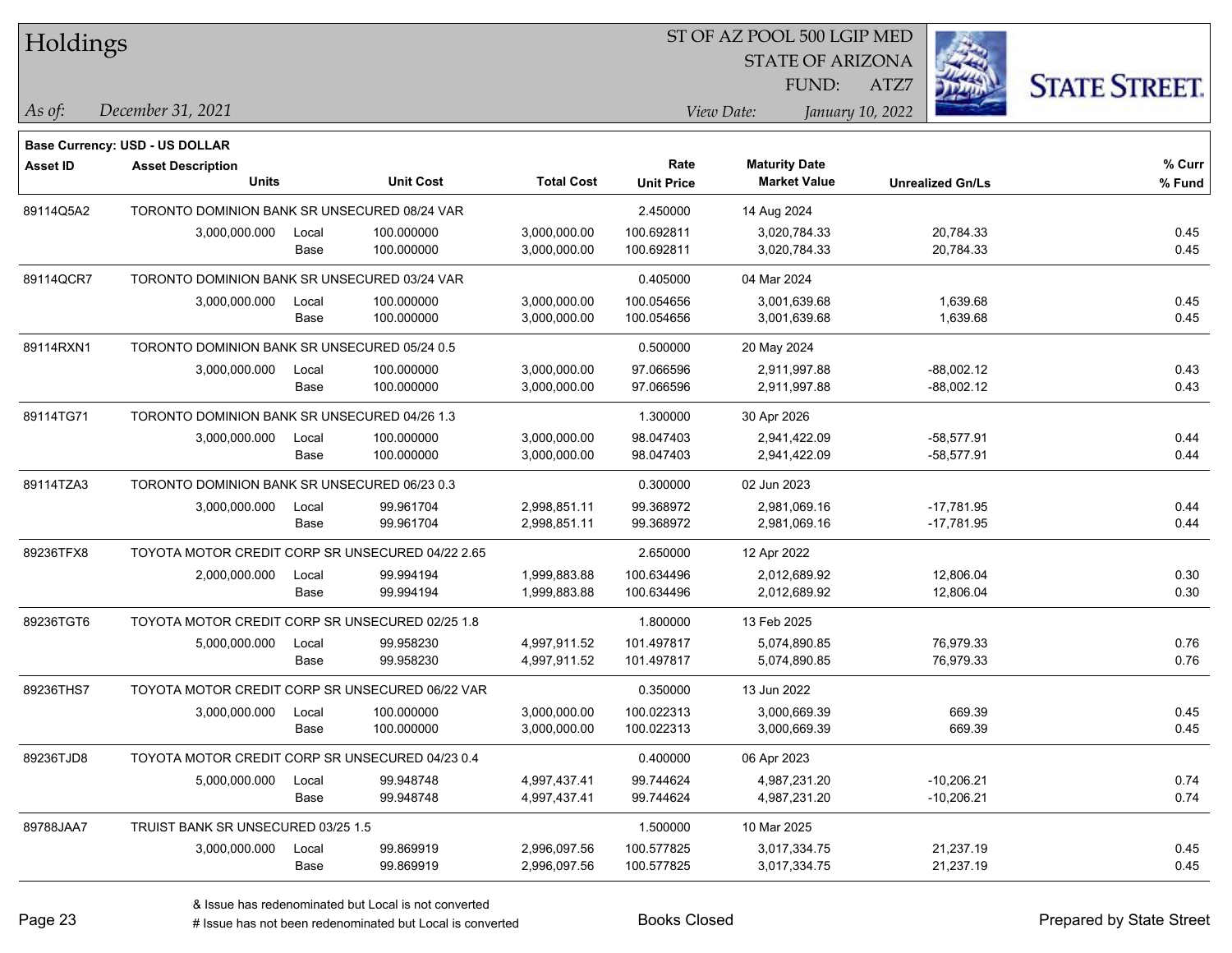# Holdings

ST OF AZ POOL 500 LGIP MED
STATE OF ARIZONA
FUND: ATZ7

*As of:* *December 31, 2021*

*View Date:* *January 10, 2022*

STATE STREET.

**Base Currency: USD - US DOLLAR**

| Asset ID | Asset Description / Units | | Unit Cost | Total Cost | Rate / Unit Price | Maturity Date / Market Value | Unrealized Gn/Ls | % Curr / % Fund |
|---|---|---|---|---|---|---|---|---|
| 89114Q5A2 | TORONTO DOMINION BANK SR UNSECURED 08/24 VAR | | | | 2.450000 | 14 Aug 2024 | | |
| | 3,000,000.000 | Local | 100.000000 | 3,000,000.00 | 100.692811 | 3,020,784.33 | 20,784.33 | 0.45 |
| | | Base | 100.000000 | 3,000,000.00 | 100.692811 | 3,020,784.33 | 20,784.33 | 0.45 |
| 89114QCR7 | TORONTO DOMINION BANK SR UNSECURED 03/24 VAR | | | | 0.405000 | 04 Mar 2024 | | |
| | 3,000,000.000 | Local | 100.000000 | 3,000,000.00 | 100.054656 | 3,001,639.68 | 1,639.68 | 0.45 |
| | | Base | 100.000000 | 3,000,000.00 | 100.054656 | 3,001,639.68 | 1,639.68 | 0.45 |
| 89114RXN1 | TORONTO DOMINION BANK SR UNSECURED 05/24 0.5 | | | | 0.500000 | 20 May 2024 | | |
| | 3,000,000.000 | Local | 100.000000 | 3,000,000.00 | 97.066596 | 2,911,997.88 | -88,002.12 | 0.43 |
| | | Base | 100.000000 | 3,000,000.00 | 97.066596 | 2,911,997.88 | -88,002.12 | 0.43 |
| 89114TG71 | TORONTO DOMINION BANK SR UNSECURED 04/26 1.3 | | | | 1.300000 | 30 Apr 2026 | | |
| | 3,000,000.000 | Local | 100.000000 | 3,000,000.00 | 98.047403 | 2,941,422.09 | -58,577.91 | 0.44 |
| | | Base | 100.000000 | 3,000,000.00 | 98.047403 | 2,941,422.09 | -58,577.91 | 0.44 |
| 89114TZA3 | TORONTO DOMINION BANK SR UNSECURED 06/23 0.3 | | | | 0.300000 | 02 Jun 2023 | | |
| | 3,000,000.000 | Local | 99.961704 | 2,998,851.11 | 99.368972 | 2,981,069.16 | -17,781.95 | 0.44 |
| | | Base | 99.961704 | 2,998,851.11 | 99.368972 | 2,981,069.16 | -17,781.95 | 0.44 |
| 89236TFX8 | TOYOTA MOTOR CREDIT CORP SR UNSECURED 04/22 2.65 | | | | 2.650000 | 12 Apr 2022 | | |
| | 2,000,000.000 | Local | 99.994194 | 1,999,883.88 | 100.634496 | 2,012,689.92 | 12,806.04 | 0.30 |
| | | Base | 99.994194 | 1,999,883.88 | 100.634496 | 2,012,689.92 | 12,806.04 | 0.30 |
| 89236TGT6 | TOYOTA MOTOR CREDIT CORP SR UNSECURED 02/25 1.8 | | | | 1.800000 | 13 Feb 2025 | | |
| | 5,000,000.000 | Local | 99.958230 | 4,997,911.52 | 101.497817 | 5,074,890.85 | 76,979.33 | 0.76 |
| | | Base | 99.958230 | 4,997,911.52 | 101.497817 | 5,074,890.85 | 76,979.33 | 0.76 |
| 89236THS7 | TOYOTA MOTOR CREDIT CORP SR UNSECURED 06/22 VAR | | | | 0.350000 | 13 Jun 2022 | | |
| | 3,000,000.000 | Local | 100.000000 | 3,000,000.00 | 100.022313 | 3,000,669.39 | 669.39 | 0.45 |
| | | Base | 100.000000 | 3,000,000.00 | 100.022313 | 3,000,669.39 | 669.39 | 0.45 |
| 89236TJD8 | TOYOTA MOTOR CREDIT CORP SR UNSECURED 04/23 0.4 | | | | 0.400000 | 06 Apr 2023 | | |
| | 5,000,000.000 | Local | 99.948748 | 4,997,437.41 | 99.744624 | 4,987,231.20 | -10,206.21 | 0.74 |
| | | Base | 99.948748 | 4,997,437.41 | 99.744624 | 4,987,231.20 | -10,206.21 | 0.74 |
| 89788JAA7 | TRUIST BANK SR UNSECURED 03/25 1.5 | | | | 1.500000 | 10 Mar 2025 | | |
| | 3,000,000.000 | Local | 99.869919 | 2,996,097.56 | 100.577825 | 3,017,334.75 | 21,237.19 | 0.45 |
| | | Base | 99.869919 | 2,996,097.56 | 100.577825 | 3,017,334.75 | 21,237.19 | 0.45 |

& Issue has redenominated but Local is not converted
# Issue has not been redenominated but Local is converted

Books Closed

Prepared by State Street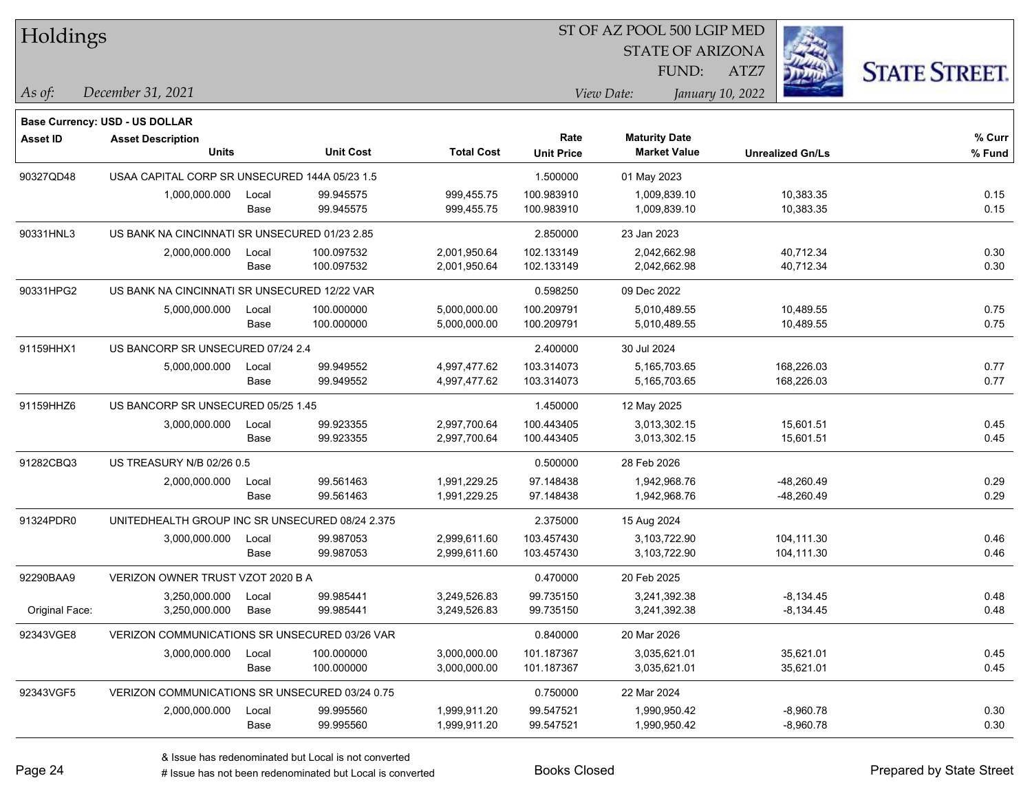# Holdings

ST OF AZ POOL 500 LGIP MED
STATE OF ARIZONA
FUND: ATZ7

*As of:* December 31, 2021

*View Date:* January 10, 2022

**Base Currency: USD - US DOLLAR**

| Asset ID | Asset Description / Units | | Unit Cost | Total Cost | Rate / Unit Price | Maturity Date / Market Value | Unrealized Gn/Ls | % Curr / % Fund |
|---|---|---|---|---|---|---|---|---|
| 90327QD48 | USAA CAPITAL CORP SR UNSECURED 144A 05/23 1.5 | | | | 1.500000 | 01 May 2023 | | |
| | 1,000,000.000 | Local | 99.945575 | 999,455.75 | 100.983910 | 1,009,839.10 | 10,383.35 | 0.15 |
| | | Base | 99.945575 | 999,455.75 | 100.983910 | 1,009,839.10 | 10,383.35 | 0.15 |
| 90331HNL3 | US BANK NA CINCINNATI SR UNSECURED 01/23 2.85 | | | | 2.850000 | 23 Jan 2023 | | |
| | 2,000,000.000 | Local | 100.097532 | 2,001,950.64 | 102.133149 | 2,042,662.98 | 40,712.34 | 0.30 |
| | | Base | 100.097532 | 2,001,950.64 | 102.133149 | 2,042,662.98 | 40,712.34 | 0.30 |
| 90331HPG2 | US BANK NA CINCINNATI SR UNSECURED 12/22 VAR | | | | 0.598250 | 09 Dec 2022 | | |
| | 5,000,000.000 | Local | 100.000000 | 5,000,000.00 | 100.209791 | 5,010,489.55 | 10,489.55 | 0.75 |
| | | Base | 100.000000 | 5,000,000.00 | 100.209791 | 5,010,489.55 | 10,489.55 | 0.75 |
| 91159HHX1 | US BANCORP SR UNSECURED 07/24 2.4 | | | | 2.400000 | 30 Jul 2024 | | |
| | 5,000,000.000 | Local | 99.949552 | 4,997,477.62 | 103.314073 | 5,165,703.65 | 168,226.03 | 0.77 |
| | | Base | 99.949552 | 4,997,477.62 | 103.314073 | 5,165,703.65 | 168,226.03 | 0.77 |
| 91159HHZ6 | US BANCORP SR UNSECURED 05/25 1.45 | | | | 1.450000 | 12 May 2025 | | |
| | 3,000,000.000 | Local | 99.923355 | 2,997,700.64 | 100.443405 | 3,013,302.15 | 15,601.51 | 0.45 |
| | | Base | 99.923355 | 2,997,700.64 | 100.443405 | 3,013,302.15 | 15,601.51 | 0.45 |
| 91282CBQ3 | US TREASURY N/B 02/26 0.5 | | | | 0.500000 | 28 Feb 2026 | | |
| | 2,000,000.000 | Local | 99.561463 | 1,991,229.25 | 97.148438 | 1,942,968.76 | -48,260.49 | 0.29 |
| | | Base | 99.561463 | 1,991,229.25 | 97.148438 | 1,942,968.76 | -48,260.49 | 0.29 |
| 91324PDR0 | UNITEDHEALTH GROUP INC SR UNSECURED 08/24 2.375 | | | | 2.375000 | 15 Aug 2024 | | |
| | 3,000,000.000 | Local | 99.987053 | 2,999,611.60 | 103.457430 | 3,103,722.90 | 104,111.30 | 0.46 |
| | | Base | 99.987053 | 2,999,611.60 | 103.457430 | 3,103,722.90 | 104,111.30 | 0.46 |
| 92290BAA9 | VERIZON OWNER TRUST VZOT 2020 B A | | | | 0.470000 | 20 Feb 2025 | | |
| | 3,250,000.000 | Local | 99.985441 | 3,249,526.83 | 99.735150 | 3,241,392.38 | -8,134.45 | 0.48 |
| Original Face: | 3,250,000.000 | Base | 99.985441 | 3,249,526.83 | 99.735150 | 3,241,392.38 | -8,134.45 | 0.48 |
| 92343VGE8 | VERIZON COMMUNICATIONS SR UNSECURED 03/26 VAR | | | | 0.840000 | 20 Mar 2026 | | |
| | 3,000,000.000 | Local | 100.000000 | 3,000,000.00 | 101.187367 | 3,035,621.01 | 35,621.01 | 0.45 |
| | | Base | 100.000000 | 3,000,000.00 | 101.187367 | 3,035,621.01 | 35,621.01 | 0.45 |
| 92343VGF5 | VERIZON COMMUNICATIONS SR UNSECURED 03/24 0.75 | | | | 0.750000 | 22 Mar 2024 | | |
| | 2,000,000.000 | Local | 99.995560 | 1,999,911.20 | 99.547521 | 1,990,950.42 | -8,960.78 | 0.30 |
| | | Base | 99.995560 | 1,999,911.20 | 99.547521 | 1,990,950.42 | -8,960.78 | 0.30 |

& Issue has redenominated but Local is not converted
# Issue has not been redenominated but Local is converted

Books Closed

Prepared by State Street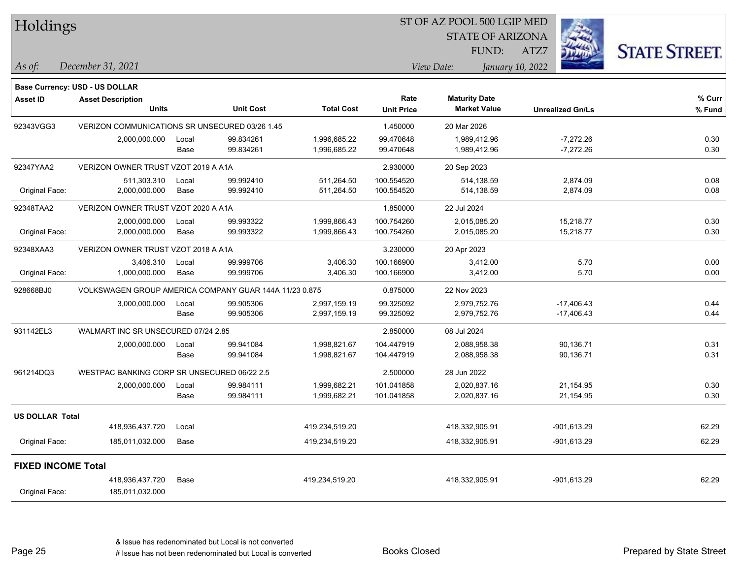# Holdings

ST OF AZ POOL 500 LGIP MED
STATE OF ARIZONA
FUND: ATZ7

*As of:* *December 31, 2021*
*View Date:* *January 10, 2022*

**Base Currency: USD - US DOLLAR**

| Asset ID | Asset Description / Units | | Unit Cost | Total Cost | Rate / Unit Price | Maturity Date / Market Value | Unrealized Gn/Ls | % Curr / % Fund |
|---|---|---|---|---|---|---|---|---|
| 92343VGG3 | VERIZON COMMUNICATIONS SR UNSECURED 03/26 1.45 | | | | 1.450000 | 20 Mar 2026 | | |
| | 2,000,000.000 | Local | 99.834261 | 1,996,685.22 | 99.470648 | 1,989,412.96 | -7,272.26 | 0.30 |
| | | Base | 99.834261 | 1,996,685.22 | 99.470648 | 1,989,412.96 | -7,272.26 | 0.30 |
| 92347YAA2 | VERIZON OWNER TRUST VZOT 2019 A A1A | | | | 2.930000 | 20 Sep 2023 | | |
| | 511,303.310 | Local | 99.992410 | 511,264.50 | 100.554520 | 514,138.59 | 2,874.09 | 0.08 |
| Original Face: | 2,000,000.000 | Base | 99.992410 | 511,264.50 | 100.554520 | 514,138.59 | 2,874.09 | 0.08 |
| 92348TAA2 | VERIZON OWNER TRUST VZOT 2020 A A1A | | | | 1.850000 | 22 Jul 2024 | | |
| | 2,000,000.000 | Local | 99.993322 | 1,999,866.43 | 100.754260 | 2,015,085.20 | 15,218.77 | 0.30 |
| Original Face: | 2,000,000.000 | Base | 99.993322 | 1,999,866.43 | 100.754260 | 2,015,085.20 | 15,218.77 | 0.30 |
| 92348XAA3 | VERIZON OWNER TRUST VZOT 2018 A A1A | | | | 3.230000 | 20 Apr 2023 | | |
| | 3,406.310 | Local | 99.999706 | 3,406.30 | 100.166900 | 3,412.00 | 5.70 | 0.00 |
| Original Face: | 1,000,000.000 | Base | 99.999706 | 3,406.30 | 100.166900 | 3,412.00 | 5.70 | 0.00 |
| 928668BJ0 | VOLKSWAGEN GROUP AMERICA COMPANY GUAR 144A 11/23 0.875 | | | | 0.875000 | 22 Nov 2023 | | |
| | 3,000,000.000 | Local | 99.905306 | 2,997,159.19 | 99.325092 | 2,979,752.76 | -17,406.43 | 0.44 |
| | | Base | 99.905306 | 2,997,159.19 | 99.325092 | 2,979,752.76 | -17,406.43 | 0.44 |
| 931142EL3 | WALMART INC SR UNSECURED 07/24 2.85 | | | | 2.850000 | 08 Jul 2024 | | |
| | 2,000,000.000 | Local | 99.941084 | 1,998,821.67 | 104.447919 | 2,088,958.38 | 90,136.71 | 0.31 |
| | | Base | 99.941084 | 1,998,821.67 | 104.447919 | 2,088,958.38 | 90,136.71 | 0.31 |
| 961214DQ3 | WESTPAC BANKING CORP SR UNSECURED 06/22 2.5 | | | | 2.500000 | 28 Jun 2022 | | |
| | 2,000,000.000 | Local | 99.984111 | 1,999,682.21 | 101.041858 | 2,020,837.16 | 21,154.95 | 0.30 |
| | | Base | 99.984111 | 1,999,682.21 | 101.041858 | 2,020,837.16 | 21,154.95 | 0.30 |
| **US DOLLAR Total** | | | | | | | | |
| | 418,936,437.720 | Local | | 419,234,519.20 | | 418,332,905.91 | -901,613.29 | 62.29 |
| Original Face: | 185,011,032.000 | Base | | 419,234,519.20 | | 418,332,905.91 | -901,613.29 | 62.29 |
| **FIXED INCOME Total** | | | | | | | | |
| | 418,936,437.720 | Base | | 419,234,519.20 | | 418,332,905.91 | -901,613.29 | 62.29 |
| Original Face: | 185,011,032.000 | | | | | | | |

& Issue has redenominated but Local is not converted
# Issue has not been redenominated but Local is converted

Books Closed

Prepared by State Street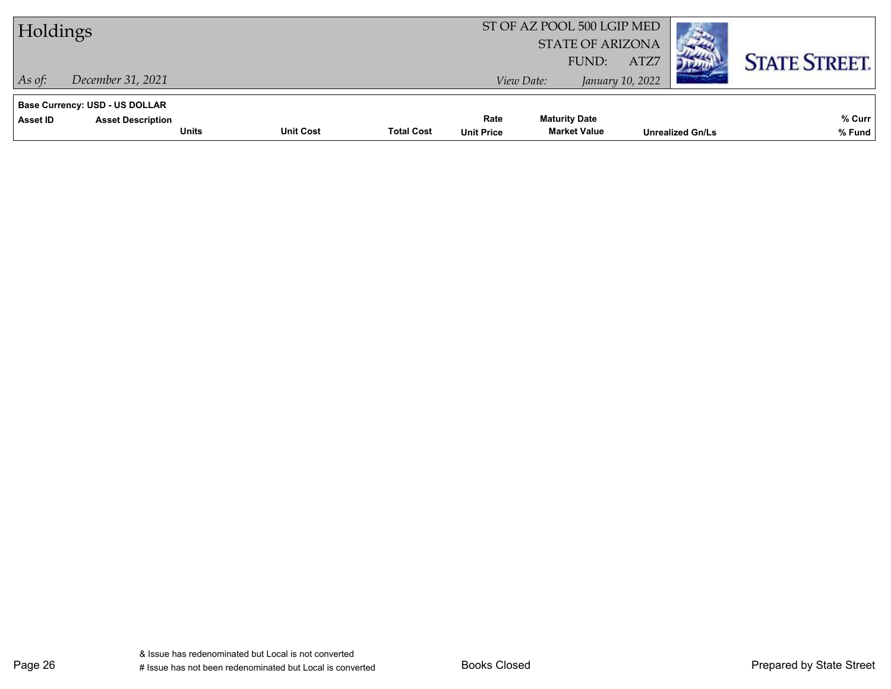# Holdings

ST OF AZ POOL 500 LGIP MED
STATE OF ARIZONA
FUND: ATZ7

*As of:* *December 31, 2021*

*View Date:* *January 10, 2022*

STATE STREET.

**Base Currency: USD - US DOLLAR**

| Asset ID | Asset Description | Units | Unit Cost | Total Cost | Rate / Unit Price | Maturity Date / Market Value | Unrealized Gn/Ls | % Curr / % Fund |
|---|---|---|---|---|---|---|---|---|

& Issue has redenominated but Local is not converted
# Issue has not been redenominated but Local is converted

Books Closed

Prepared by State Street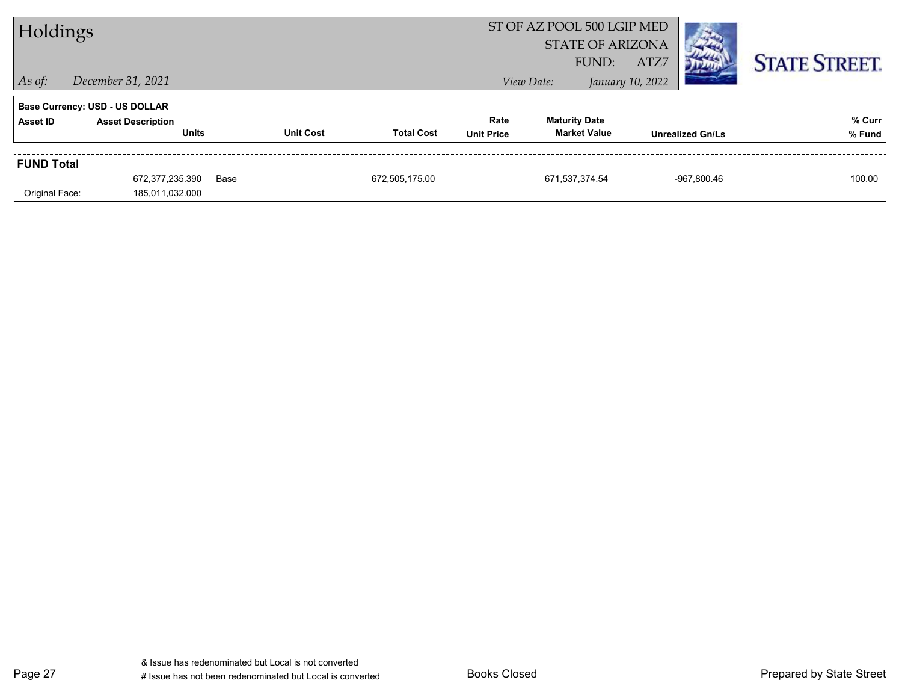# Holdings

ST OF AZ POOL 500 LGIP MED
STATE OF ARIZONA
FUND: ATZ7

*As of:* *December 31, 2021*

*View Date:* *January 10, 2022*

**Base Currency: USD - US DOLLAR**

| Asset ID | Asset Description / Units | | Unit Cost | Total Cost | Rate / Unit Price | Maturity Date / Market Value | Unrealized Gn/Ls | % Curr / % Fund |
|---|---|---|---|---|---|---|---|---|
| **FUND Total** | | | | | | | | |
| | 672,377,235.390 | Base | | 672,505,175.00 | | 671,537,374.54 | -967,800.46 | 100.00 |
| Original Face: | 185,011,032.000 | | | | | | | |

& Issue has redenominated but Local is not converted
# Issue has not been redenominated but Local is converted

Books Closed

Prepared by State Street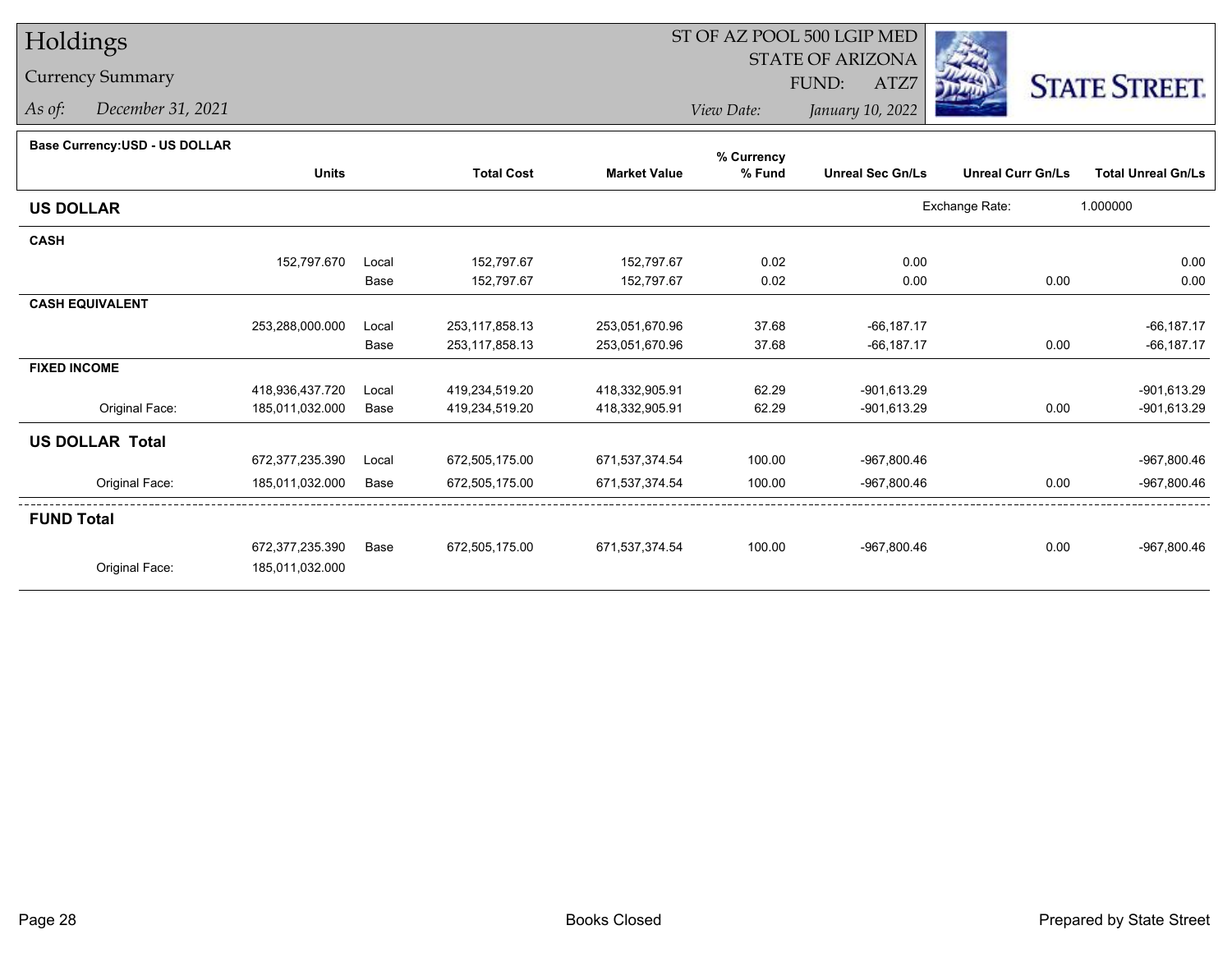# Holdings

Currency Summary

*As of:* *December 31, 2021*

ST OF AZ POOL 500 LGIP MED
STATE OF ARIZONA
FUND: ATZ7

*View Date:* *January 10, 2022*

STATE STREET.

**Base Currency:USD - US DOLLAR**

| | Units | | Total Cost | Market Value | % Currency % Fund | Unreal Sec Gn/Ls | Unreal Curr Gn/Ls | Total Unreal Gn/Ls |
|---|---|---|---|---|---|---|---|---|
| **US DOLLAR** | | | | | | Exchange Rate: | 1.000000 | |
| **CASH** | | | | | | | | |
| | 152,797.670 | Local | 152,797.67 | 152,797.67 | 0.02 | 0.00 | | 0.00 |
| | | Base | 152,797.67 | 152,797.67 | 0.02 | 0.00 | 0.00 | 0.00 |
| **CASH EQUIVALENT** | | | | | | | | |
| | 253,288,000.000 | Local | 253,117,858.13 | 253,051,670.96 | 37.68 | -66,187.17 | | -66,187.17 |
| | | Base | 253,117,858.13 | 253,051,670.96 | 37.68 | -66,187.17 | 0.00 | -66,187.17 |
| **FIXED INCOME** | | | | | | | | |
| | 418,936,437.720 | Local | 419,234,519.20 | 418,332,905.91 | 62.29 | -901,613.29 | | -901,613.29 |
| Original Face: | 185,011,032.000 | Base | 419,234,519.20 | 418,332,905.91 | 62.29 | -901,613.29 | 0.00 | -901,613.29 |
| **US DOLLAR Total** | | | | | | | | |
| | 672,377,235.390 | Local | 672,505,175.00 | 671,537,374.54 | 100.00 | -967,800.46 | | -967,800.46 |
| Original Face: | 185,011,032.000 | Base | 672,505,175.00 | 671,537,374.54 | 100.00 | -967,800.46 | 0.00 | -967,800.46 |
| **FUND Total** | | | | | | | | |
| | 672,377,235.390 | Base | 672,505,175.00 | 671,537,374.54 | 100.00 | -967,800.46 | 0.00 | -967,800.46 |
| Original Face: | 185,011,032.000 | | | | | | | |

Books Closed

Prepared by State Street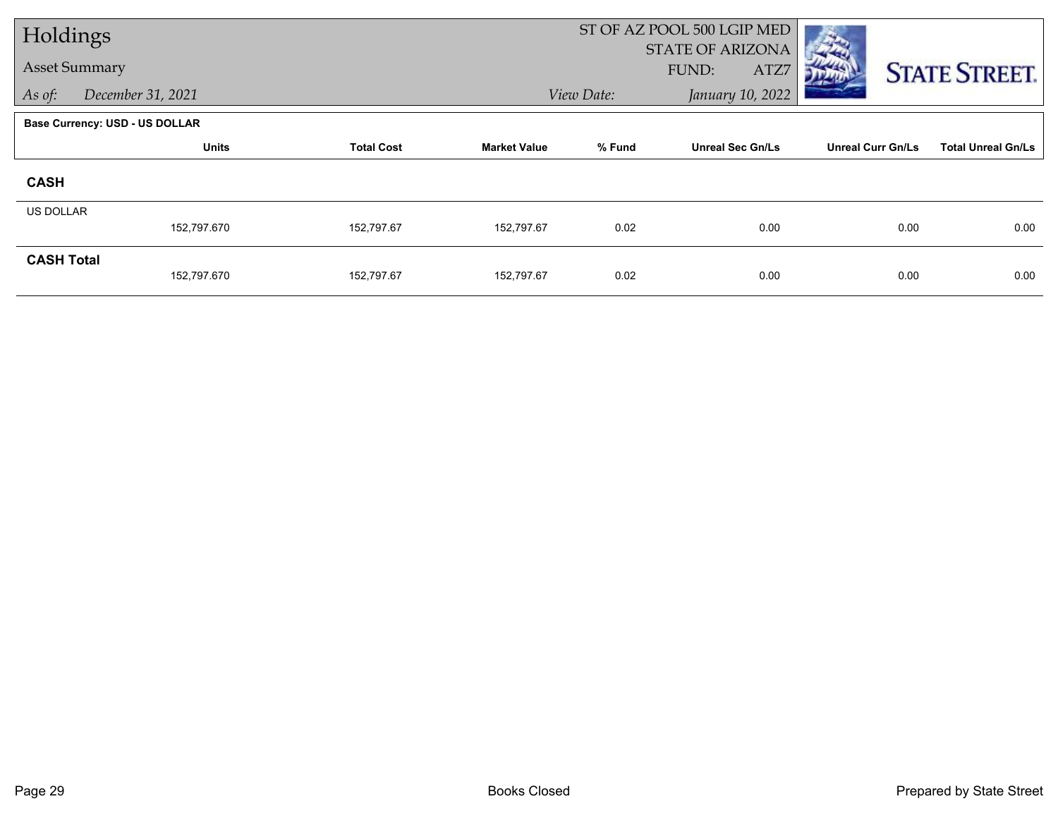# Holdings

Asset Summary

*As of:* *December 31, 2021*

ST OF AZ POOL 500 LGIP MED
STATE OF ARIZONA
FUND: ATZ7

*View Date:* *January 10, 2022*

**Base Currency: USD - US DOLLAR**

| | Units | Total Cost | Market Value | % Fund | Unreal Sec Gn/Ls | Unreal Curr Gn/Ls | Total Unreal Gn/Ls |
|---|---|---|---|---|---|---|---|
| **CASH** | | | | | | | |
| US DOLLAR | 152,797.670 | 152,797.67 | 152,797.67 | 0.02 | 0.00 | 0.00 | 0.00 |
| **CASH Total** | 152,797.670 | 152,797.67 | 152,797.67 | 0.02 | 0.00 | 0.00 | 0.00 |

Books Closed

Prepared by State Street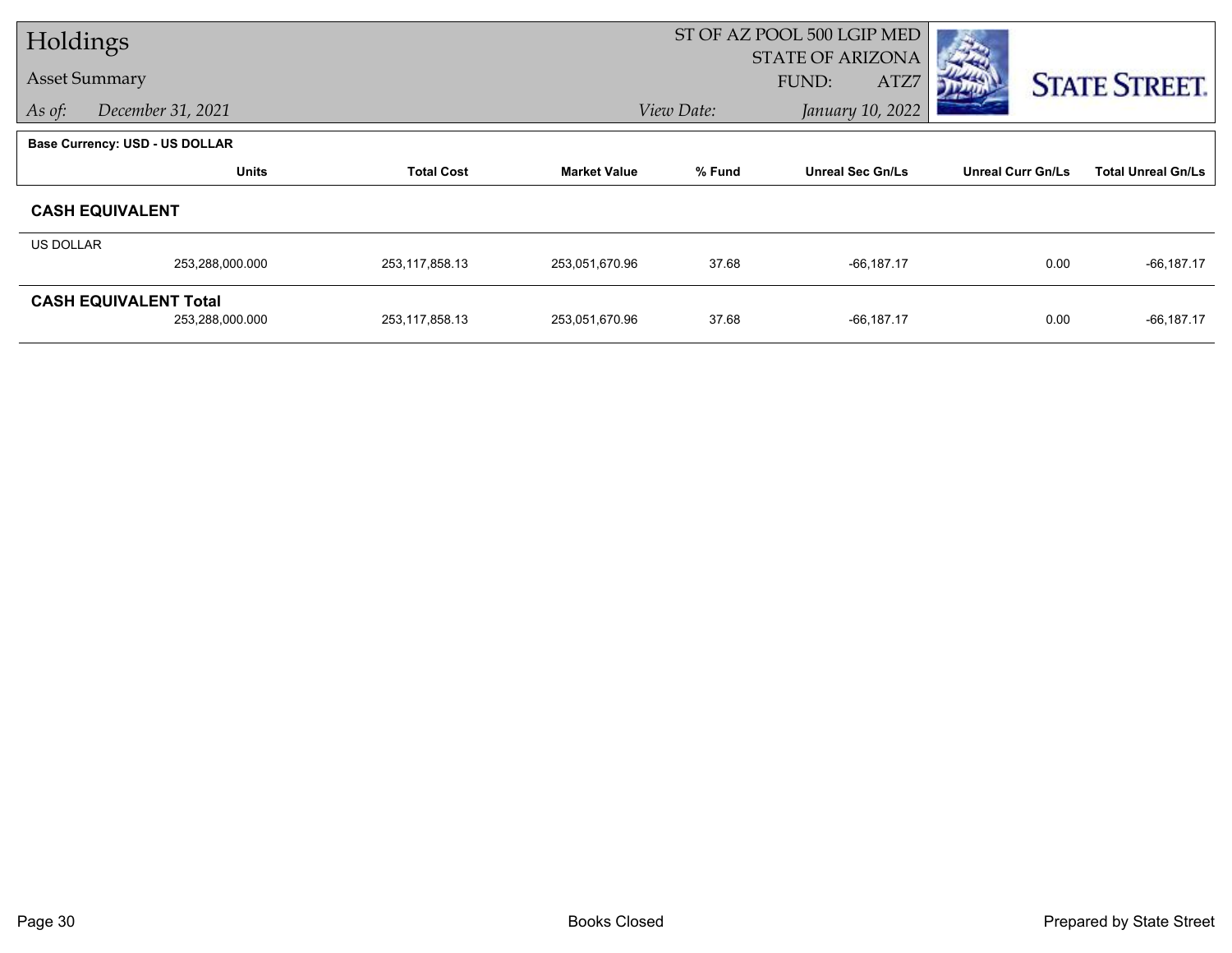# Holdings

## Asset Summary

*As of:* *December 31, 2021*

ST OF AZ POOL 500 LGIP MED
STATE OF ARIZONA
FUND: ATZ7

*View Date:* *January 10, 2022*

**Base Currency: USD - US DOLLAR**

| | Units | Total Cost | Market Value | % Fund | Unreal Sec Gn/Ls | Unreal Curr Gn/Ls | Total Unreal Gn/Ls |
|---|---|---|---|---|---|---|---|
| **CASH EQUIVALENT** | | | | | | | |
| US DOLLAR | 253,288,000.000 | 253,117,858.13 | 253,051,670.96 | 37.68 | -66,187.17 | 0.00 | -66,187.17 |
| **CASH EQUIVALENT Total** | 253,288,000.000 | 253,117,858.13 | 253,051,670.96 | 37.68 | -66,187.17 | 0.00 | -66,187.17 |

Books Closed

Prepared by State Street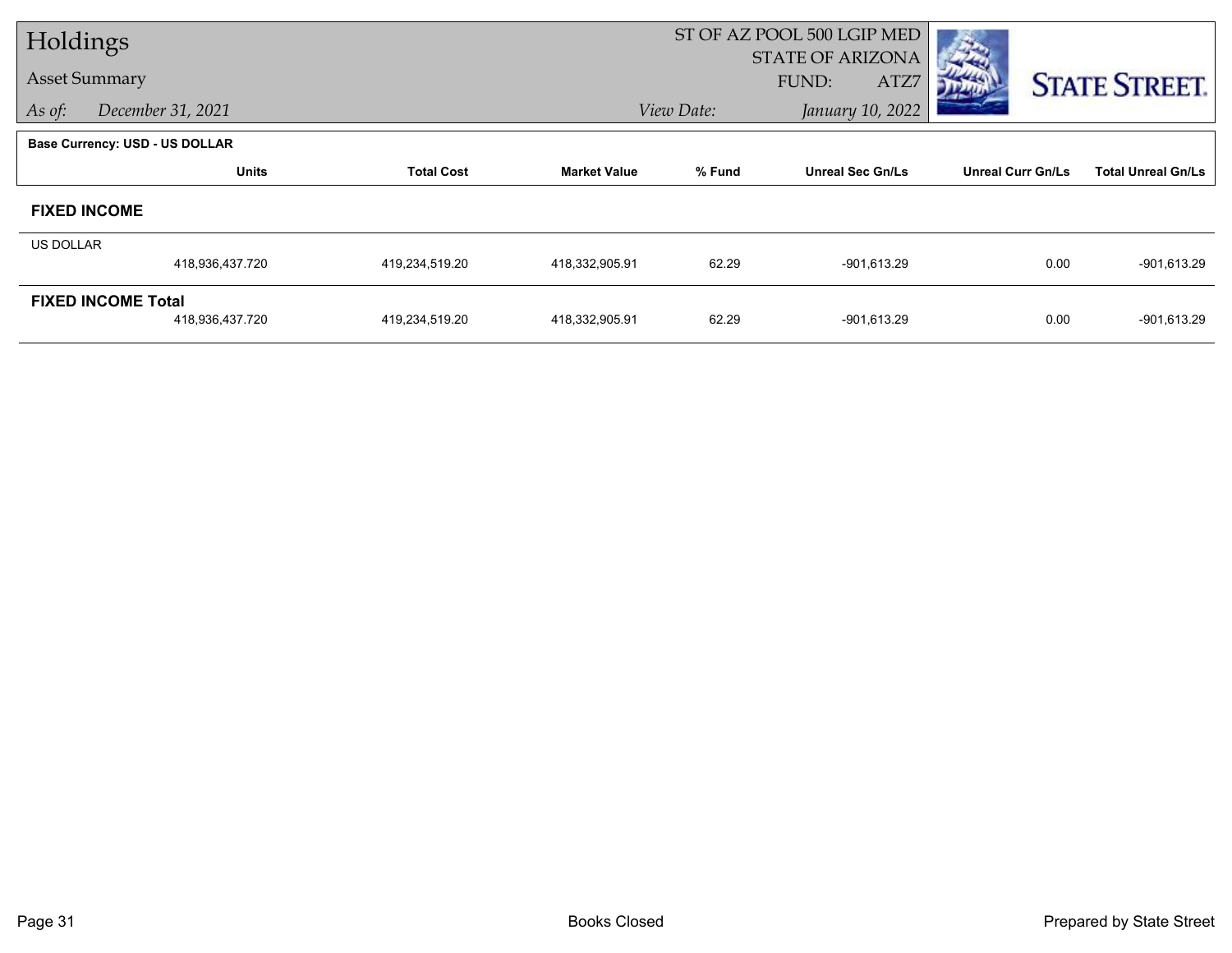# Holdings

Asset Summary

*As of:* *December 31, 2021*

ST OF AZ POOL 500 LGIP MED
STATE OF ARIZONA
FUND: ATZ7

*View Date:* *January 10, 2022*

STATE STREET.

**Base Currency: USD - US DOLLAR**

| | Units | Total Cost | Market Value | % Fund | Unreal Sec Gn/Ls | Unreal Curr Gn/Ls | Total Unreal Gn/Ls |
|---|---|---|---|---|---|---|---|
| **FIXED INCOME** | | | | | | | |
| US DOLLAR | 418,936,437.720 | 419,234,519.20 | 418,332,905.91 | 62.29 | -901,613.29 | 0.00 | -901,613.29 |
| **FIXED INCOME Total** | 418,936,437.720 | 419,234,519.20 | 418,332,905.91 | 62.29 | -901,613.29 | 0.00 | -901,613.29 |

Books Closed

Prepared by State Street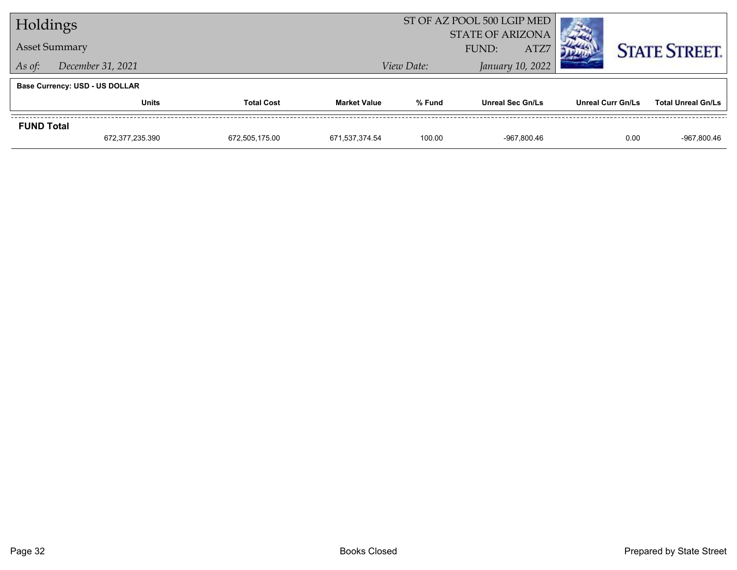# Holdings

## Asset Summary

*As of:* *December 31, 2021*

ST OF AZ POOL 500 LGIP MED
STATE OF ARIZONA
FUND: ATZ7

*View Date:* *January 10, 2022*

STATE STREET.

**Base Currency: USD - US DOLLAR**

| | Units | Total Cost | Market Value | % Fund | Unreal Sec Gn/Ls | Unreal Curr Gn/Ls | Total Unreal Gn/Ls |
|---|---|---|---|---|---|---|---|
| **FUND Total** | | | | | | | |
| | 672,377,235.390 | 672,505,175.00 | 671,537,374.54 | 100.00 | -967,800.46 | 0.00 | -967,800.46 |

Books Closed

Prepared by State Street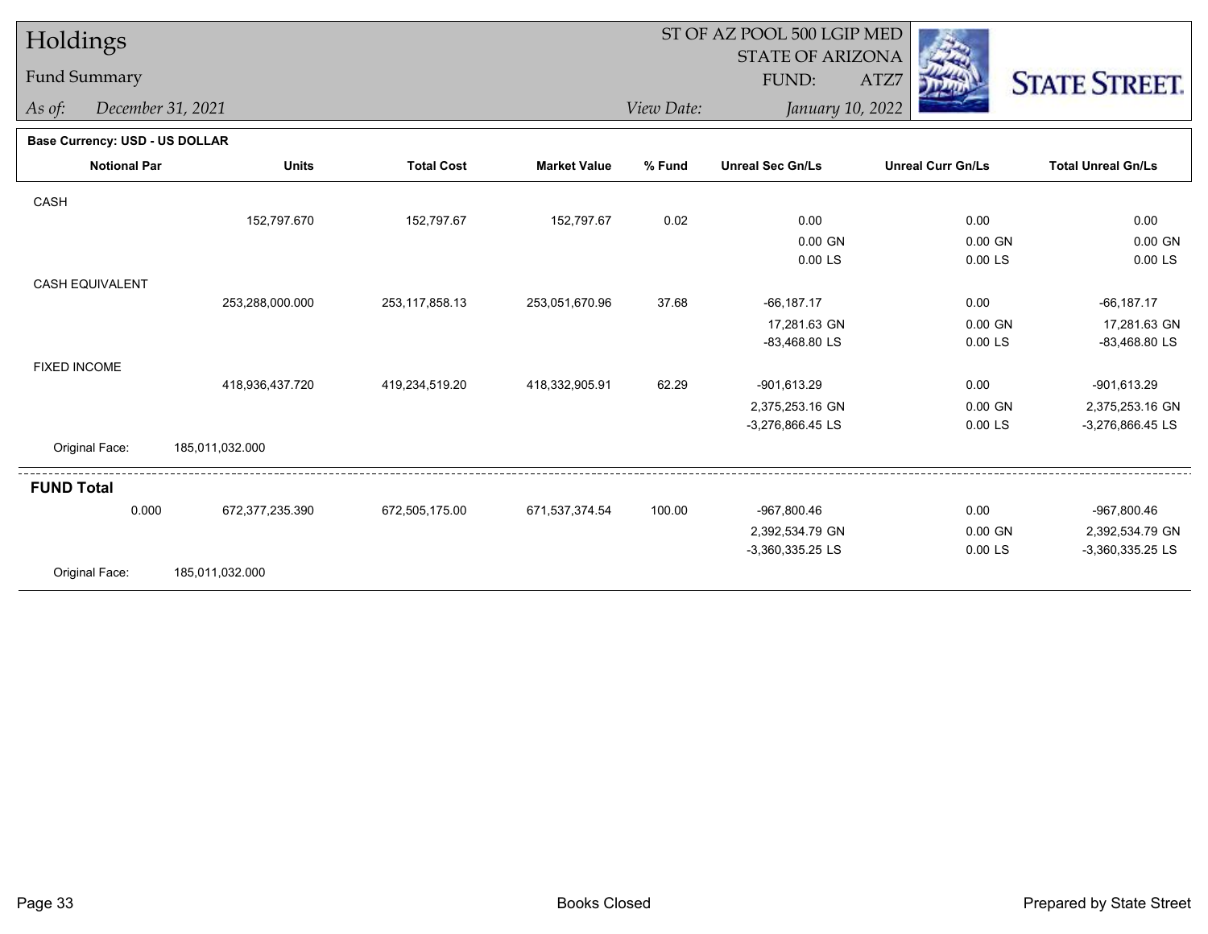# Holdings

Fund Summary

*As of:* *December 31, 2021*

ST OF AZ POOL 500 LGIP MED
STATE OF ARIZONA
FUND: ATZ7
*View Date:* *January 10, 2022*

STATE STREET.

**Base Currency: USD - US DOLLAR**

| Notional Par | Units | Total Cost | Market Value | % Fund | Unreal Sec Gn/Ls | Unreal Curr Gn/Ls | Total Unreal Gn/Ls |
|---|---|---|---|---|---|---|---|
| CASH | | | | | | | |
| | 152,797.670 | 152,797.67 | 152,797.67 | 0.02 | 0.00 | 0.00 | 0.00 |
| | | | | | 0.00 GN | 0.00 GN | 0.00 GN |
| | | | | | 0.00 LS | 0.00 LS | 0.00 LS |
| CASH EQUIVALENT | | | | | | | |
| | 253,288,000.000 | 253,117,858.13 | 253,051,670.96 | 37.68 | -66,187.17 | 0.00 | -66,187.17 |
| | | | | | 17,281.63 GN | 0.00 GN | 17,281.63 GN |
| | | | | | -83,468.80 LS | 0.00 LS | -83,468.80 LS |
| FIXED INCOME | | | | | | | |
| | 418,936,437.720 | 419,234,519.20 | 418,332,905.91 | 62.29 | -901,613.29 | 0.00 | -901,613.29 |
| | | | | | 2,375,253.16 GN | 0.00 GN | 2,375,253.16 GN |
| | | | | | -3,276,866.45 LS | 0.00 LS | -3,276,866.45 LS |
| Original Face: 185,011,032.000 | | | | | | | |
| **FUND Total** | | | | | | | |
| 0.000 | 672,377,235.390 | 672,505,175.00 | 671,537,374.54 | 100.00 | -967,800.46 | 0.00 | -967,800.46 |
| | | | | | 2,392,534.79 GN | 0.00 GN | 2,392,534.79 GN |
| | | | | | -3,360,335.25 LS | 0.00 LS | -3,360,335.25 LS |
| Original Face: 185,011,032.000 | | | | | | | |

Books Closed

Prepared by State Street